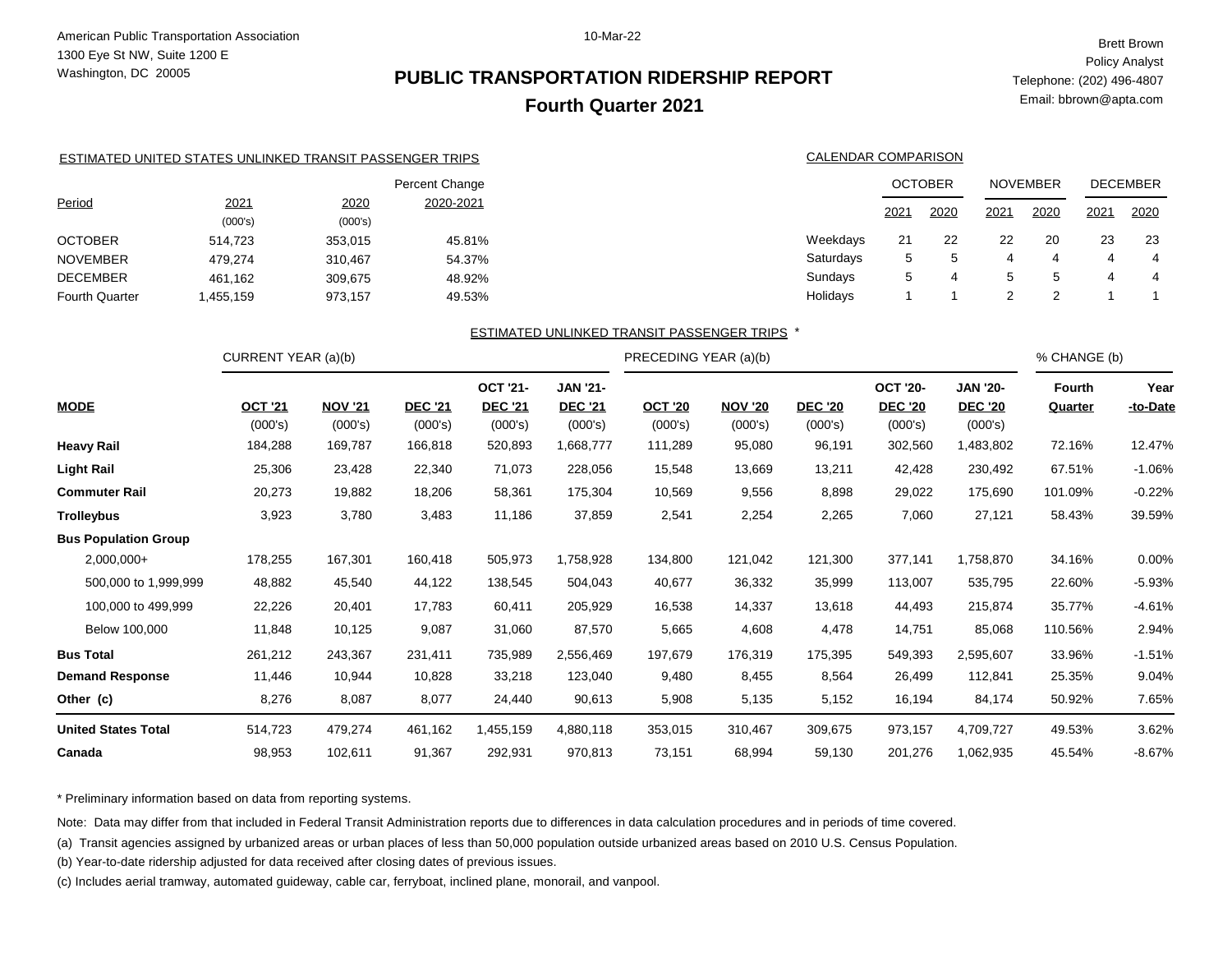American Public Transportation Association
1300 Eye St NW, Suite 1200 E
Washington, DC 20005

10-Mar-22

Brett Brown
Policy Analyst
Telephone: (202) 496-4807
Email: bbrown@apta.com

# PUBLIC TRANSPORTATION RIDERSHIP REPORT
## Fourth Quarter 2021

ESTIMATED UNITED STATES UNLINKED TRANSIT PASSENGER TRIPS

| Period | 2021 (000's) | 2020 (000's) | Percent Change 2020-2021 |
|---|---|---|---|
| OCTOBER | 514,723 | 353,015 | 45.81% |
| NOVEMBER | 479,274 | 310,467 | 54.37% |
| DECEMBER | 461,162 | 309,675 | 48.92% |
| Fourth Quarter | 1,455,159 | 973,157 | 49.53% |

CALENDAR COMPARISON

| | OCTOBER | | NOVEMBER | | DECEMBER | |
|---|---|---|---|---|---|---|
| | 2021 | 2020 | 2021 | 2020 | 2021 | 2020 |
| Weekdays | 21 | 22 | 22 | 20 | 23 | 23 |
| Saturdays | 5 | 5 | 4 | 4 | 4 | 4 |
| Sundays | 5 | 4 | 5 | 5 | 4 | 4 |
| Holidays | 1 | 1 | 2 | 2 | 1 | 1 |

ESTIMATED UNLINKED TRANSIT PASSENGER TRIPS *

| | CURRENT YEAR (a)(b) | | | | | PRECEDING YEAR (a)(b) | | | | | % CHANGE (b) | |
|---|---|---|---|---|---|---|---|---|---|---|---|---|
| MODE | OCT '21 (000's) | NOV '21 (000's) | DEC '21 (000's) | OCT '21-DEC '21 (000's) | JAN '21-DEC '21 (000's) | OCT '20 (000's) | NOV '20 (000's) | DEC '20 (000's) | OCT '20-DEC '20 (000's) | JAN '20-DEC '20 (000's) | Fourth Quarter | Year -to-Date |
| **Heavy Rail** | 184,288 | 169,787 | 166,818 | 520,893 | 1,668,777 | 111,289 | 95,080 | 96,191 | 302,560 | 1,483,802 | 72.16% | 12.47% |
| **Light Rail** | 25,306 | 23,428 | 22,340 | 71,073 | 228,056 | 15,548 | 13,669 | 13,211 | 42,428 | 230,492 | 67.51% | -1.06% |
| **Commuter Rail** | 20,273 | 19,882 | 18,206 | 58,361 | 175,304 | 10,569 | 9,556 | 8,898 | 29,022 | 175,690 | 101.09% | -0.22% |
| **Trolleybus** | 3,923 | 3,780 | 3,483 | 11,186 | 37,859 | 2,541 | 2,254 | 2,265 | 7,060 | 27,121 | 58.43% | 39.59% |
| **Bus Population Group** | | | | | | | | | | | | |
| 2,000,000+ | 178,255 | 167,301 | 160,418 | 505,973 | 1,758,928 | 134,800 | 121,042 | 121,300 | 377,141 | 1,758,870 | 34.16% | 0.00% |
| 500,000 to 1,999,999 | 48,882 | 45,540 | 44,122 | 138,545 | 504,043 | 40,677 | 36,332 | 35,999 | 113,007 | 535,795 | 22.60% | -5.93% |
| 100,000 to 499,999 | 22,226 | 20,401 | 17,783 | 60,411 | 205,929 | 16,538 | 14,337 | 13,618 | 44,493 | 215,874 | 35.77% | -4.61% |
| Below 100,000 | 11,848 | 10,125 | 9,087 | 31,060 | 87,570 | 5,665 | 4,608 | 4,478 | 14,751 | 85,068 | 110.56% | 2.94% |
| **Bus Total** | 261,212 | 243,367 | 231,411 | 735,989 | 2,556,469 | 197,679 | 176,319 | 175,395 | 549,393 | 2,595,607 | 33.96% | -1.51% |
| **Demand Response** | 11,446 | 10,944 | 10,828 | 33,218 | 123,040 | 9,480 | 8,455 | 8,564 | 26,499 | 112,841 | 25.35% | 9.04% |
| **Other (c)** | 8,276 | 8,087 | 8,077 | 24,440 | 90,613 | 5,908 | 5,135 | 5,152 | 16,194 | 84,174 | 50.92% | 7.65% |
| **United States Total** | 514,723 | 479,274 | 461,162 | 1,455,159 | 4,880,118 | 353,015 | 310,467 | 309,675 | 973,157 | 4,709,727 | 49.53% | 3.62% |
| **Canada** | 98,953 | 102,611 | 91,367 | 292,931 | 970,813 | 73,151 | 68,994 | 59,130 | 201,276 | 1,062,935 | 45.54% | -8.67% |

* Preliminary information based on data from reporting systems.

Note: Data may differ from that included in Federal Transit Administration reports due to differences in data calculation procedures and in periods of time covered.

(a) Transit agencies assigned by urbanized areas or urban places of less than 50,000 population outside urbanized areas based on 2010 U.S. Census Population.

(b) Year-to-date ridership adjusted for data received after closing dates of previous issues.

(c) Includes aerial tramway, automated guideway, cable car, ferryboat, inclined plane, monorail, and vanpool.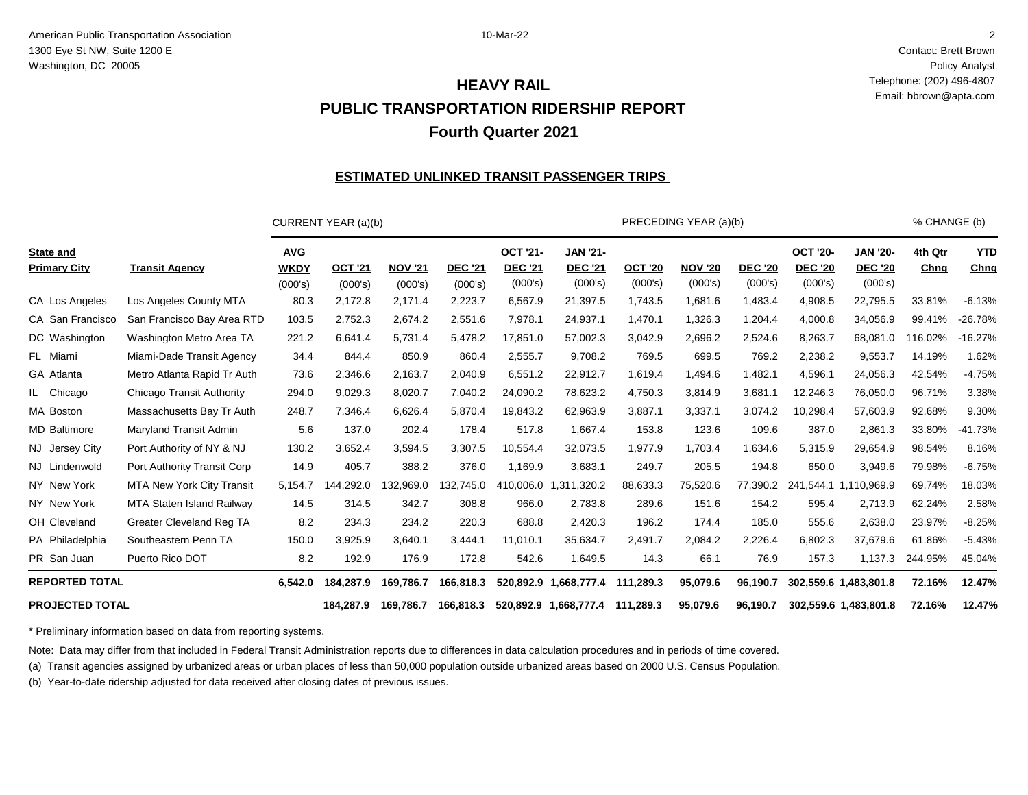American Public Transportation Association
1300 Eye St NW, Suite 1200 E
Washington, DC 20005

10-Mar-22

Contact: Brett Brown
Policy Analyst
Telephone: (202) 496-4807
Email: bbrown@apta.com

# HEAVY RAIL
# PUBLIC TRANSPORTATION RIDERSHIP REPORT
# Fourth Quarter 2021

## ESTIMATED UNLINKED TRANSIT PASSENGER TRIPS

| | | CURRENT YEAR (a)(b) | | | | | | PRECEDING YEAR (a)(b) | | | | | % CHANGE (b) | |
|---|---|---|---|---|---|---|---|---|---|---|---|---|---|---|
| **State and Primary City** | **Transit Agency** | **AVG WKDY** (000's) | **OCT '21** (000's) | **NOV '21** (000's) | **DEC '21** (000's) | **OCT '21- DEC '21** (000's) | **JAN '21- DEC '21** (000's) | **OCT '20** (000's) | **NOV '20** (000's) | **DEC '20** (000's) | **OCT '20- DEC '20** (000's) | **JAN '20- DEC '20** (000's) | **4th Qtr Chng** | **YTD Chng** |
| CA Los Angeles | Los Angeles County MTA | 80.3 | 2,172.8 | 2,171.4 | 2,223.7 | 6,567.9 | 21,397.5 | 1,743.5 | 1,681.6 | 1,483.4 | 4,908.5 | 22,795.5 | 33.81% | -6.13% |
| CA San Francisco | San Francisco Bay Area RTD | 103.5 | 2,752.3 | 2,674.2 | 2,551.6 | 7,978.1 | 24,937.1 | 1,470.1 | 1,326.3 | 1,204.4 | 4,000.8 | 34,056.9 | 99.41% | -26.78% |
| DC Washington | Washington Metro Area TA | 221.2 | 6,641.4 | 5,731.4 | 5,478.2 | 17,851.0 | 57,002.3 | 3,042.9 | 2,696.2 | 2,524.6 | 8,263.7 | 68,081.0 | 116.02% | -16.27% |
| FL Miami | Miami-Dade Transit Agency | 34.4 | 844.4 | 850.9 | 860.4 | 2,555.7 | 9,708.2 | 769.5 | 699.5 | 769.2 | 2,238.2 | 9,553.7 | 14.19% | 1.62% |
| GA Atlanta | Metro Atlanta Rapid Tr Auth | 73.6 | 2,346.6 | 2,163.7 | 2,040.9 | 6,551.2 | 22,912.7 | 1,619.4 | 1,494.6 | 1,482.1 | 4,596.1 | 24,056.3 | 42.54% | -4.75% |
| IL Chicago | Chicago Transit Authority | 294.0 | 9,029.3 | 8,020.7 | 7,040.2 | 24,090.2 | 78,623.2 | 4,750.3 | 3,814.9 | 3,681.1 | 12,246.3 | 76,050.0 | 96.71% | 3.38% |
| MA Boston | Massachusetts Bay Tr Auth | 248.7 | 7,346.4 | 6,626.4 | 5,870.4 | 19,843.2 | 62,963.9 | 3,887.1 | 3,337.1 | 3,074.2 | 10,298.4 | 57,603.9 | 92.68% | 9.30% |
| MD Baltimore | Maryland Transit Admin | 5.6 | 137.0 | 202.4 | 178.4 | 517.8 | 1,667.4 | 153.8 | 123.6 | 109.6 | 387.0 | 2,861.3 | 33.80% | -41.73% |
| NJ Jersey City | Port Authority of NY & NJ | 130.2 | 3,652.4 | 3,594.5 | 3,307.5 | 10,554.4 | 32,073.5 | 1,977.9 | 1,703.4 | 1,634.6 | 5,315.9 | 29,654.9 | 98.54% | 8.16% |
| NJ Lindenwold | Port Authority Transit Corp | 14.9 | 405.7 | 388.2 | 376.0 | 1,169.9 | 3,683.1 | 249.7 | 205.5 | 194.8 | 650.0 | 3,949.6 | 79.98% | -6.75% |
| NY New York | MTA New York City Transit | 5,154.7 | 144,292.0 | 132,969.0 | 132,745.0 | 410,006.0 | 1,311,320.2 | 88,633.3 | 75,520.6 | 77,390.2 | 241,544.1 | 1,110,969.9 | 69.74% | 18.03% |
| NY New York | MTA Staten Island Railway | 14.5 | 314.5 | 342.7 | 308.8 | 966.0 | 2,783.8 | 289.6 | 151.6 | 154.2 | 595.4 | 2,713.9 | 62.24% | 2.58% |
| OH Cleveland | Greater Cleveland Reg TA | 8.2 | 234.3 | 234.2 | 220.3 | 688.8 | 2,420.3 | 196.2 | 174.4 | 185.0 | 555.6 | 2,638.0 | 23.97% | -8.25% |
| PA Philadelphia | Southeastern Penn TA | 150.0 | 3,925.9 | 3,640.1 | 3,444.1 | 11,010.1 | 35,634.7 | 2,491.7 | 2,084.2 | 2,226.4 | 6,802.3 | 37,679.6 | 61.86% | -5.43% |
| PR San Juan | Puerto Rico DOT | 8.2 | 192.9 | 176.9 | 172.8 | 542.6 | 1,649.5 | 14.3 | 66.1 | 76.9 | 157.3 | 1,137.3 | 244.95% | 45.04% |
| **REPORTED TOTAL** | | **6,542.0** | **184,287.9** | **169,786.7** | **166,818.3** | **520,892.9** | **1,668,777.4** | **111,289.3** | **95,079.6** | **96,190.7** | **302,559.6** | **1,483,801.8** | **72.16%** | **12.47%** |
| **PROJECTED TOTAL** | | | **184,287.9** | **169,786.7** | **166,818.3** | **520,892.9** | **1,668,777.4** | **111,289.3** | **95,079.6** | **96,190.7** | **302,559.6** | **1,483,801.8** | **72.16%** | **12.47%** |

* Preliminary information based on data from reporting systems.

Note: Data may differ from that included in Federal Transit Administration reports due to differences in data calculation procedures and in periods of time covered.

(a) Transit agencies assigned by urbanized areas or urban places of less than 50,000 population outside urbanized areas based on 2000 U.S. Census Population.

(b) Year-to-date ridership adjusted for data received after closing dates of previous issues.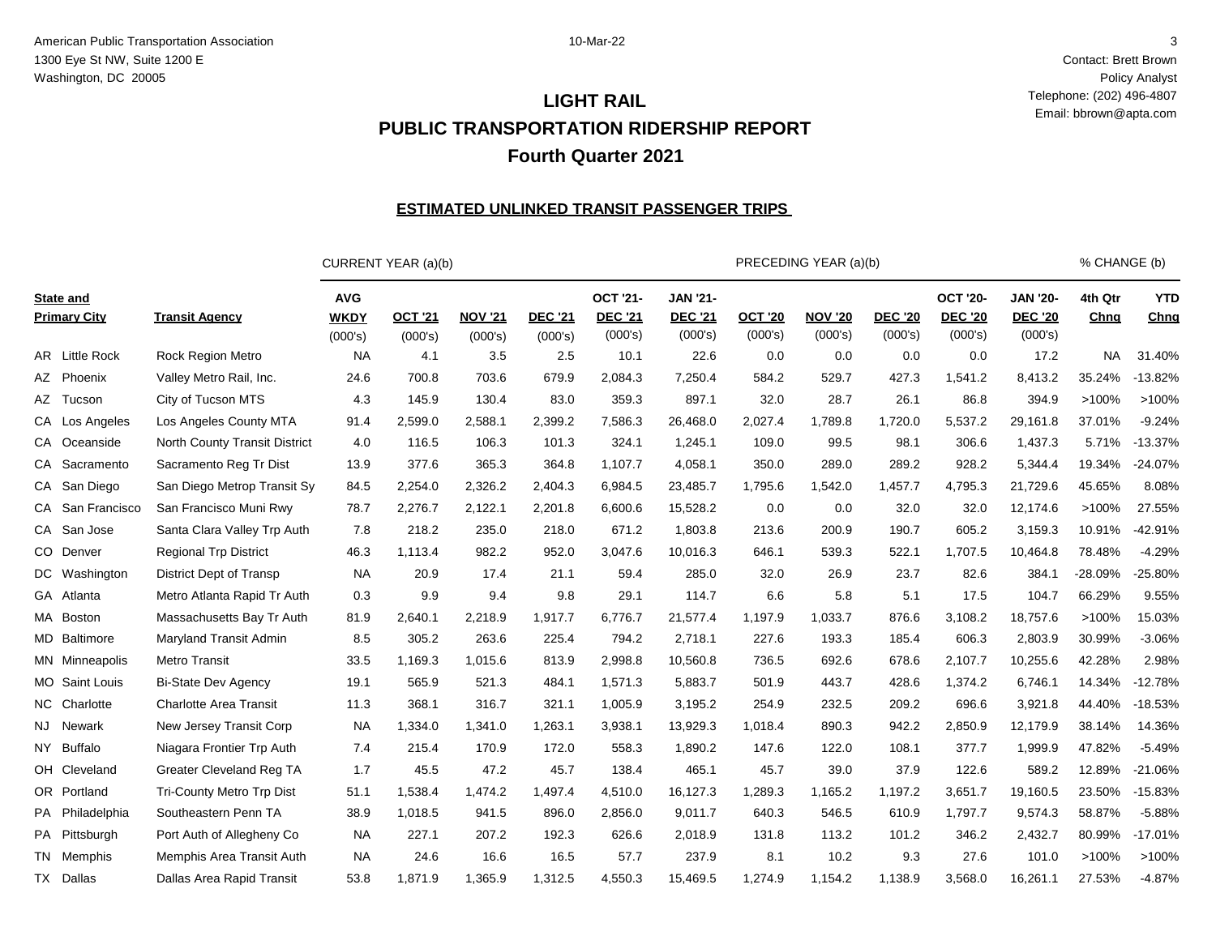American Public Transportation Association
1300 Eye St NW, Suite 1200 E
Washington, DC 20005

10-Mar-22

Contact: Brett Brown
Policy Analyst
Telephone: (202) 496-4807
Email: bbrown@apta.com

# LIGHT RAIL
# PUBLIC TRANSPORTATION RIDERSHIP REPORT
# Fourth Quarter 2021

## ESTIMATED UNLINKED TRANSIT PASSENGER TRIPS

| | | CURRENT YEAR (a)(b) | | | | | | PRECEDING YEAR (a)(b) | | | | | % CHANGE (b) | |
|---|---|---|---|---|---|---|---|---|---|---|---|---|---|---|
| **State and Primary City** | **Transit Agency** | **AVG WKDY** (000's) | **OCT '21** (000's) | **NOV '21** (000's) | **DEC '21** (000's) | **OCT '21-DEC '21** (000's) | **JAN '21-DEC '21** (000's) | **OCT '20** (000's) | **NOV '20** (000's) | **DEC '20** (000's) | **OCT '20-DEC '20** (000's) | **JAN '20-DEC '20** (000's) | **4th Qtr Chng** | **YTD Chng** |
| AR Little Rock | Rock Region Metro | NA | 4.1 | 3.5 | 2.5 | 10.1 | 22.6 | 0.0 | 0.0 | 0.0 | 0.0 | 17.2 | NA | 31.40% |
| AZ Phoenix | Valley Metro Rail, Inc. | 24.6 | 700.8 | 703.6 | 679.9 | 2,084.3 | 7,250.4 | 584.2 | 529.7 | 427.3 | 1,541.2 | 8,413.2 | 35.24% | -13.82% |
| AZ Tucson | City of Tucson MTS | 4.3 | 145.9 | 130.4 | 83.0 | 359.3 | 897.1 | 32.0 | 28.7 | 26.1 | 86.8 | 394.9 | >100% | >100% |
| CA Los Angeles | Los Angeles County MTA | 91.4 | 2,599.0 | 2,588.1 | 2,399.2 | 7,586.3 | 26,468.0 | 2,027.4 | 1,789.8 | 1,720.0 | 5,537.2 | 29,161.8 | 37.01% | -9.24% |
| CA Oceanside | North County Transit District | 4.0 | 116.5 | 106.3 | 101.3 | 324.1 | 1,245.1 | 109.0 | 99.5 | 98.1 | 306.6 | 1,437.3 | 5.71% | -13.37% |
| CA Sacramento | Sacramento Reg Tr Dist | 13.9 | 377.6 | 365.3 | 364.8 | 1,107.7 | 4,058.1 | 350.0 | 289.0 | 289.2 | 928.2 | 5,344.4 | 19.34% | -24.07% |
| CA San Diego | San Diego Metrop Transit Sy | 84.5 | 2,254.0 | 2,326.2 | 2,404.3 | 6,984.5 | 23,485.7 | 1,795.6 | 1,542.0 | 1,457.7 | 4,795.3 | 21,729.6 | 45.65% | 8.08% |
| CA San Francisco | San Francisco Muni Rwy | 78.7 | 2,276.7 | 2,122.1 | 2,201.8 | 6,600.6 | 15,528.2 | 0.0 | 0.0 | 32.0 | 32.0 | 12,174.6 | >100% | 27.55% |
| CA San Jose | Santa Clara Valley Trp Auth | 7.8 | 218.2 | 235.0 | 218.0 | 671.2 | 1,803.8 | 213.6 | 200.9 | 190.7 | 605.2 | 3,159.3 | 10.91% | -42.91% |
| CO Denver | Regional Trp District | 46.3 | 1,113.4 | 982.2 | 952.0 | 3,047.6 | 10,016.3 | 646.1 | 539.3 | 522.1 | 1,707.5 | 10,464.8 | 78.48% | -4.29% |
| DC Washington | District Dept of Transp | NA | 20.9 | 17.4 | 21.1 | 59.4 | 285.0 | 32.0 | 26.9 | 23.7 | 82.6 | 384.1 | -28.09% | -25.80% |
| GA Atlanta | Metro Atlanta Rapid Tr Auth | 0.3 | 9.9 | 9.4 | 9.8 | 29.1 | 114.7 | 6.6 | 5.8 | 5.1 | 17.5 | 104.7 | 66.29% | 9.55% |
| MA Boston | Massachusetts Bay Tr Auth | 81.9 | 2,640.1 | 2,218.9 | 1,917.7 | 6,776.7 | 21,577.4 | 1,197.9 | 1,033.7 | 876.6 | 3,108.2 | 18,757.6 | >100% | 15.03% |
| MD Baltimore | Maryland Transit Admin | 8.5 | 305.2 | 263.6 | 225.4 | 794.2 | 2,718.1 | 227.6 | 193.3 | 185.4 | 606.3 | 2,803.9 | 30.99% | -3.06% |
| MN Minneapolis | Metro Transit | 33.5 | 1,169.3 | 1,015.6 | 813.9 | 2,998.8 | 10,560.8 | 736.5 | 692.6 | 678.6 | 2,107.7 | 10,255.6 | 42.28% | 2.98% |
| MO Saint Louis | Bi-State Dev Agency | 19.1 | 565.9 | 521.3 | 484.1 | 1,571.3 | 5,883.7 | 501.9 | 443.7 | 428.6 | 1,374.2 | 6,746.1 | 14.34% | -12.78% |
| NC Charlotte | Charlotte Area Transit | 11.3 | 368.1 | 316.7 | 321.1 | 1,005.9 | 3,195.2 | 254.9 | 232.5 | 209.2 | 696.6 | 3,921.8 | 44.40% | -18.53% |
| NJ Newark | New Jersey Transit Corp | NA | 1,334.0 | 1,341.0 | 1,263.1 | 3,938.1 | 13,929.3 | 1,018.4 | 890.3 | 942.2 | 2,850.9 | 12,179.9 | 38.14% | 14.36% |
| NY Buffalo | Niagara Frontier Trp Auth | 7.4 | 215.4 | 170.9 | 172.0 | 558.3 | 1,890.2 | 147.6 | 122.0 | 108.1 | 377.7 | 1,999.9 | 47.82% | -5.49% |
| OH Cleveland | Greater Cleveland Reg TA | 1.7 | 45.5 | 47.2 | 45.7 | 138.4 | 465.1 | 45.7 | 39.0 | 37.9 | 122.6 | 589.2 | 12.89% | -21.06% |
| OR Portland | Tri-County Metro Trp Dist | 51.1 | 1,538.4 | 1,474.2 | 1,497.4 | 4,510.0 | 16,127.3 | 1,289.3 | 1,165.2 | 1,197.2 | 3,651.7 | 19,160.5 | 23.50% | -15.83% |
| PA Philadelphia | Southeastern Penn TA | 38.9 | 1,018.5 | 941.5 | 896.0 | 2,856.0 | 9,011.7 | 640.3 | 546.5 | 610.9 | 1,797.7 | 9,574.3 | 58.87% | -5.88% |
| PA Pittsburgh | Port Auth of Allegheny Co | NA | 227.1 | 207.2 | 192.3 | 626.6 | 2,018.9 | 131.8 | 113.2 | 101.2 | 346.2 | 2,432.7 | 80.99% | -17.01% |
| TN Memphis | Memphis Area Transit Auth | NA | 24.6 | 16.6 | 16.5 | 57.7 | 237.9 | 8.1 | 10.2 | 9.3 | 27.6 | 101.0 | >100% | >100% |
| TX Dallas | Dallas Area Rapid Transit | 53.8 | 1,871.9 | 1,365.9 | 1,312.5 | 4,550.3 | 15,469.5 | 1,274.9 | 1,154.2 | 1,138.9 | 3,568.0 | 16,261.1 | 27.53% | -4.87% |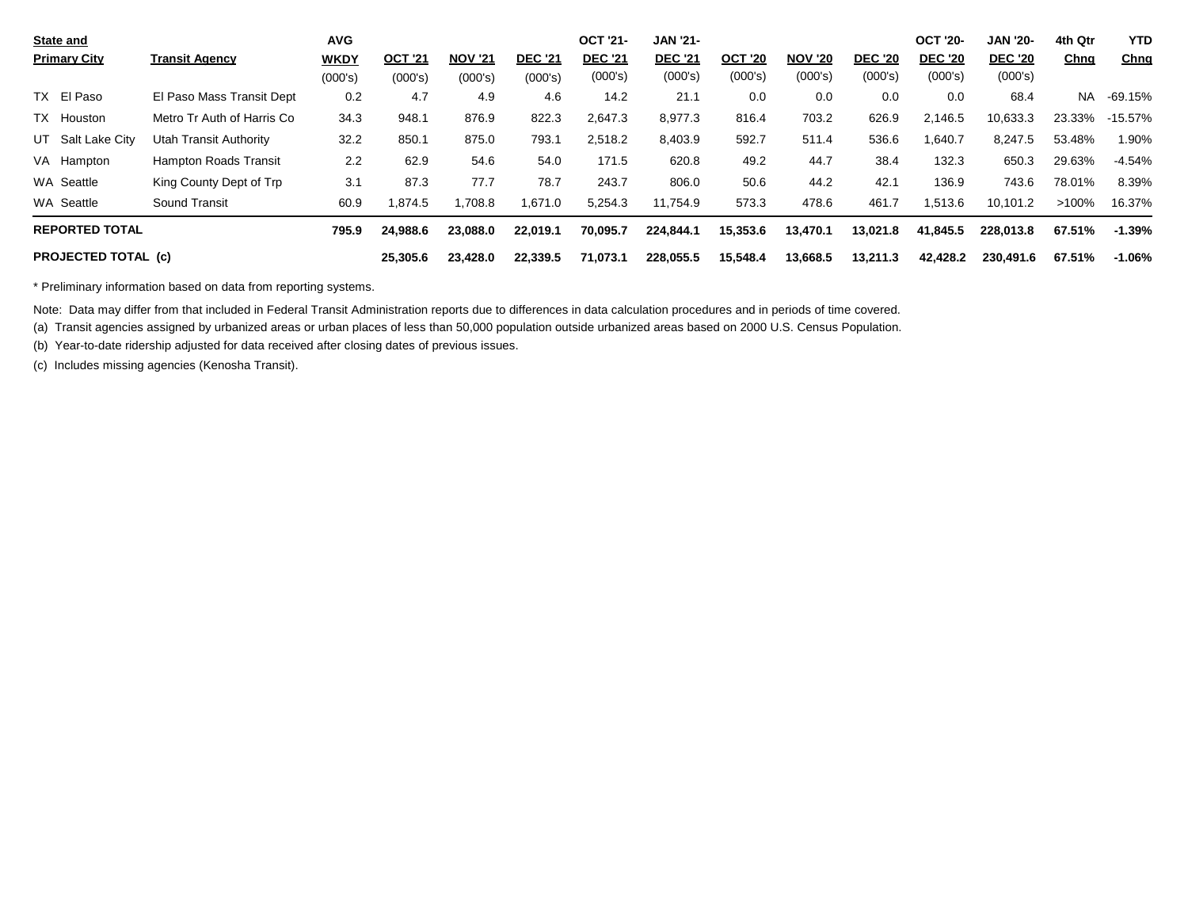| State and Primary City | Transit Agency | AVG WKDY (000's) | OCT '21 (000's) | NOV '21 (000's) | DEC '21 (000's) | OCT '21-DEC '21 (000's) | JAN '21-DEC '21 (000's) | OCT '20 (000's) | NOV '20 (000's) | DEC '20 (000's) | OCT '20-DEC '20 (000's) | JAN '20-DEC '20 (000's) | 4th Qtr Chng | YTD Chng |
|---|---|---|---|---|---|---|---|---|---|---|---|---|---|---|
| TX El Paso | El Paso Mass Transit Dept | 0.2 | 4.7 | 4.9 | 4.6 | 14.2 | 21.1 | 0.0 | 0.0 | 0.0 | 0.0 | 68.4 | NA | -69.15% |
| TX Houston | Metro Tr Auth of Harris Co | 34.3 | 948.1 | 876.9 | 822.3 | 2,647.3 | 8,977.3 | 816.4 | 703.2 | 626.9 | 2,146.5 | 10,633.3 | 23.33% | -15.57% |
| UT Salt Lake City | Utah Transit Authority | 32.2 | 850.1 | 875.0 | 793.1 | 2,518.2 | 8,403.9 | 592.7 | 511.4 | 536.6 | 1,640.7 | 8,247.5 | 53.48% | 1.90% |
| VA Hampton | Hampton Roads Transit | 2.2 | 62.9 | 54.6 | 54.0 | 171.5 | 620.8 | 49.2 | 44.7 | 38.4 | 132.3 | 650.3 | 29.63% | -4.54% |
| WA Seattle | King County Dept of Trp | 3.1 | 87.3 | 77.7 | 78.7 | 243.7 | 806.0 | 50.6 | 44.2 | 42.1 | 136.9 | 743.6 | 78.01% | 8.39% |
| WA Seattle | Sound Transit | 60.9 | 1,874.5 | 1,708.8 | 1,671.0 | 5,254.3 | 11,754.9 | 573.3 | 478.6 | 461.7 | 1,513.6 | 10,101.2 | >100% | 16.37% |
| **REPORTED TOTAL** | | **795.9** | **24,988.6** | **23,088.0** | **22,019.1** | **70,095.7** | **224,844.1** | **15,353.6** | **13,470.1** | **13,021.8** | **41,845.5** | **228,013.8** | **67.51%** | **-1.39%** |
| **PROJECTED TOTAL (c)** | | | **25,305.6** | **23,428.0** | **22,339.5** | **71,073.1** | **228,055.5** | **15,548.4** | **13,668.5** | **13,211.3** | **42,428.2** | **230,491.6** | **67.51%** | **-1.06%** |

* Preliminary information based on data from reporting systems.

Note: Data may differ from that included in Federal Transit Administration reports due to differences in data calculation procedures and in periods of time covered.

(a) Transit agencies assigned by urbanized areas or urban places of less than 50,000 population outside urbanized areas based on 2000 U.S. Census Population.

(b) Year-to-date ridership adjusted for data received after closing dates of previous issues.

(c) Includes missing agencies (Kenosha Transit).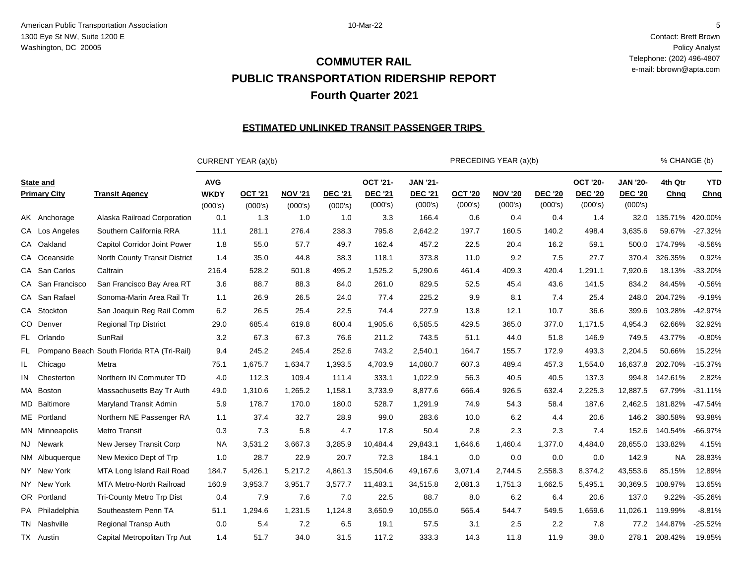American Public Transportation Association
1300 Eye St NW, Suite 1200 E
Washington, DC 20005

10-Mar-22

Contact: Brett Brown
Policy Analyst
Telephone: (202) 496-4807
e-mail: bbrown@apta.com

# COMMUTER RAIL
# PUBLIC TRANSPORTATION RIDERSHIP REPORT
# Fourth Quarter 2021

## ESTIMATED UNLINKED TRANSIT PASSENGER TRIPS

| | | | CURRENT YEAR (a)(b) | | | | | | PRECEDING YEAR (a)(b) | | | | | % CHANGE (b) | |
|---|---|---|---|---|---|---|---|---|---|---|---|---|---|---|---|
| **State and** | **Primary City** | **Transit Agency** | **AVG WKDY** (000's) | **OCT '21** (000's) | **NOV '21** (000's) | **DEC '21** (000's) | **OCT '21-DEC '21** (000's) | **JAN '21-DEC '21** (000's) | **OCT '20** (000's) | **NOV '20** (000's) | **DEC '20** (000's) | **OCT '20-DEC '20** (000's) | **JAN '20-DEC '20** (000's) | **4th Qtr Chng** | **YTD Chng** |
| AK | Anchorage | Alaska Railroad Corporation | 0.1 | 1.3 | 1.0 | 1.0 | 3.3 | 166.4 | 0.6 | 0.4 | 0.4 | 1.4 | 32.0 | 135.71% | 420.00% |
| CA | Los Angeles | Southern California RRA | 11.1 | 281.1 | 276.4 | 238.3 | 795.8 | 2,642.2 | 197.7 | 160.5 | 140.2 | 498.4 | 3,635.6 | 59.67% | -27.32% |
| CA | Oakland | Capitol Corridor Joint Power | 1.8 | 55.0 | 57.7 | 49.7 | 162.4 | 457.2 | 22.5 | 20.4 | 16.2 | 59.1 | 500.0 | 174.79% | -8.56% |
| CA | Oceanside | North County Transit District | 1.4 | 35.0 | 44.8 | 38.3 | 118.1 | 373.8 | 11.0 | 9.2 | 7.5 | 27.7 | 370.4 | 326.35% | 0.92% |
| CA | San Carlos | Caltrain | 216.4 | 528.2 | 501.8 | 495.2 | 1,525.2 | 5,290.6 | 461.4 | 409.3 | 420.4 | 1,291.1 | 7,920.6 | 18.13% | -33.20% |
| CA | San Francisco | San Francisco Bay Area RT | 3.6 | 88.7 | 88.3 | 84.0 | 261.0 | 829.5 | 52.5 | 45.4 | 43.6 | 141.5 | 834.2 | 84.45% | -0.56% |
| CA | San Rafael | Sonoma-Marin Area Rail Tr | 1.1 | 26.9 | 26.5 | 24.0 | 77.4 | 225.2 | 9.9 | 8.1 | 7.4 | 25.4 | 248.0 | 204.72% | -9.19% |
| CA | Stockton | San Joaquin Reg Rail Comm | 6.2 | 26.5 | 25.4 | 22.5 | 74.4 | 227.9 | 13.8 | 12.1 | 10.7 | 36.6 | 399.6 | 103.28% | -42.97% |
| CO | Denver | Regional Trp District | 29.0 | 685.4 | 619.8 | 600.4 | 1,905.6 | 6,585.5 | 429.5 | 365.0 | 377.0 | 1,171.5 | 4,954.3 | 62.66% | 32.92% |
| FL | Orlando | SunRail | 3.2 | 67.3 | 67.3 | 76.6 | 211.2 | 743.5 | 51.1 | 44.0 | 51.8 | 146.9 | 749.5 | 43.77% | -0.80% |
| FL | Pompano Beach | South Florida RTA (Tri-Rail) | 9.4 | 245.2 | 245.4 | 252.6 | 743.2 | 2,540.1 | 164.7 | 155.7 | 172.9 | 493.3 | 2,204.5 | 50.66% | 15.22% |
| IL | Chicago | Metra | 75.1 | 1,675.7 | 1,634.7 | 1,393.5 | 4,703.9 | 14,080.7 | 607.3 | 489.4 | 457.3 | 1,554.0 | 16,637.8 | 202.70% | -15.37% |
| IN | Chesterton | Northern IN Commuter TD | 4.0 | 112.3 | 109.4 | 111.4 | 333.1 | 1,022.9 | 56.3 | 40.5 | 40.5 | 137.3 | 994.8 | 142.61% | 2.82% |
| MA | Boston | Massachusetts Bay Tr Auth | 49.0 | 1,310.6 | 1,265.2 | 1,158.1 | 3,733.9 | 8,877.6 | 666.4 | 926.5 | 632.4 | 2,225.3 | 12,887.5 | 67.79% | -31.11% |
| MD | Baltimore | Maryland Transit Admin | 5.9 | 178.7 | 170.0 | 180.0 | 528.7 | 1,291.9 | 74.9 | 54.3 | 58.4 | 187.6 | 2,462.5 | 181.82% | -47.54% |
| ME | Portland | Northern NE Passenger RA | 1.1 | 37.4 | 32.7 | 28.9 | 99.0 | 283.6 | 10.0 | 6.2 | 4.4 | 20.6 | 146.2 | 380.58% | 93.98% |
| MN | Minneapolis | Metro Transit | 0.3 | 7.3 | 5.8 | 4.7 | 17.8 | 50.4 | 2.8 | 2.3 | 2.3 | 7.4 | 152.6 | 140.54% | -66.97% |
| NJ | Newark | New Jersey Transit Corp | NA | 3,531.2 | 3,667.3 | 3,285.9 | 10,484.4 | 29,843.1 | 1,646.6 | 1,460.4 | 1,377.0 | 4,484.0 | 28,655.0 | 133.82% | 4.15% |
| NM | Albuquerque | New Mexico Dept of Trp | 1.0 | 28.7 | 22.9 | 20.7 | 72.3 | 184.1 | 0.0 | 0.0 | 0.0 | 0.0 | 142.9 | NA | 28.83% |
| NY | New York | MTA Long Island Rail Road | 184.7 | 5,426.1 | 5,217.2 | 4,861.3 | 15,504.6 | 49,167.6 | 3,071.4 | 2,744.5 | 2,558.3 | 8,374.2 | 43,553.6 | 85.15% | 12.89% |
| NY | New York | MTA Metro-North Railroad | 160.9 | 3,953.7 | 3,951.7 | 3,577.7 | 11,483.1 | 34,515.8 | 2,081.3 | 1,751.3 | 1,662.5 | 5,495.1 | 30,369.5 | 108.97% | 13.65% |
| OR | Portland | Tri-County Metro Trp Dist | 0.4 | 7.9 | 7.6 | 7.0 | 22.5 | 88.7 | 8.0 | 6.2 | 6.4 | 20.6 | 137.0 | 9.22% | -35.26% |
| PA | Philadelphia | Southeastern Penn TA | 51.1 | 1,294.6 | 1,231.5 | 1,124.8 | 3,650.9 | 10,055.0 | 565.4 | 544.7 | 549.5 | 1,659.6 | 11,026.1 | 119.99% | -8.81% |
| TN | Nashville | Regional Transp Auth | 0.0 | 5.4 | 7.2 | 6.5 | 19.1 | 57.5 | 3.1 | 2.5 | 2.2 | 7.8 | 77.2 | 144.87% | -25.52% |
| TX | Austin | Capital Metropolitan Trp Aut | 1.4 | 51.7 | 34.0 | 31.5 | 117.2 | 333.3 | 14.3 | 11.8 | 11.9 | 38.0 | 278.1 | 208.42% | 19.85% |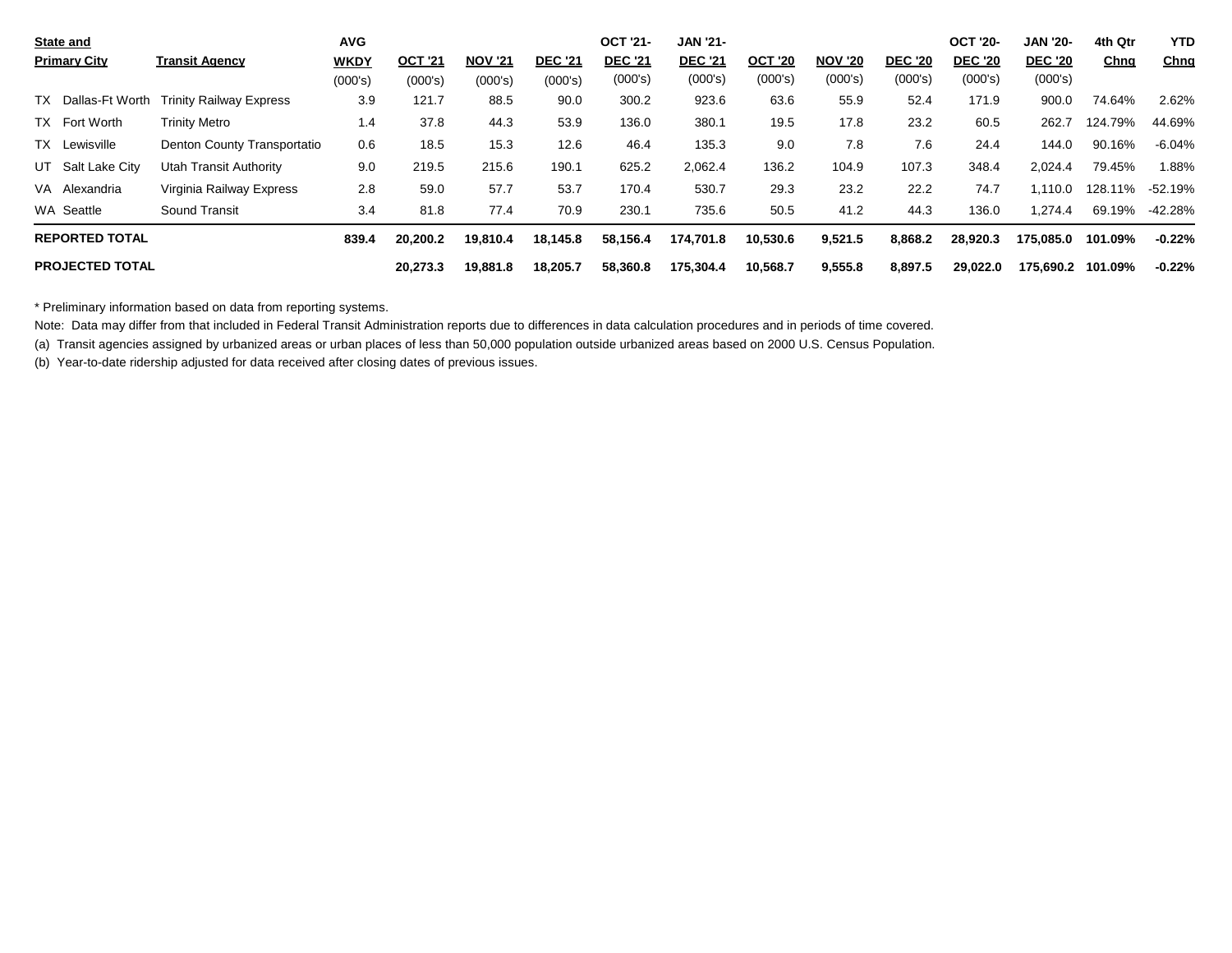| State and Primary City | Transit Agency | AVG WKDY (000's) | OCT '21 (000's) | NOV '21 (000's) | DEC '21 (000's) | OCT '21- DEC '21 (000's) | JAN '21- DEC '21 (000's) | OCT '20 (000's) | NOV '20 (000's) | DEC '20 (000's) | OCT '20- DEC '20 (000's) | JAN '20- DEC '20 (000's) | 4th Qtr Chng | YTD Chng |
|---|---|---|---|---|---|---|---|---|---|---|---|---|---|---|
| TX Dallas-Ft Worth | Trinity Railway Express | 3.9 | 121.7 | 88.5 | 90.0 | 300.2 | 923.6 | 63.6 | 55.9 | 52.4 | 171.9 | 900.0 | 74.64% | 2.62% |
| TX Fort Worth | Trinity Metro | 1.4 | 37.8 | 44.3 | 53.9 | 136.0 | 380.1 | 19.5 | 17.8 | 23.2 | 60.5 | 262.7 | 124.79% | 44.69% |
| TX Lewisville | Denton County Transportatio | 0.6 | 18.5 | 15.3 | 12.6 | 46.4 | 135.3 | 9.0 | 7.8 | 7.6 | 24.4 | 144.0 | 90.16% | -6.04% |
| UT Salt Lake City | Utah Transit Authority | 9.0 | 219.5 | 215.6 | 190.1 | 625.2 | 2,062.4 | 136.2 | 104.9 | 107.3 | 348.4 | 2,024.4 | 79.45% | 1.88% |
| VA Alexandria | Virginia Railway Express | 2.8 | 59.0 | 57.7 | 53.7 | 170.4 | 530.7 | 29.3 | 23.2 | 22.2 | 74.7 | 1,110.0 | 128.11% | -52.19% |
| WA Seattle | Sound Transit | 3.4 | 81.8 | 77.4 | 70.9 | 230.1 | 735.6 | 50.5 | 41.2 | 44.3 | 136.0 | 1,274.4 | 69.19% | -42.28% |
| **REPORTED TOTAL** | | **839.4** | **20,200.2** | **19,810.4** | **18,145.8** | **58,156.4** | **174,701.8** | **10,530.6** | **9,521.5** | **8,868.2** | **28,920.3** | **175,085.0** | **101.09%** | **-0.22%** |
| **PROJECTED TOTAL** | | | **20,273.3** | **19,881.8** | **18,205.7** | **58,360.8** | **175,304.4** | **10,568.7** | **9,555.8** | **8,897.5** | **29,022.0** | **175,690.2** | **101.09%** | **-0.22%** |

* Preliminary information based on data from reporting systems.

Note: Data may differ from that included in Federal Transit Administration reports due to differences in data calculation procedures and in periods of time covered.

(a) Transit agencies assigned by urbanized areas or urban places of less than 50,000 population outside urbanized areas based on 2000 U.S. Census Population.

(b) Year-to-date ridership adjusted for data received after closing dates of previous issues.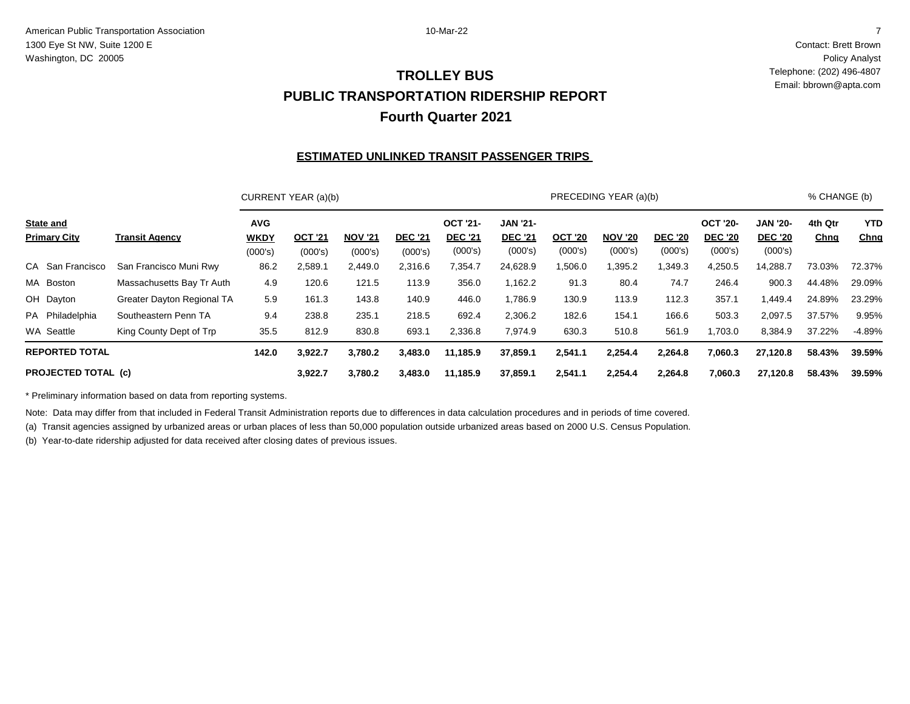American Public Transportation Association
1300 Eye St NW, Suite 1200 E
Washington, DC 20005

10-Mar-22

Contact: Brett Brown
Policy Analyst
Telephone: (202) 496-4807
Email: bbrown@apta.com

# TROLLEY BUS
# PUBLIC TRANSPORTATION RIDERSHIP REPORT
# Fourth Quarter 2021

## ESTIMATED UNLINKED TRANSIT PASSENGER TRIPS

| | | CURRENT YEAR (a)(b) | | | | | | PRECEDING YEAR (a)(b) | | | | | % CHANGE (b) | |
|---|---|---|---|---|---|---|---|---|---|---|---|---|---|---|
| State and Primary City | Transit Agency | AVG WKDY (000's) | OCT '21 (000's) | NOV '21 (000's) | DEC '21 (000's) | OCT '21- DEC '21 (000's) | JAN '21- DEC '21 (000's) | OCT '20 (000's) | NOV '20 (000's) | DEC '20 (000's) | OCT '20- DEC '20 (000's) | JAN '20- DEC '20 (000's) | 4th Qtr Chng | YTD Chng |
| CA San Francisco | San Francisco Muni Rwy | 86.2 | 2,589.1 | 2,449.0 | 2,316.6 | 7,354.7 | 24,628.9 | 1,506.0 | 1,395.2 | 1,349.3 | 4,250.5 | 14,288.7 | 73.03% | 72.37% |
| MA Boston | Massachusetts Bay Tr Auth | 4.9 | 120.6 | 121.5 | 113.9 | 356.0 | 1,162.2 | 91.3 | 80.4 | 74.7 | 246.4 | 900.3 | 44.48% | 29.09% |
| OH Dayton | Greater Dayton Regional TA | 5.9 | 161.3 | 143.8 | 140.9 | 446.0 | 1,786.9 | 130.9 | 113.9 | 112.3 | 357.1 | 1,449.4 | 24.89% | 23.29% |
| PA Philadelphia | Southeastern Penn TA | 9.4 | 238.8 | 235.1 | 218.5 | 692.4 | 2,306.2 | 182.6 | 154.1 | 166.6 | 503.3 | 2,097.5 | 37.57% | 9.95% |
| WA Seattle | King County Dept of Trp | 35.5 | 812.9 | 830.8 | 693.1 | 2,336.8 | 7,974.9 | 630.3 | 510.8 | 561.9 | 1,703.0 | 8,384.9 | 37.22% | -4.89% |
| **REPORTED TOTAL** | | **142.0** | **3,922.7** | **3,780.2** | **3,483.0** | **11,185.9** | **37,859.1** | **2,541.1** | **2,254.4** | **2,264.8** | **7,060.3** | **27,120.8** | **58.43%** | **39.59%** |
| **PROJECTED TOTAL (c)** | | | **3,922.7** | **3,780.2** | **3,483.0** | **11,185.9** | **37,859.1** | **2,541.1** | **2,254.4** | **2,264.8** | **7,060.3** | **27,120.8** | **58.43%** | **39.59%** |

\* Preliminary information based on data from reporting systems.

Note: Data may differ from that included in Federal Transit Administration reports due to differences in data calculation procedures and in periods of time covered.

(a) Transit agencies assigned by urbanized areas or urban places of less than 50,000 population outside urbanized areas based on 2000 U.S. Census Population.

(b) Year-to-date ridership adjusted for data received after closing dates of previous issues.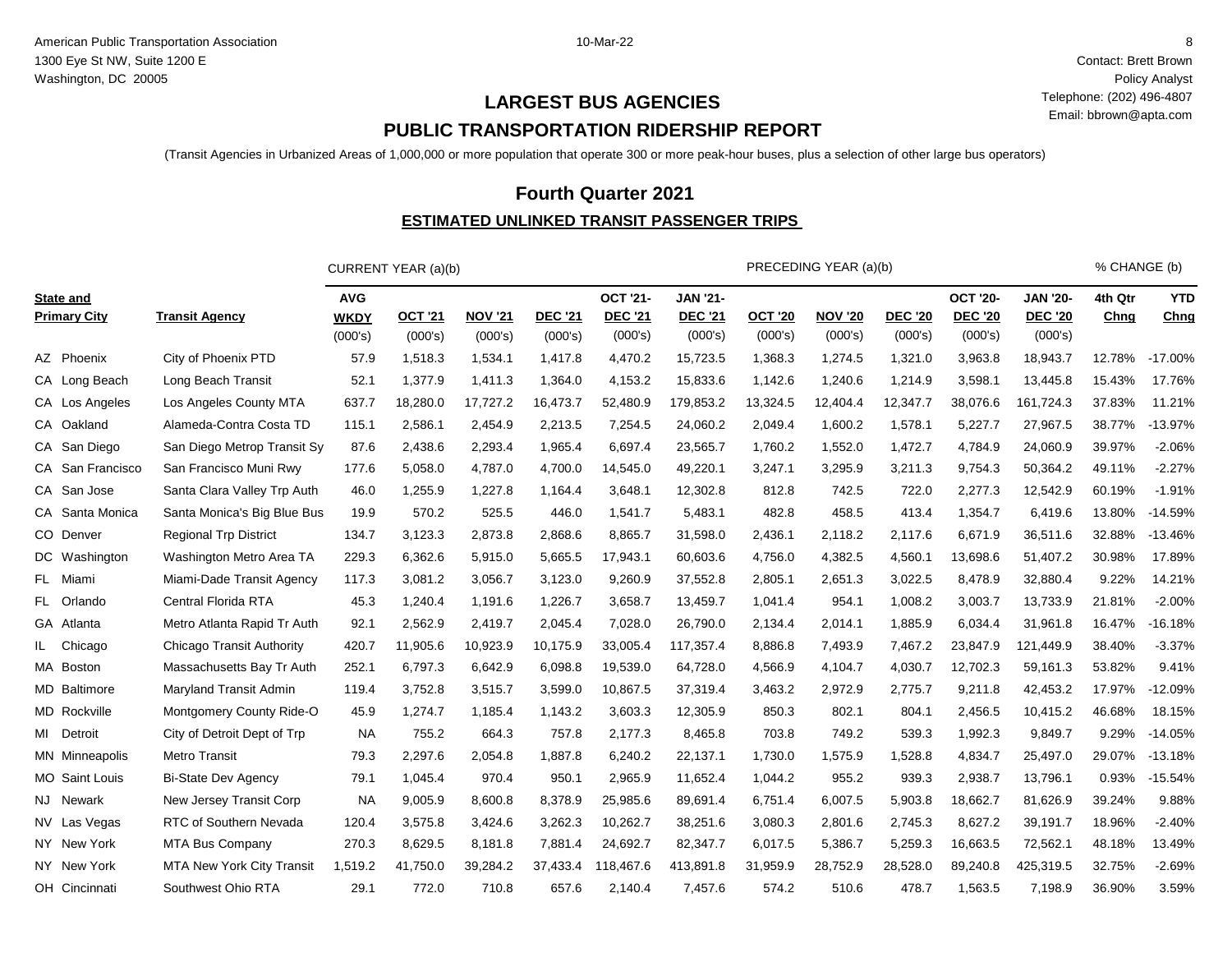American Public Transportation Association
1300 Eye St NW, Suite 1200 E
Washington, DC 20005

10-Mar-22

Contact: Brett Brown
Policy Analyst
Telephone: (202) 496-4807
Email: bbrown@apta.com

# LARGEST BUS AGENCIES

# PUBLIC TRANSPORTATION RIDERSHIP REPORT

(Transit Agencies in Urbanized Areas of 1,000,000 or more population that operate 300 or more peak-hour buses, plus a selection of other large bus operators)

## Fourth Quarter 2021

### ESTIMATED UNLINKED TRANSIT PASSENGER TRIPS

| | | CURRENT YEAR (a)(b) | | | | | | PRECEDING YEAR (a)(b) | | | | | % CHANGE (b) | |
|---|---|---|---|---|---|---|---|---|---|---|---|---|---|---|
| **State and Primary City** | **Transit Agency** | **AVG WKDY** (000's) | **OCT '21** (000's) | **NOV '21** (000's) | **DEC '21** (000's) | **OCT '21-DEC '21** (000's) | **JAN '21-DEC '21** (000's) | **OCT '20** (000's) | **NOV '20** (000's) | **DEC '20** (000's) | **OCT '20-DEC '20** (000's) | **JAN '20-DEC '20** (000's) | **4th Qtr Chng** | **YTD Chng** |
| AZ Phoenix | City of Phoenix PTD | 57.9 | 1,518.3 | 1,534.1 | 1,417.8 | 4,470.2 | 15,723.5 | 1,368.3 | 1,274.5 | 1,321.0 | 3,963.8 | 18,943.7 | 12.78% | -17.00% |
| CA Long Beach | Long Beach Transit | 52.1 | 1,377.9 | 1,411.3 | 1,364.0 | 4,153.2 | 15,833.6 | 1,142.6 | 1,240.6 | 1,214.9 | 3,598.1 | 13,445.8 | 15.43% | 17.76% |
| CA Los Angeles | Los Angeles County MTA | 637.7 | 18,280.0 | 17,727.2 | 16,473.7 | 52,480.9 | 179,853.2 | 13,324.5 | 12,404.4 | 12,347.7 | 38,076.6 | 161,724.3 | 37.83% | 11.21% |
| CA Oakland | Alameda-Contra Costa TD | 115.1 | 2,586.1 | 2,454.9 | 2,213.5 | 7,254.5 | 24,060.2 | 2,049.4 | 1,600.2 | 1,578.1 | 5,227.7 | 27,967.5 | 38.77% | -13.97% |
| CA San Diego | San Diego Metrop Transit Sy | 87.6 | 2,438.6 | 2,293.4 | 1,965.4 | 6,697.4 | 23,565.7 | 1,760.2 | 1,552.0 | 1,472.7 | 4,784.9 | 24,060.9 | 39.97% | -2.06% |
| CA San Francisco | San Francisco Muni Rwy | 177.6 | 5,058.0 | 4,787.0 | 4,700.0 | 14,545.0 | 49,220.1 | 3,247.1 | 3,295.9 | 3,211.3 | 9,754.3 | 50,364.2 | 49.11% | -2.27% |
| CA San Jose | Santa Clara Valley Trp Auth | 46.0 | 1,255.9 | 1,227.8 | 1,164.4 | 3,648.1 | 12,302.8 | 812.8 | 742.5 | 722.0 | 2,277.3 | 12,542.9 | 60.19% | -1.91% |
| CA Santa Monica | Santa Monica's Big Blue Bus | 19.9 | 570.2 | 525.5 | 446.0 | 1,541.7 | 5,483.1 | 482.8 | 458.5 | 413.4 | 1,354.7 | 6,419.6 | 13.80% | -14.59% |
| CO Denver | Regional Trp District | 134.7 | 3,123.3 | 2,873.8 | 2,868.6 | 8,865.7 | 31,598.0 | 2,436.1 | 2,118.2 | 2,117.6 | 6,671.9 | 36,511.6 | 32.88% | -13.46% |
| DC Washington | Washington Metro Area TA | 229.3 | 6,362.6 | 5,915.0 | 5,665.5 | 17,943.1 | 60,603.6 | 4,756.0 | 4,382.5 | 4,560.1 | 13,698.6 | 51,407.2 | 30.98% | 17.89% |
| FL Miami | Miami-Dade Transit Agency | 117.3 | 3,081.2 | 3,056.7 | 3,123.0 | 9,260.9 | 37,552.8 | 2,805.1 | 2,651.3 | 3,022.5 | 8,478.9 | 32,880.4 | 9.22% | 14.21% |
| FL Orlando | Central Florida RTA | 45.3 | 1,240.4 | 1,191.6 | 1,226.7 | 3,658.7 | 13,459.7 | 1,041.4 | 954.1 | 1,008.2 | 3,003.7 | 13,733.9 | 21.81% | -2.00% |
| GA Atlanta | Metro Atlanta Rapid Tr Auth | 92.1 | 2,562.9 | 2,419.7 | 2,045.4 | 7,028.0 | 26,790.0 | 2,134.4 | 2,014.1 | 1,885.9 | 6,034.4 | 31,961.8 | 16.47% | -16.18% |
| IL Chicago | Chicago Transit Authority | 420.7 | 11,905.6 | 10,923.9 | 10,175.9 | 33,005.4 | 117,357.4 | 8,886.8 | 7,493.9 | 7,467.2 | 23,847.9 | 121,449.9 | 38.40% | -3.37% |
| MA Boston | Massachusetts Bay Tr Auth | 252.1 | 6,797.3 | 6,642.9 | 6,098.8 | 19,539.0 | 64,728.0 | 4,566.9 | 4,104.7 | 4,030.7 | 12,702.3 | 59,161.3 | 53.82% | 9.41% |
| MD Baltimore | Maryland Transit Admin | 119.4 | 3,752.8 | 3,515.7 | 3,599.0 | 10,867.5 | 37,319.4 | 3,463.2 | 2,972.9 | 2,775.7 | 9,211.8 | 42,453.2 | 17.97% | -12.09% |
| MD Rockville | Montgomery County Ride-O | 45.9 | 1,274.7 | 1,185.4 | 1,143.2 | 3,603.3 | 12,305.9 | 850.3 | 802.1 | 804.1 | 2,456.5 | 10,415.2 | 46.68% | 18.15% |
| MI Detroit | City of Detroit Dept of Trp | NA | 755.2 | 664.3 | 757.8 | 2,177.3 | 8,465.8 | 703.8 | 749.2 | 539.3 | 1,992.3 | 9,849.7 | 9.29% | -14.05% |
| MN Minneapolis | Metro Transit | 79.3 | 2,297.6 | 2,054.8 | 1,887.8 | 6,240.2 | 22,137.1 | 1,730.0 | 1,575.9 | 1,528.8 | 4,834.7 | 25,497.0 | 29.07% | -13.18% |
| MO Saint Louis | Bi-State Dev Agency | 79.1 | 1,045.4 | 970.4 | 950.1 | 2,965.9 | 11,652.4 | 1,044.2 | 955.2 | 939.3 | 2,938.7 | 13,796.1 | 0.93% | -15.54% |
| NJ Newark | New Jersey Transit Corp | NA | 9,005.9 | 8,600.8 | 8,378.9 | 25,985.6 | 89,691.4 | 6,751.4 | 6,007.5 | 5,903.8 | 18,662.7 | 81,626.9 | 39.24% | 9.88% |
| NV Las Vegas | RTC of Southern Nevada | 120.4 | 3,575.8 | 3,424.6 | 3,262.3 | 10,262.7 | 38,251.6 | 3,080.3 | 2,801.6 | 2,745.3 | 8,627.2 | 39,191.7 | 18.96% | -2.40% |
| NY New York | MTA Bus Company | 270.3 | 8,629.5 | 8,181.8 | 7,881.4 | 24,692.7 | 82,347.7 | 6,017.5 | 5,386.7 | 5,259.3 | 16,663.5 | 72,562.1 | 48.18% | 13.49% |
| NY New York | MTA New York City Transit | 1,519.2 | 41,750.0 | 39,284.2 | 37,433.4 | 118,467.6 | 413,891.8 | 31,959.9 | 28,752.9 | 28,528.0 | 89,240.8 | 425,319.5 | 32.75% | -2.69% |
| OH Cincinnati | Southwest Ohio RTA | 29.1 | 772.0 | 710.8 | 657.6 | 2,140.4 | 7,457.6 | 574.2 | 510.6 | 478.7 | 1,563.5 | 7,198.9 | 36.90% | 3.59% |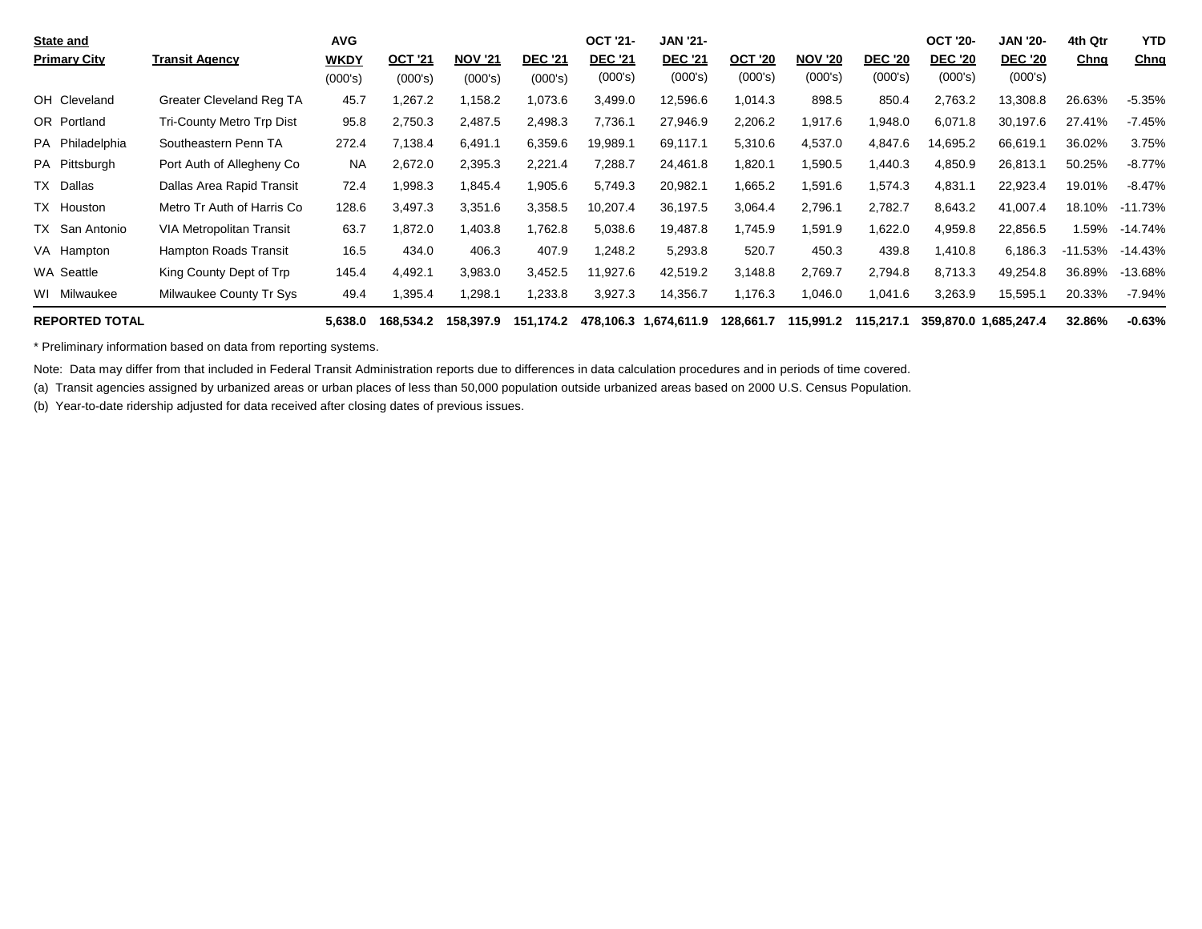| State and Primary City | Transit Agency | AVG WKDY (000's) | OCT '21 (000's) | NOV '21 (000's) | DEC '21 (000's) | OCT '21- DEC '21 (000's) | JAN '21- DEC '21 (000's) | OCT '20 (000's) | NOV '20 (000's) | DEC '20 (000's) | OCT '20- DEC '20 (000's) | JAN '20- DEC '20 (000's) | 4th Qtr Chng | YTD Chng |
|---|---|---|---|---|---|---|---|---|---|---|---|---|---|---|
| OH Cleveland | Greater Cleveland Reg TA | 45.7 | 1,267.2 | 1,158.2 | 1,073.6 | 3,499.0 | 12,596.6 | 1,014.3 | 898.5 | 850.4 | 2,763.2 | 13,308.8 | 26.63% | -5.35% |
| OR Portland | Tri-County Metro Trp Dist | 95.8 | 2,750.3 | 2,487.5 | 2,498.3 | 7,736.1 | 27,946.9 | 2,206.2 | 1,917.6 | 1,948.0 | 6,071.8 | 30,197.6 | 27.41% | -7.45% |
| PA Philadelphia | Southeastern Penn TA | 272.4 | 7,138.4 | 6,491.1 | 6,359.6 | 19,989.1 | 69,117.1 | 5,310.6 | 4,537.0 | 4,847.6 | 14,695.2 | 66,619.1 | 36.02% | 3.75% |
| PA Pittsburgh | Port Auth of Allegheny Co | NA | 2,672.0 | 2,395.3 | 2,221.4 | 7,288.7 | 24,461.8 | 1,820.1 | 1,590.5 | 1,440.3 | 4,850.9 | 26,813.1 | 50.25% | -8.77% |
| TX Dallas | Dallas Area Rapid Transit | 72.4 | 1,998.3 | 1,845.4 | 1,905.6 | 5,749.3 | 20,982.1 | 1,665.2 | 1,591.6 | 1,574.3 | 4,831.1 | 22,923.4 | 19.01% | -8.47% |
| TX Houston | Metro Tr Auth of Harris Co | 128.6 | 3,497.3 | 3,351.6 | 3,358.5 | 10,207.4 | 36,197.5 | 3,064.4 | 2,796.1 | 2,782.7 | 8,643.2 | 41,007.4 | 18.10% | -11.73% |
| TX San Antonio | VIA Metropolitan Transit | 63.7 | 1,872.0 | 1,403.8 | 1,762.8 | 5,038.6 | 19,487.8 | 1,745.9 | 1,591.9 | 1,622.0 | 4,959.8 | 22,856.5 | 1.59% | -14.74% |
| VA Hampton | Hampton Roads Transit | 16.5 | 434.0 | 406.3 | 407.9 | 1,248.2 | 5,293.8 | 520.7 | 450.3 | 439.8 | 1,410.8 | 6,186.3 | -11.53% | -14.43% |
| WA Seattle | King County Dept of Trp | 145.4 | 4,492.1 | 3,983.0 | 3,452.5 | 11,927.6 | 42,519.2 | 3,148.8 | 2,769.7 | 2,794.8 | 8,713.3 | 49,254.8 | 36.89% | -13.68% |
| WI Milwaukee | Milwaukee County Tr Sys | 49.4 | 1,395.4 | 1,298.1 | 1,233.8 | 3,927.3 | 14,356.7 | 1,176.3 | 1,046.0 | 1,041.6 | 3,263.9 | 15,595.1 | 20.33% | -7.94% |
| **REPORTED TOTAL** | | **5,638.0** | **168,534.2** | **158,397.9** | **151,174.2** | **478,106.3** | **1,674,611.9** | **128,661.7** | **115,991.2** | **115,217.1** | **359,870.0** | **1,685,247.4** | **32.86%** | **-0.63%** |

* Preliminary information based on data from reporting systems.

Note: Data may differ from that included in Federal Transit Administration reports due to differences in data calculation procedures and in periods of time covered.

(a) Transit agencies assigned by urbanized areas or urban places of less than 50,000 population outside urbanized areas based on 2000 U.S. Census Population.

(b) Year-to-date ridership adjusted for data received after closing dates of previous issues.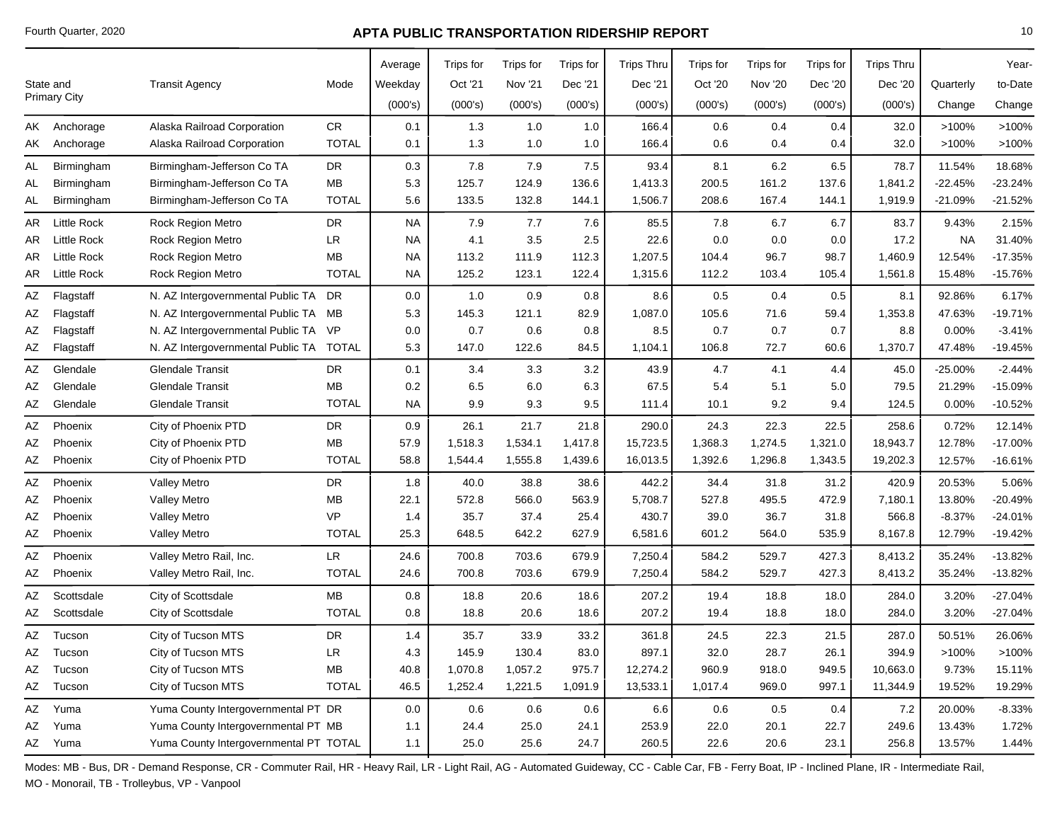# APTA PUBLIC TRANSPORTATION RIDERSHIP REPORT

Fourth Quarter, 2020

| State and Primary City | | Transit Agency | Mode | Average Weekday (000's) | Trips for Oct '21 (000's) | Trips for Nov '21 (000's) | Trips for Dec '21 (000's) | Trips Thru Dec '21 (000's) | Trips for Oct '20 (000's) | Trips for Nov '20 (000's) | Trips for Dec '20 (000's) | Trips Thru Dec '20 (000's) | Quarterly Change | Year-to-Date Change |
|---|---|---|---|---|---|---|---|---|---|---|---|---|---|---|
| AK | Anchorage | Alaska Railroad Corporation | CR | 0.1 | 1.3 | 1.0 | 1.0 | 166.4 | 0.6 | 0.4 | 0.4 | 32.0 | >100% | >100% |
| AK | Anchorage | Alaska Railroad Corporation | TOTAL | 0.1 | 1.3 | 1.0 | 1.0 | 166.4 | 0.6 | 0.4 | 0.4 | 32.0 | >100% | >100% |
| AL | Birmingham | Birmingham-Jefferson Co TA | DR | 0.3 | 7.8 | 7.9 | 7.5 | 93.4 | 8.1 | 6.2 | 6.5 | 78.7 | 11.54% | 18.68% |
| AL | Birmingham | Birmingham-Jefferson Co TA | MB | 5.3 | 125.7 | 124.9 | 136.6 | 1,413.3 | 200.5 | 161.2 | 137.6 | 1,841.2 | -22.45% | -23.24% |
| AL | Birmingham | Birmingham-Jefferson Co TA | TOTAL | 5.6 | 133.5 | 132.8 | 144.1 | 1,506.7 | 208.6 | 167.4 | 144.1 | 1,919.9 | -21.09% | -21.52% |
| AR | Little Rock | Rock Region Metro | DR | NA | 7.9 | 7.7 | 7.6 | 85.5 | 7.8 | 6.7 | 6.7 | 83.7 | 9.43% | 2.15% |
| AR | Little Rock | Rock Region Metro | LR | NA | 4.1 | 3.5 | 2.5 | 22.6 | 0.0 | 0.0 | 0.0 | 17.2 | NA | 31.40% |
| AR | Little Rock | Rock Region Metro | MB | NA | 113.2 | 111.9 | 112.3 | 1,207.5 | 104.4 | 96.7 | 98.7 | 1,460.9 | 12.54% | -17.35% |
| AR | Little Rock | Rock Region Metro | TOTAL | NA | 125.2 | 123.1 | 122.4 | 1,315.6 | 112.2 | 103.4 | 105.4 | 1,561.8 | 15.48% | -15.76% |
| AZ | Flagstaff | N. AZ Intergovernmental Public TA | DR | 0.0 | 1.0 | 0.9 | 0.8 | 8.6 | 0.5 | 0.4 | 0.5 | 8.1 | 92.86% | 6.17% |
| AZ | Flagstaff | N. AZ Intergovernmental Public TA | MB | 5.3 | 145.3 | 121.1 | 82.9 | 1,087.0 | 105.6 | 71.6 | 59.4 | 1,353.8 | 47.63% | -19.71% |
| AZ | Flagstaff | N. AZ Intergovernmental Public TA | VP | 0.0 | 0.7 | 0.6 | 0.8 | 8.5 | 0.7 | 0.7 | 0.7 | 8.8 | 0.00% | -3.41% |
| AZ | Flagstaff | N. AZ Intergovernmental Public TA | TOTAL | 5.3 | 147.0 | 122.6 | 84.5 | 1,104.1 | 106.8 | 72.7 | 60.6 | 1,370.7 | 47.48% | -19.45% |
| AZ | Glendale | Glendale Transit | DR | 0.1 | 3.4 | 3.3 | 3.2 | 43.9 | 4.7 | 4.1 | 4.4 | 45.0 | -25.00% | -2.44% |
| AZ | Glendale | Glendale Transit | MB | 0.2 | 6.5 | 6.0 | 6.3 | 67.5 | 5.4 | 5.1 | 5.0 | 79.5 | 21.29% | -15.09% |
| AZ | Glendale | Glendale Transit | TOTAL | NA | 9.9 | 9.3 | 9.5 | 111.4 | 10.1 | 9.2 | 9.4 | 124.5 | 0.00% | -10.52% |
| AZ | Phoenix | City of Phoenix PTD | DR | 0.9 | 26.1 | 21.7 | 21.8 | 290.0 | 24.3 | 22.3 | 22.5 | 258.6 | 0.72% | 12.14% |
| AZ | Phoenix | City of Phoenix PTD | MB | 57.9 | 1,518.3 | 1,534.1 | 1,417.8 | 15,723.5 | 1,368.3 | 1,274.5 | 1,321.0 | 18,943.7 | 12.78% | -17.00% |
| AZ | Phoenix | City of Phoenix PTD | TOTAL | 58.8 | 1,544.4 | 1,555.8 | 1,439.6 | 16,013.5 | 1,392.6 | 1,296.8 | 1,343.5 | 19,202.3 | 12.57% | -16.61% |
| AZ | Phoenix | Valley Metro | DR | 1.8 | 40.0 | 38.8 | 38.6 | 442.2 | 34.4 | 31.8 | 31.2 | 420.9 | 20.53% | 5.06% |
| AZ | Phoenix | Valley Metro | MB | 22.1 | 572.8 | 566.0 | 563.9 | 5,708.7 | 527.8 | 495.5 | 472.9 | 7,180.1 | 13.80% | -20.49% |
| AZ | Phoenix | Valley Metro | VP | 1.4 | 35.7 | 37.4 | 25.4 | 430.7 | 39.0 | 36.7 | 31.8 | 566.8 | -8.37% | -24.01% |
| AZ | Phoenix | Valley Metro | TOTAL | 25.3 | 648.5 | 642.2 | 627.9 | 6,581.6 | 601.2 | 564.0 | 535.9 | 8,167.8 | 12.79% | -19.42% |
| AZ | Phoenix | Valley Metro Rail, Inc. | LR | 24.6 | 700.8 | 703.6 | 679.9 | 7,250.4 | 584.2 | 529.7 | 427.3 | 8,413.2 | 35.24% | -13.82% |
| AZ | Phoenix | Valley Metro Rail, Inc. | TOTAL | 24.6 | 700.8 | 703.6 | 679.9 | 7,250.4 | 584.2 | 529.7 | 427.3 | 8,413.2 | 35.24% | -13.82% |
| AZ | Scottsdale | City of Scottsdale | MB | 0.8 | 18.8 | 20.6 | 18.6 | 207.2 | 19.4 | 18.8 | 18.0 | 284.0 | 3.20% | -27.04% |
| AZ | Scottsdale | City of Scottsdale | TOTAL | 0.8 | 18.8 | 20.6 | 18.6 | 207.2 | 19.4 | 18.8 | 18.0 | 284.0 | 3.20% | -27.04% |
| AZ | Tucson | City of Tucson MTS | DR | 1.4 | 35.7 | 33.9 | 33.2 | 361.8 | 24.5 | 22.3 | 21.5 | 287.0 | 50.51% | 26.06% |
| AZ | Tucson | City of Tucson MTS | LR | 4.3 | 145.9 | 130.4 | 83.0 | 897.1 | 32.0 | 28.7 | 26.1 | 394.9 | >100% | >100% |
| AZ | Tucson | City of Tucson MTS | MB | 40.8 | 1,070.8 | 1,057.2 | 975.7 | 12,274.2 | 960.9 | 918.0 | 949.5 | 10,663.0 | 9.73% | 15.11% |
| AZ | Tucson | City of Tucson MTS | TOTAL | 46.5 | 1,252.4 | 1,221.5 | 1,091.9 | 13,533.1 | 1,017.4 | 969.0 | 997.1 | 11,344.9 | 19.52% | 19.29% |
| AZ | Yuma | Yuma County Intergovernmental PT | DR | 0.0 | 0.6 | 0.6 | 0.6 | 6.6 | 0.6 | 0.5 | 0.4 | 7.2 | 20.00% | -8.33% |
| AZ | Yuma | Yuma County Intergovernmental PT | MB | 1.1 | 24.4 | 25.0 | 24.1 | 253.9 | 22.0 | 20.1 | 22.7 | 249.6 | 13.43% | 1.72% |
| AZ | Yuma | Yuma County Intergovernmental PT | TOTAL | 1.1 | 25.0 | 25.6 | 24.7 | 260.5 | 22.6 | 20.6 | 23.1 | 256.8 | 13.57% | 1.44% |

Modes: MB - Bus, DR - Demand Response, CR - Commuter Rail, HR - Heavy Rail, LR - Light Rail, AG - Automated Guideway, CC - Cable Car, FB - Ferry Boat, IP - Inclined Plane, IR - Intermediate Rail, MO - Monorail, TB - Trolleybus, VP - Vanpool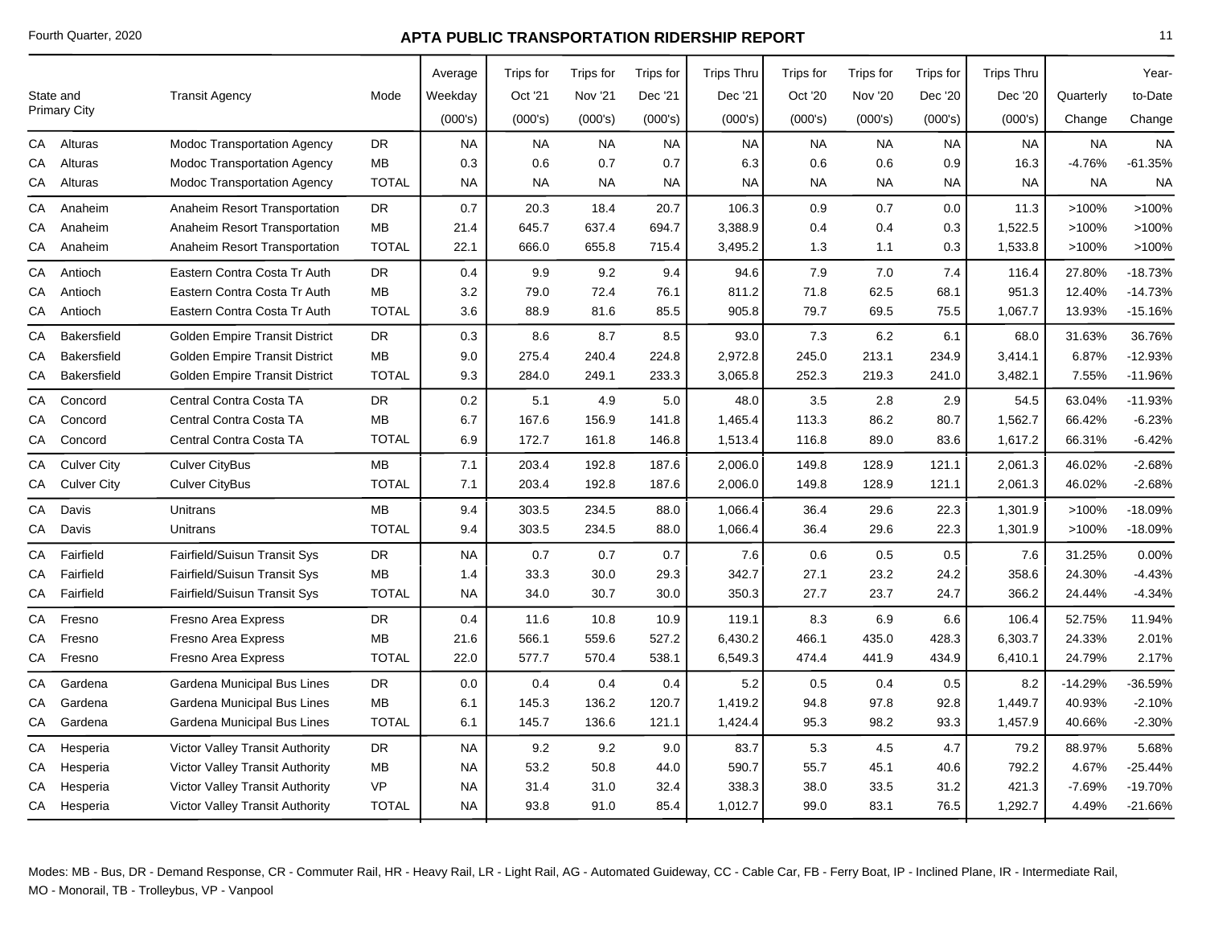# APTA PUBLIC TRANSPORTATION RIDERSHIP REPORT

Fourth Quarter, 2020

| State and Primary City | | Transit Agency | Mode | Average Weekday (000's) | Trips for Oct '21 (000's) | Trips for Nov '21 (000's) | Trips for Dec '21 (000's) | Trips Thru Dec '21 (000's) | Trips for Oct '20 (000's) | Trips for Nov '20 (000's) | Trips for Dec '20 (000's) | Trips Thru Dec '20 (000's) | Quarterly Change | Year-to-Date Change |
|---|---|---|---|---|---|---|---|---|---|---|---|---|---|---|
| CA | Alturas | Modoc Transportation Agency | DR | NA | NA | NA | NA | NA | NA | NA | NA | NA | NA | NA |
| CA | Alturas | Modoc Transportation Agency | MB | 0.3 | 0.6 | 0.7 | 0.7 | 6.3 | 0.6 | 0.6 | 0.9 | 16.3 | -4.76% | -61.35% |
| CA | Alturas | Modoc Transportation Agency | TOTAL | NA | NA | NA | NA | NA | NA | NA | NA | NA | NA | NA |
| CA | Anaheim | Anaheim Resort Transportation | DR | 0.7 | 20.3 | 18.4 | 20.7 | 106.3 | 0.9 | 0.7 | 0.0 | 11.3 | >100% | >100% |
| CA | Anaheim | Anaheim Resort Transportation | MB | 21.4 | 645.7 | 637.4 | 694.7 | 3,388.9 | 0.4 | 0.4 | 0.3 | 1,522.5 | >100% | >100% |
| CA | Anaheim | Anaheim Resort Transportation | TOTAL | 22.1 | 666.0 | 655.8 | 715.4 | 3,495.2 | 1.3 | 1.1 | 0.3 | 1,533.8 | >100% | >100% |
| CA | Antioch | Eastern Contra Costa Tr Auth | DR | 0.4 | 9.9 | 9.2 | 9.4 | 94.6 | 7.9 | 7.0 | 7.4 | 116.4 | 27.80% | -18.73% |
| CA | Antioch | Eastern Contra Costa Tr Auth | MB | 3.2 | 79.0 | 72.4 | 76.1 | 811.2 | 71.8 | 62.5 | 68.1 | 951.3 | 12.40% | -14.73% |
| CA | Antioch | Eastern Contra Costa Tr Auth | TOTAL | 3.6 | 88.9 | 81.6 | 85.5 | 905.8 | 79.7 | 69.5 | 75.5 | 1,067.7 | 13.93% | -15.16% |
| CA | Bakersfield | Golden Empire Transit District | DR | 0.3 | 8.6 | 8.7 | 8.5 | 93.0 | 7.3 | 6.2 | 6.1 | 68.0 | 31.63% | 36.76% |
| CA | Bakersfield | Golden Empire Transit District | MB | 9.0 | 275.4 | 240.4 | 224.8 | 2,972.8 | 245.0 | 213.1 | 234.9 | 3,414.1 | 6.87% | -12.93% |
| CA | Bakersfield | Golden Empire Transit District | TOTAL | 9.3 | 284.0 | 249.1 | 233.3 | 3,065.8 | 252.3 | 219.3 | 241.0 | 3,482.1 | 7.55% | -11.96% |
| CA | Concord | Central Contra Costa TA | DR | 0.2 | 5.1 | 4.9 | 5.0 | 48.0 | 3.5 | 2.8 | 2.9 | 54.5 | 63.04% | -11.93% |
| CA | Concord | Central Contra Costa TA | MB | 6.7 | 167.6 | 156.9 | 141.8 | 1,465.4 | 113.3 | 86.2 | 80.7 | 1,562.7 | 66.42% | -6.23% |
| CA | Concord | Central Contra Costa TA | TOTAL | 6.9 | 172.7 | 161.8 | 146.8 | 1,513.4 | 116.8 | 89.0 | 83.6 | 1,617.2 | 66.31% | -6.42% |
| CA | Culver City | Culver CityBus | MB | 7.1 | 203.4 | 192.8 | 187.6 | 2,006.0 | 149.8 | 128.9 | 121.1 | 2,061.3 | 46.02% | -2.68% |
| CA | Culver City | Culver CityBus | TOTAL | 7.1 | 203.4 | 192.8 | 187.6 | 2,006.0 | 149.8 | 128.9 | 121.1 | 2,061.3 | 46.02% | -2.68% |
| CA | Davis | Unitrans | MB | 9.4 | 303.5 | 234.5 | 88.0 | 1,066.4 | 36.4 | 29.6 | 22.3 | 1,301.9 | >100% | -18.09% |
| CA | Davis | Unitrans | TOTAL | 9.4 | 303.5 | 234.5 | 88.0 | 1,066.4 | 36.4 | 29.6 | 22.3 | 1,301.9 | >100% | -18.09% |
| CA | Fairfield | Fairfield/Suisun Transit Sys | DR | NA | 0.7 | 0.7 | 0.7 | 7.6 | 0.6 | 0.5 | 0.5 | 7.6 | 31.25% | 0.00% |
| CA | Fairfield | Fairfield/Suisun Transit Sys | MB | 1.4 | 33.3 | 30.0 | 29.3 | 342.7 | 27.1 | 23.2 | 24.2 | 358.6 | 24.30% | -4.43% |
| CA | Fairfield | Fairfield/Suisun Transit Sys | TOTAL | NA | 34.0 | 30.7 | 30.0 | 350.3 | 27.7 | 23.7 | 24.7 | 366.2 | 24.44% | -4.34% |
| CA | Fresno | Fresno Area Express | DR | 0.4 | 11.6 | 10.8 | 10.9 | 119.1 | 8.3 | 6.9 | 6.6 | 106.4 | 52.75% | 11.94% |
| CA | Fresno | Fresno Area Express | MB | 21.6 | 566.1 | 559.6 | 527.2 | 6,430.2 | 466.1 | 435.0 | 428.3 | 6,303.7 | 24.33% | 2.01% |
| CA | Fresno | Fresno Area Express | TOTAL | 22.0 | 577.7 | 570.4 | 538.1 | 6,549.3 | 474.4 | 441.9 | 434.9 | 6,410.1 | 24.79% | 2.17% |
| CA | Gardena | Gardena Municipal Bus Lines | DR | 0.0 | 0.4 | 0.4 | 0.4 | 5.2 | 0.5 | 0.4 | 0.5 | 8.2 | -14.29% | -36.59% |
| CA | Gardena | Gardena Municipal Bus Lines | MB | 6.1 | 145.3 | 136.2 | 120.7 | 1,419.2 | 94.8 | 97.8 | 92.8 | 1,449.7 | 40.93% | -2.10% |
| CA | Gardena | Gardena Municipal Bus Lines | TOTAL | 6.1 | 145.7 | 136.6 | 121.1 | 1,424.4 | 95.3 | 98.2 | 93.3 | 1,457.9 | 40.66% | -2.30% |
| CA | Hesperia | Victor Valley Transit Authority | DR | NA | 9.2 | 9.2 | 9.0 | 83.7 | 5.3 | 4.5 | 4.7 | 79.2 | 88.97% | 5.68% |
| CA | Hesperia | Victor Valley Transit Authority | MB | NA | 53.2 | 50.8 | 44.0 | 590.7 | 55.7 | 45.1 | 40.6 | 792.2 | 4.67% | -25.44% |
| CA | Hesperia | Victor Valley Transit Authority | VP | NA | 31.4 | 31.0 | 32.4 | 338.3 | 38.0 | 33.5 | 31.2 | 421.3 | -7.69% | -19.70% |
| CA | Hesperia | Victor Valley Transit Authority | TOTAL | NA | 93.8 | 91.0 | 85.4 | 1,012.7 | 99.0 | 83.1 | 76.5 | 1,292.7 | 4.49% | -21.66% |

Modes: MB - Bus, DR - Demand Response, CR - Commuter Rail, HR - Heavy Rail, LR - Light Rail, AG - Automated Guideway, CC - Cable Car, FB - Ferry Boat, IP - Inclined Plane, IR - Intermediate Rail, MO - Monorail, TB - Trolleybus, VP - Vanpool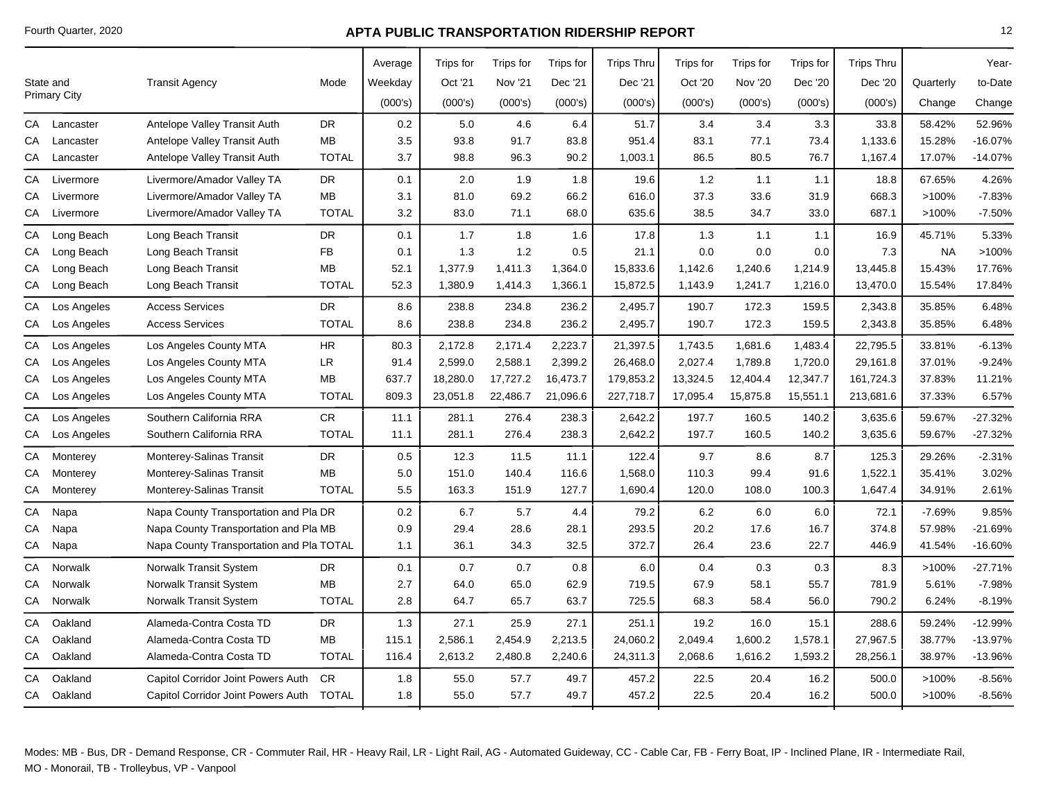## APTA PUBLIC TRANSPORTATION RIDERSHIP REPORT

Fourth Quarter, 2020

| State and Primary City | | Transit Agency | Mode | Average Weekday (000's) | Trips for Oct '21 (000's) | Trips for Nov '21 (000's) | Trips for Dec '21 (000's) | Trips Thru Dec '21 (000's) | Trips for Oct '20 (000's) | Trips for Nov '20 (000's) | Trips for Dec '20 (000's) | Trips Thru Dec '20 (000's) | Quarterly Change | Year-to-Date Change |
|---|---|---|---|---|---|---|---|---|---|---|---|---|---|---|
| CA | Lancaster | Antelope Valley Transit Auth | DR | 0.2 | 5.0 | 4.6 | 6.4 | 51.7 | 3.4 | 3.4 | 3.3 | 33.8 | 58.42% | 52.96% |
| CA | Lancaster | Antelope Valley Transit Auth | MB | 3.5 | 93.8 | 91.7 | 83.8 | 951.4 | 83.1 | 77.1 | 73.4 | 1,133.6 | 15.28% | -16.07% |
| CA | Lancaster | Antelope Valley Transit Auth | TOTAL | 3.7 | 98.8 | 96.3 | 90.2 | 1,003.1 | 86.5 | 80.5 | 76.7 | 1,167.4 | 17.07% | -14.07% |
| CA | Livermore | Livermore/Amador Valley TA | DR | 0.1 | 2.0 | 1.9 | 1.8 | 19.6 | 1.2 | 1.1 | 1.1 | 18.8 | 67.65% | 4.26% |
| CA | Livermore | Livermore/Amador Valley TA | MB | 3.1 | 81.0 | 69.2 | 66.2 | 616.0 | 37.3 | 33.6 | 31.9 | 668.3 | >100% | -7.83% |
| CA | Livermore | Livermore/Amador Valley TA | TOTAL | 3.2 | 83.0 | 71.1 | 68.0 | 635.6 | 38.5 | 34.7 | 33.0 | 687.1 | >100% | -7.50% |
| CA | Long Beach | Long Beach Transit | DR | 0.1 | 1.7 | 1.8 | 1.6 | 17.8 | 1.3 | 1.1 | 1.1 | 16.9 | 45.71% | 5.33% |
| CA | Long Beach | Long Beach Transit | FB | 0.1 | 1.3 | 1.2 | 0.5 | 21.1 | 0.0 | 0.0 | 0.0 | 7.3 | NA | >100% |
| CA | Long Beach | Long Beach Transit | MB | 52.1 | 1,377.9 | 1,411.3 | 1,364.0 | 15,833.6 | 1,142.6 | 1,240.6 | 1,214.9 | 13,445.8 | 15.43% | 17.76% |
| CA | Long Beach | Long Beach Transit | TOTAL | 52.3 | 1,380.9 | 1,414.3 | 1,366.1 | 15,872.5 | 1,143.9 | 1,241.7 | 1,216.0 | 13,470.0 | 15.54% | 17.84% |
| CA | Los Angeles | Access Services | DR | 8.6 | 238.8 | 234.8 | 236.2 | 2,495.7 | 190.7 | 172.3 | 159.5 | 2,343.8 | 35.85% | 6.48% |
| CA | Los Angeles | Access Services | TOTAL | 8.6 | 238.8 | 234.8 | 236.2 | 2,495.7 | 190.7 | 172.3 | 159.5 | 2,343.8 | 35.85% | 6.48% |
| CA | Los Angeles | Los Angeles County MTA | HR | 80.3 | 2,172.8 | 2,171.4 | 2,223.7 | 21,397.5 | 1,743.5 | 1,681.6 | 1,483.4 | 22,795.5 | 33.81% | -6.13% |
| CA | Los Angeles | Los Angeles County MTA | LR | 91.4 | 2,599.0 | 2,588.1 | 2,399.2 | 26,468.0 | 2,027.4 | 1,789.8 | 1,720.0 | 29,161.8 | 37.01% | -9.24% |
| CA | Los Angeles | Los Angeles County MTA | MB | 637.7 | 18,280.0 | 17,727.2 | 16,473.7 | 179,853.2 | 13,324.5 | 12,404.4 | 12,347.7 | 161,724.3 | 37.83% | 11.21% |
| CA | Los Angeles | Los Angeles County MTA | TOTAL | 809.3 | 23,051.8 | 22,486.7 | 21,096.6 | 227,718.7 | 17,095.4 | 15,875.8 | 15,551.1 | 213,681.6 | 37.33% | 6.57% |
| CA | Los Angeles | Southern California RRA | CR | 11.1 | 281.1 | 276.4 | 238.3 | 2,642.2 | 197.7 | 160.5 | 140.2 | 3,635.6 | 59.67% | -27.32% |
| CA | Los Angeles | Southern California RRA | TOTAL | 11.1 | 281.1 | 276.4 | 238.3 | 2,642.2 | 197.7 | 160.5 | 140.2 | 3,635.6 | 59.67% | -27.32% |
| CA | Monterey | Monterey-Salinas Transit | DR | 0.5 | 12.3 | 11.5 | 11.1 | 122.4 | 9.7 | 8.6 | 8.7 | 125.3 | 29.26% | -2.31% |
| CA | Monterey | Monterey-Salinas Transit | MB | 5.0 | 151.0 | 140.4 | 116.6 | 1,568.0 | 110.3 | 99.4 | 91.6 | 1,522.1 | 35.41% | 3.02% |
| CA | Monterey | Monterey-Salinas Transit | TOTAL | 5.5 | 163.3 | 151.9 | 127.7 | 1,690.4 | 120.0 | 108.0 | 100.3 | 1,647.4 | 34.91% | 2.61% |
| CA | Napa | Napa County Transportation and Pla | DR | 0.2 | 6.7 | 5.7 | 4.4 | 79.2 | 6.2 | 6.0 | 6.0 | 72.1 | -7.69% | 9.85% |
| CA | Napa | Napa County Transportation and Pla | MB | 0.9 | 29.4 | 28.6 | 28.1 | 293.5 | 20.2 | 17.6 | 16.7 | 374.8 | 57.98% | -21.69% |
| CA | Napa | Napa County Transportation and Pla | TOTAL | 1.1 | 36.1 | 34.3 | 32.5 | 372.7 | 26.4 | 23.6 | 22.7 | 446.9 | 41.54% | -16.60% |
| CA | Norwalk | Norwalk Transit System | DR | 0.1 | 0.7 | 0.7 | 0.8 | 6.0 | 0.4 | 0.3 | 0.3 | 8.3 | >100% | -27.71% |
| CA | Norwalk | Norwalk Transit System | MB | 2.7 | 64.0 | 65.0 | 62.9 | 719.5 | 67.9 | 58.1 | 55.7 | 781.9 | 5.61% | -7.98% |
| CA | Norwalk | Norwalk Transit System | TOTAL | 2.8 | 64.7 | 65.7 | 63.7 | 725.5 | 68.3 | 58.4 | 56.0 | 790.2 | 6.24% | -8.19% |
| CA | Oakland | Alameda-Contra Costa TD | DR | 1.3 | 27.1 | 25.9 | 27.1 | 251.1 | 19.2 | 16.0 | 15.1 | 288.6 | 59.24% | -12.99% |
| CA | Oakland | Alameda-Contra Costa TD | MB | 115.1 | 2,586.1 | 2,454.9 | 2,213.5 | 24,060.2 | 2,049.4 | 1,600.2 | 1,578.1 | 27,967.5 | 38.77% | -13.97% |
| CA | Oakland | Alameda-Contra Costa TD | TOTAL | 116.4 | 2,613.2 | 2,480.8 | 2,240.6 | 24,311.3 | 2,068.6 | 1,616.2 | 1,593.2 | 28,256.1 | 38.97% | -13.96% |
| CA | Oakland | Capitol Corridor Joint Powers Auth | CR | 1.8 | 55.0 | 57.7 | 49.7 | 457.2 | 22.5 | 20.4 | 16.2 | 500.0 | >100% | -8.56% |
| CA | Oakland | Capitol Corridor Joint Powers Auth | TOTAL | 1.8 | 55.0 | 57.7 | 49.7 | 457.2 | 22.5 | 20.4 | 16.2 | 500.0 | >100% | -8.56% |

Modes: MB - Bus, DR - Demand Response, CR - Commuter Rail, HR - Heavy Rail, LR - Light Rail, AG - Automated Guideway, CC - Cable Car, FB - Ferry Boat, IP - Inclined Plane, IR - Intermediate Rail, MO - Monorail, TB - Trolleybus, VP - Vanpool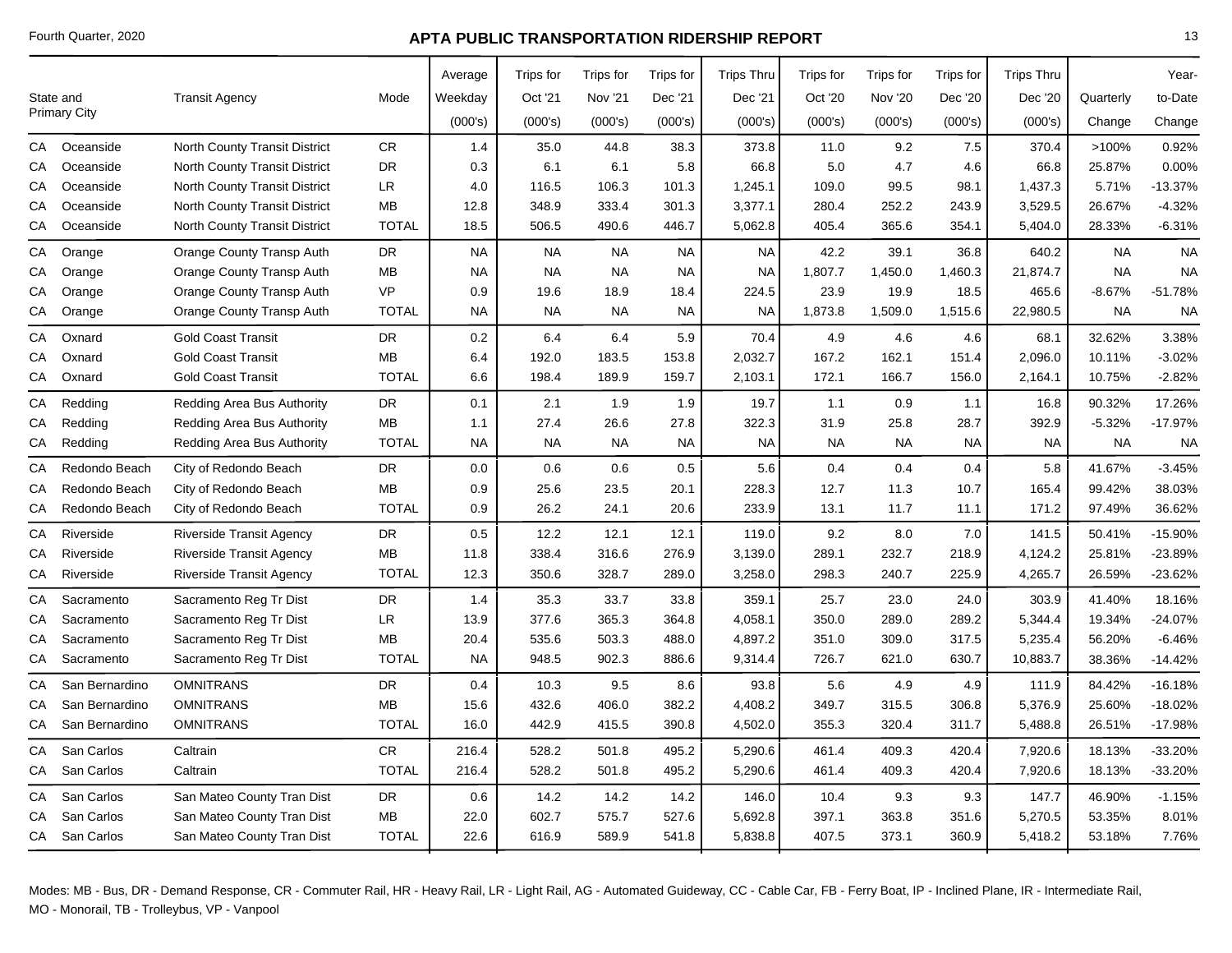# APTA PUBLIC TRANSPORTATION RIDERSHIP REPORT

Fourth Quarter, 2020

| State and Primary City | | Transit Agency | Mode | Average Weekday (000's) | Trips for Oct '21 (000's) | Trips for Nov '21 (000's) | Trips for Dec '21 (000's) | Trips Thru Dec '21 (000's) | Trips for Oct '20 (000's) | Trips for Nov '20 (000's) | Trips for Dec '20 (000's) | Trips Thru Dec '20 (000's) | Quarterly Change | Year-to-Date Change |
|---|---|---|---|---|---|---|---|---|---|---|---|---|---|---|
| CA | Oceanside | North County Transit District | CR | 1.4 | 35.0 | 44.8 | 38.3 | 373.8 | 11.0 | 9.2 | 7.5 | 370.4 | >100% | 0.92% |
| CA | Oceanside | North County Transit District | DR | 0.3 | 6.1 | 6.1 | 5.8 | 66.8 | 5.0 | 4.7 | 4.6 | 66.8 | 25.87% | 0.00% |
| CA | Oceanside | North County Transit District | LR | 4.0 | 116.5 | 106.3 | 101.3 | 1,245.1 | 109.0 | 99.5 | 98.1 | 1,437.3 | 5.71% | -13.37% |
| CA | Oceanside | North County Transit District | MB | 12.8 | 348.9 | 333.4 | 301.3 | 3,377.1 | 280.4 | 252.2 | 243.9 | 3,529.5 | 26.67% | -4.32% |
| CA | Oceanside | North County Transit District | TOTAL | 18.5 | 506.5 | 490.6 | 446.7 | 5,062.8 | 405.4 | 365.6 | 354.1 | 5,404.0 | 28.33% | -6.31% |
| CA | Orange | Orange County Transp Auth | DR | NA | NA | NA | NA | NA | 42.2 | 39.1 | 36.8 | 640.2 | NA | NA |
| CA | Orange | Orange County Transp Auth | MB | NA | NA | NA | NA | NA | 1,807.7 | 1,450.0 | 1,460.3 | 21,874.7 | NA | NA |
| CA | Orange | Orange County Transp Auth | VP | 0.9 | 19.6 | 18.9 | 18.4 | 224.5 | 23.9 | 19.9 | 18.5 | 465.6 | -8.67% | -51.78% |
| CA | Orange | Orange County Transp Auth | TOTAL | NA | NA | NA | NA | NA | 1,873.8 | 1,509.0 | 1,515.6 | 22,980.5 | NA | NA |
| CA | Oxnard | Gold Coast Transit | DR | 0.2 | 6.4 | 6.4 | 5.9 | 70.4 | 4.9 | 4.6 | 4.6 | 68.1 | 32.62% | 3.38% |
| CA | Oxnard | Gold Coast Transit | MB | 6.4 | 192.0 | 183.5 | 153.8 | 2,032.7 | 167.2 | 162.1 | 151.4 | 2,096.0 | 10.11% | -3.02% |
| CA | Oxnard | Gold Coast Transit | TOTAL | 6.6 | 198.4 | 189.9 | 159.7 | 2,103.1 | 172.1 | 166.7 | 156.0 | 2,164.1 | 10.75% | -2.82% |
| CA | Redding | Redding Area Bus Authority | DR | 0.1 | 2.1 | 1.9 | 1.9 | 19.7 | 1.1 | 0.9 | 1.1 | 16.8 | 90.32% | 17.26% |
| CA | Redding | Redding Area Bus Authority | MB | 1.1 | 27.4 | 26.6 | 27.8 | 322.3 | 31.9 | 25.8 | 28.7 | 392.9 | -5.32% | -17.97% |
| CA | Redding | Redding Area Bus Authority | TOTAL | NA | NA | NA | NA | NA | NA | NA | NA | NA | NA | NA |
| CA | Redondo Beach | City of Redondo Beach | DR | 0.0 | 0.6 | 0.6 | 0.5 | 5.6 | 0.4 | 0.4 | 0.4 | 5.8 | 41.67% | -3.45% |
| CA | Redondo Beach | City of Redondo Beach | MB | 0.9 | 25.6 | 23.5 | 20.1 | 228.3 | 12.7 | 11.3 | 10.7 | 165.4 | 99.42% | 38.03% |
| CA | Redondo Beach | City of Redondo Beach | TOTAL | 0.9 | 26.2 | 24.1 | 20.6 | 233.9 | 13.1 | 11.7 | 11.1 | 171.2 | 97.49% | 36.62% |
| CA | Riverside | Riverside Transit Agency | DR | 0.5 | 12.2 | 12.1 | 12.1 | 119.0 | 9.2 | 8.0 | 7.0 | 141.5 | 50.41% | -15.90% |
| CA | Riverside | Riverside Transit Agency | MB | 11.8 | 338.4 | 316.6 | 276.9 | 3,139.0 | 289.1 | 232.7 | 218.9 | 4,124.2 | 25.81% | -23.89% |
| CA | Riverside | Riverside Transit Agency | TOTAL | 12.3 | 350.6 | 328.7 | 289.0 | 3,258.0 | 298.3 | 240.7 | 225.9 | 4,265.7 | 26.59% | -23.62% |
| CA | Sacramento | Sacramento Reg Tr Dist | DR | 1.4 | 35.3 | 33.7 | 33.8 | 359.1 | 25.7 | 23.0 | 24.0 | 303.9 | 41.40% | 18.16% |
| CA | Sacramento | Sacramento Reg Tr Dist | LR | 13.9 | 377.6 | 365.3 | 364.8 | 4,058.1 | 350.0 | 289.0 | 289.2 | 5,344.4 | 19.34% | -24.07% |
| CA | Sacramento | Sacramento Reg Tr Dist | MB | 20.4 | 535.6 | 503.3 | 488.0 | 4,897.2 | 351.0 | 309.0 | 317.5 | 5,235.4 | 56.20% | -6.46% |
| CA | Sacramento | Sacramento Reg Tr Dist | TOTAL | NA | 948.5 | 902.3 | 886.6 | 9,314.4 | 726.7 | 621.0 | 630.7 | 10,883.7 | 38.36% | -14.42% |
| CA | San Bernardino | OMNITRANS | DR | 0.4 | 10.3 | 9.5 | 8.6 | 93.8 | 5.6 | 4.9 | 4.9 | 111.9 | 84.42% | -16.18% |
| CA | San Bernardino | OMNITRANS | MB | 15.6 | 432.6 | 406.0 | 382.2 | 4,408.2 | 349.7 | 315.5 | 306.8 | 5,376.9 | 25.60% | -18.02% |
| CA | San Bernardino | OMNITRANS | TOTAL | 16.0 | 442.9 | 415.5 | 390.8 | 4,502.0 | 355.3 | 320.4 | 311.7 | 5,488.8 | 26.51% | -17.98% |
| CA | San Carlos | Caltrain | CR | 216.4 | 528.2 | 501.8 | 495.2 | 5,290.6 | 461.4 | 409.3 | 420.4 | 7,920.6 | 18.13% | -33.20% |
| CA | San Carlos | Caltrain | TOTAL | 216.4 | 528.2 | 501.8 | 495.2 | 5,290.6 | 461.4 | 409.3 | 420.4 | 7,920.6 | 18.13% | -33.20% |
| CA | San Carlos | San Mateo County Tran Dist | DR | 0.6 | 14.2 | 14.2 | 14.2 | 146.0 | 10.4 | 9.3 | 9.3 | 147.7 | 46.90% | -1.15% |
| CA | San Carlos | San Mateo County Tran Dist | MB | 22.0 | 602.7 | 575.7 | 527.6 | 5,692.8 | 397.1 | 363.8 | 351.6 | 5,270.5 | 53.35% | 8.01% |
| CA | San Carlos | San Mateo County Tran Dist | TOTAL | 22.6 | 616.9 | 589.9 | 541.8 | 5,838.8 | 407.5 | 373.1 | 360.9 | 5,418.2 | 53.18% | 7.76% |

Modes: MB - Bus, DR - Demand Response, CR - Commuter Rail, HR - Heavy Rail, LR - Light Rail, AG - Automated Guideway, CC - Cable Car, FB - Ferry Boat, IP - Inclined Plane, IR - Intermediate Rail, MO - Monorail, TB - Trolleybus, VP - Vanpool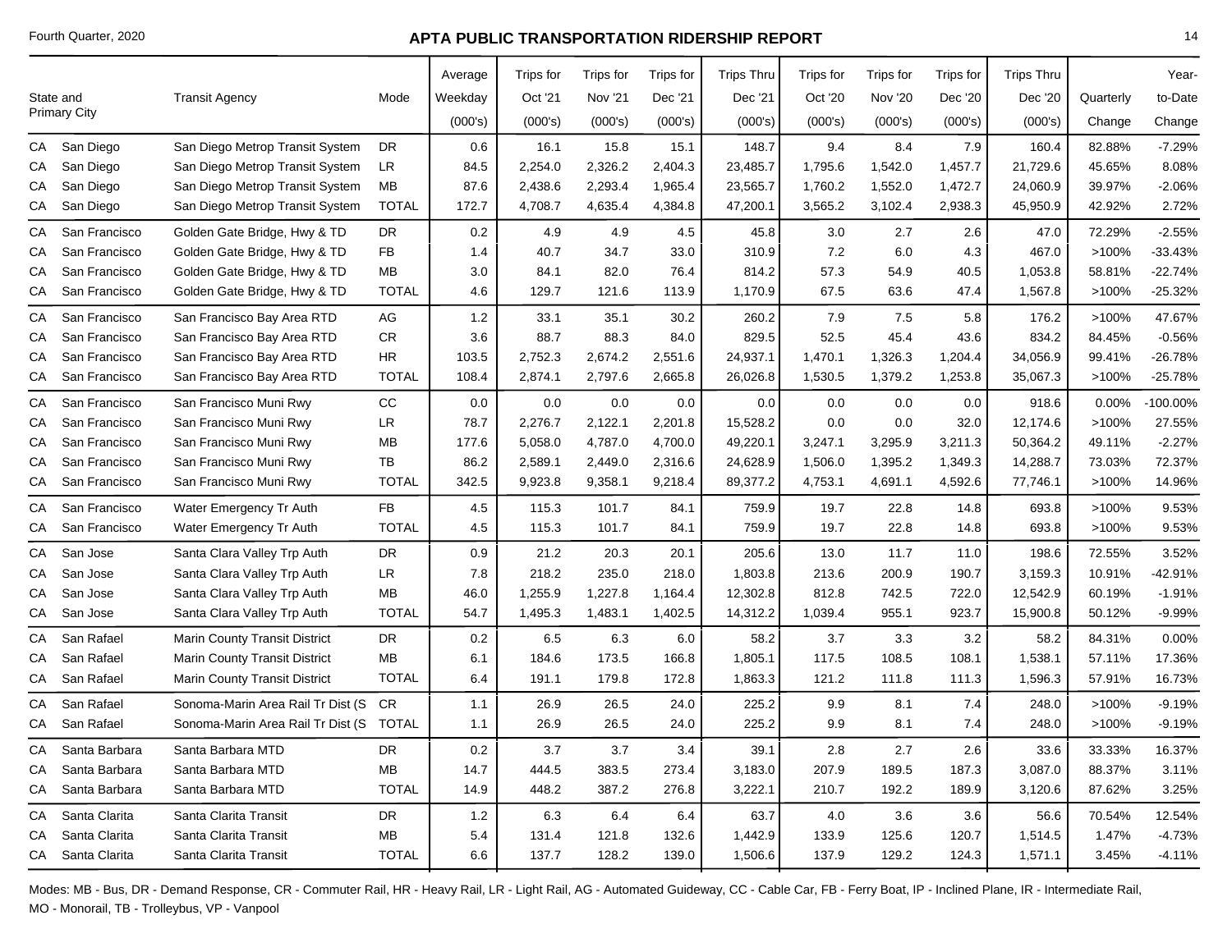# APTA PUBLIC TRANSPORTATION RIDERSHIP REPORT

Fourth Quarter, 2020

| State and Primary City | | Transit Agency | Mode | Average Weekday (000's) | Trips for Oct '21 (000's) | Trips for Nov '21 (000's) | Trips for Dec '21 (000's) | Trips Thru Dec '21 (000's) | Trips for Oct '20 (000's) | Trips for Nov '20 (000's) | Trips for Dec '20 (000's) | Trips Thru Dec '20 (000's) | Quarterly Change | Year-to-Date Change |
|---|---|---|---|---|---|---|---|---|---|---|---|---|---|---|
| CA | San Diego | San Diego Metrop Transit System | DR | 0.6 | 16.1 | 15.8 | 15.1 | 148.7 | 9.4 | 8.4 | 7.9 | 160.4 | 82.88% | -7.29% |
| CA | San Diego | San Diego Metrop Transit System | LR | 84.5 | 2,254.0 | 2,326.2 | 2,404.3 | 23,485.7 | 1,795.6 | 1,542.0 | 1,457.7 | 21,729.6 | 45.65% | 8.08% |
| CA | San Diego | San Diego Metrop Transit System | MB | 87.6 | 2,438.6 | 2,293.4 | 1,965.4 | 23,565.7 | 1,760.2 | 1,552.0 | 1,472.7 | 24,060.9 | 39.97% | -2.06% |
| CA | San Diego | San Diego Metrop Transit System | TOTAL | 172.7 | 4,708.7 | 4,635.4 | 4,384.8 | 47,200.1 | 3,565.2 | 3,102.4 | 2,938.3 | 45,950.9 | 42.92% | 2.72% |
| CA | San Francisco | Golden Gate Bridge, Hwy & TD | DR | 0.2 | 4.9 | 4.9 | 4.5 | 45.8 | 3.0 | 2.7 | 2.6 | 47.0 | 72.29% | -2.55% |
| CA | San Francisco | Golden Gate Bridge, Hwy & TD | FB | 1.4 | 40.7 | 34.7 | 33.0 | 310.9 | 7.2 | 6.0 | 4.3 | 467.0 | >100% | -33.43% |
| CA | San Francisco | Golden Gate Bridge, Hwy & TD | MB | 3.0 | 84.1 | 82.0 | 76.4 | 814.2 | 57.3 | 54.9 | 40.5 | 1,053.8 | 58.81% | -22.74% |
| CA | San Francisco | Golden Gate Bridge, Hwy & TD | TOTAL | 4.6 | 129.7 | 121.6 | 113.9 | 1,170.9 | 67.5 | 63.6 | 47.4 | 1,567.8 | >100% | -25.32% |
| CA | San Francisco | San Francisco Bay Area RTD | AG | 1.2 | 33.1 | 35.1 | 30.2 | 260.2 | 7.9 | 7.5 | 5.8 | 176.2 | >100% | 47.67% |
| CA | San Francisco | San Francisco Bay Area RTD | CR | 3.6 | 88.7 | 88.3 | 84.0 | 829.5 | 52.5 | 45.4 | 43.6 | 834.2 | 84.45% | -0.56% |
| CA | San Francisco | San Francisco Bay Area RTD | HR | 103.5 | 2,752.3 | 2,674.2 | 2,551.6 | 24,937.1 | 1,470.1 | 1,326.3 | 1,204.4 | 34,056.9 | 99.41% | -26.78% |
| CA | San Francisco | San Francisco Bay Area RTD | TOTAL | 108.4 | 2,874.1 | 2,797.6 | 2,665.8 | 26,026.8 | 1,530.5 | 1,379.2 | 1,253.8 | 35,067.3 | >100% | -25.78% |
| CA | San Francisco | San Francisco Muni Rwy | CC | 0.0 | 0.0 | 0.0 | 0.0 | 0.0 | 0.0 | 0.0 | 0.0 | 918.6 | 0.00% | -100.00% |
| CA | San Francisco | San Francisco Muni Rwy | LR | 78.7 | 2,276.7 | 2,122.1 | 2,201.8 | 15,528.2 | 0.0 | 0.0 | 32.0 | 12,174.6 | >100% | 27.55% |
| CA | San Francisco | San Francisco Muni Rwy | MB | 177.6 | 5,058.0 | 4,787.0 | 4,700.0 | 49,220.1 | 3,247.1 | 3,295.9 | 3,211.3 | 50,364.2 | 49.11% | -2.27% |
| CA | San Francisco | San Francisco Muni Rwy | TB | 86.2 | 2,589.1 | 2,449.0 | 2,316.6 | 24,628.9 | 1,506.0 | 1,395.2 | 1,349.3 | 14,288.7 | 73.03% | 72.37% |
| CA | San Francisco | San Francisco Muni Rwy | TOTAL | 342.5 | 9,923.8 | 9,358.1 | 9,218.4 | 89,377.2 | 4,753.1 | 4,691.1 | 4,592.6 | 77,746.1 | >100% | 14.96% |
| CA | San Francisco | Water Emergency Tr Auth | FB | 4.5 | 115.3 | 101.7 | 84.1 | 759.9 | 19.7 | 22.8 | 14.8 | 693.8 | >100% | 9.53% |
| CA | San Francisco | Water Emergency Tr Auth | TOTAL | 4.5 | 115.3 | 101.7 | 84.1 | 759.9 | 19.7 | 22.8 | 14.8 | 693.8 | >100% | 9.53% |
| CA | San Jose | Santa Clara Valley Trp Auth | DR | 0.9 | 21.2 | 20.3 | 20.1 | 205.6 | 13.0 | 11.7 | 11.0 | 198.6 | 72.55% | 3.52% |
| CA | San Jose | Santa Clara Valley Trp Auth | LR | 7.8 | 218.2 | 235.0 | 218.0 | 1,803.8 | 213.6 | 200.9 | 190.7 | 3,159.3 | 10.91% | -42.91% |
| CA | San Jose | Santa Clara Valley Trp Auth | MB | 46.0 | 1,255.9 | 1,227.8 | 1,164.4 | 12,302.8 | 812.8 | 742.5 | 722.0 | 12,542.9 | 60.19% | -1.91% |
| CA | San Jose | Santa Clara Valley Trp Auth | TOTAL | 54.7 | 1,495.3 | 1,483.1 | 1,402.5 | 14,312.2 | 1,039.4 | 955.1 | 923.7 | 15,900.8 | 50.12% | -9.99% |
| CA | San Rafael | Marin County Transit District | DR | 0.2 | 6.5 | 6.3 | 6.0 | 58.2 | 3.7 | 3.3 | 3.2 | 58.2 | 84.31% | 0.00% |
| CA | San Rafael | Marin County Transit District | MB | 6.1 | 184.6 | 173.5 | 166.8 | 1,805.1 | 117.5 | 108.5 | 108.1 | 1,538.1 | 57.11% | 17.36% |
| CA | San Rafael | Marin County Transit District | TOTAL | 6.4 | 191.1 | 179.8 | 172.8 | 1,863.3 | 121.2 | 111.8 | 111.3 | 1,596.3 | 57.91% | 16.73% |
| CA | San Rafael | Sonoma-Marin Area Rail Tr Dist (S | CR | 1.1 | 26.9 | 26.5 | 24.0 | 225.2 | 9.9 | 8.1 | 7.4 | 248.0 | >100% | -9.19% |
| CA | San Rafael | Sonoma-Marin Area Rail Tr Dist (S | TOTAL | 1.1 | 26.9 | 26.5 | 24.0 | 225.2 | 9.9 | 8.1 | 7.4 | 248.0 | >100% | -9.19% |
| CA | Santa Barbara | Santa Barbara MTD | DR | 0.2 | 3.7 | 3.7 | 3.4 | 39.1 | 2.8 | 2.7 | 2.6 | 33.6 | 33.33% | 16.37% |
| CA | Santa Barbara | Santa Barbara MTD | MB | 14.7 | 444.5 | 383.5 | 273.4 | 3,183.0 | 207.9 | 189.5 | 187.3 | 3,087.0 | 88.37% | 3.11% |
| CA | Santa Barbara | Santa Barbara MTD | TOTAL | 14.9 | 448.2 | 387.2 | 276.8 | 3,222.1 | 210.7 | 192.2 | 189.9 | 3,120.6 | 87.62% | 3.25% |
| CA | Santa Clarita | Santa Clarita Transit | DR | 1.2 | 6.3 | 6.4 | 6.4 | 63.7 | 4.0 | 3.6 | 3.6 | 56.6 | 70.54% | 12.54% |
| CA | Santa Clarita | Santa Clarita Transit | MB | 5.4 | 131.4 | 121.8 | 132.6 | 1,442.9 | 133.9 | 125.6 | 120.7 | 1,514.5 | 1.47% | -4.73% |
| CA | Santa Clarita | Santa Clarita Transit | TOTAL | 6.6 | 137.7 | 128.2 | 139.0 | 1,506.6 | 137.9 | 129.2 | 124.3 | 1,571.1 | 3.45% | -4.11% |

Modes: MB - Bus, DR - Demand Response, CR - Commuter Rail, HR - Heavy Rail, LR - Light Rail, AG - Automated Guideway, CC - Cable Car, FB - Ferry Boat, IP - Inclined Plane, IR - Intermediate Rail, MO - Monorail, TB - Trolleybus, VP - Vanpool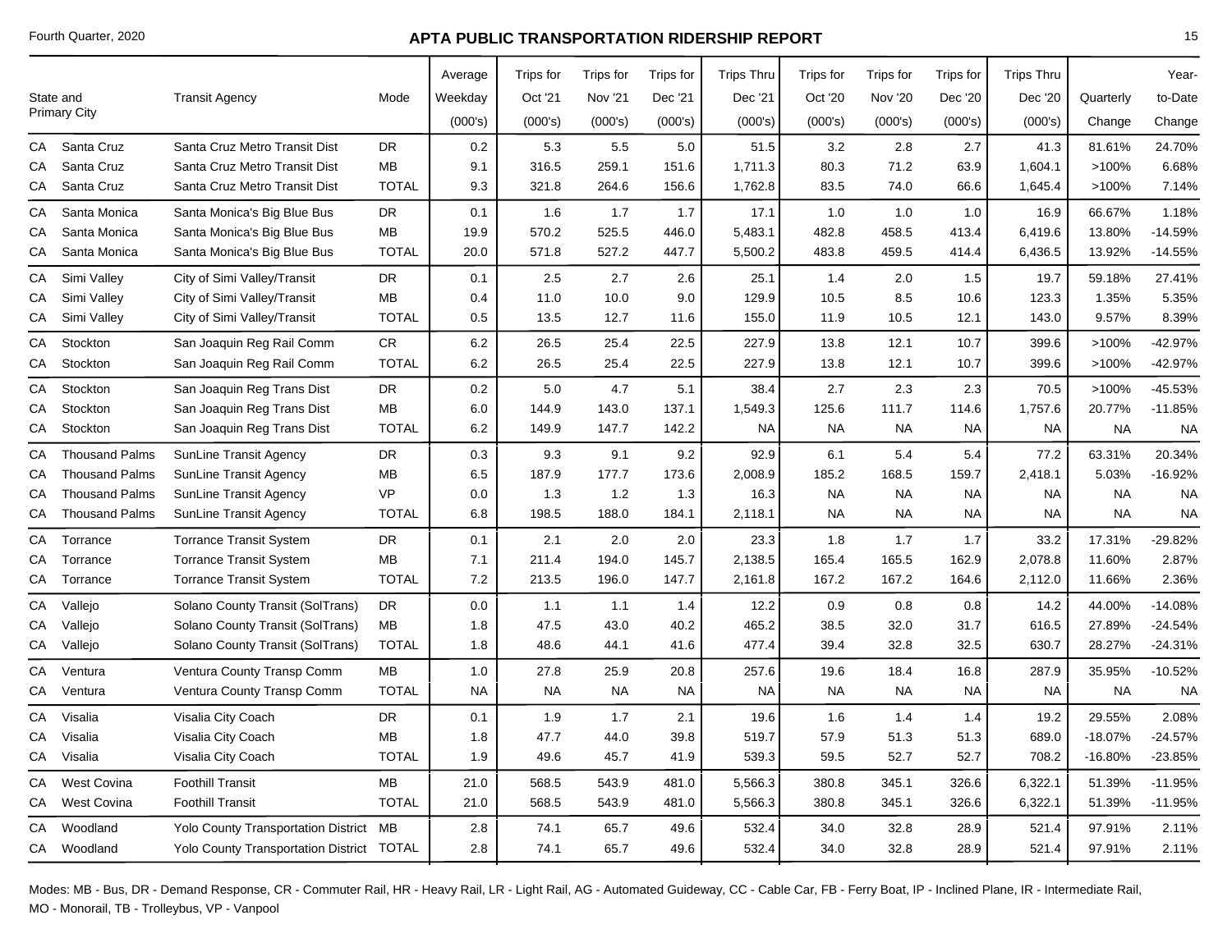## APTA PUBLIC TRANSPORTATION RIDERSHIP REPORT

Fourth Quarter, 2020

| State and Primary City | | Transit Agency | Mode | Average Weekday (000's) | Trips for Oct '21 (000's) | Trips for Nov '21 (000's) | Trips for Dec '21 (000's) | Trips Thru Dec '21 (000's) | Trips for Oct '20 (000's) | Trips for Nov '20 (000's) | Trips for Dec '20 (000's) | Trips Thru Dec '20 (000's) | Quarterly Change | Year-to-Date Change |
|---|---|---|---|---|---|---|---|---|---|---|---|---|---|---|
| CA | Santa Cruz | Santa Cruz Metro Transit Dist | DR | 0.2 | 5.3 | 5.5 | 5.0 | 51.5 | 3.2 | 2.8 | 2.7 | 41.3 | 81.61% | 24.70% |
| CA | Santa Cruz | Santa Cruz Metro Transit Dist | MB | 9.1 | 316.5 | 259.1 | 151.6 | 1,711.3 | 80.3 | 71.2 | 63.9 | 1,604.1 | >100% | 6.68% |
| CA | Santa Cruz | Santa Cruz Metro Transit Dist | TOTAL | 9.3 | 321.8 | 264.6 | 156.6 | 1,762.8 | 83.5 | 74.0 | 66.6 | 1,645.4 | >100% | 7.14% |
| CA | Santa Monica | Santa Monica's Big Blue Bus | DR | 0.1 | 1.6 | 1.7 | 1.7 | 17.1 | 1.0 | 1.0 | 1.0 | 16.9 | 66.67% | 1.18% |
| CA | Santa Monica | Santa Monica's Big Blue Bus | MB | 19.9 | 570.2 | 525.5 | 446.0 | 5,483.1 | 482.8 | 458.5 | 413.4 | 6,419.6 | 13.80% | -14.59% |
| CA | Santa Monica | Santa Monica's Big Blue Bus | TOTAL | 20.0 | 571.8 | 527.2 | 447.7 | 5,500.2 | 483.8 | 459.5 | 414.4 | 6,436.5 | 13.92% | -14.55% |
| CA | Simi Valley | City of Simi Valley/Transit | DR | 0.1 | 2.5 | 2.7 | 2.6 | 25.1 | 1.4 | 2.0 | 1.5 | 19.7 | 59.18% | 27.41% |
| CA | Simi Valley | City of Simi Valley/Transit | MB | 0.4 | 11.0 | 10.0 | 9.0 | 129.9 | 10.5 | 8.5 | 10.6 | 123.3 | 1.35% | 5.35% |
| CA | Simi Valley | City of Simi Valley/Transit | TOTAL | 0.5 | 13.5 | 12.7 | 11.6 | 155.0 | 11.9 | 10.5 | 12.1 | 143.0 | 9.57% | 8.39% |
| CA | Stockton | San Joaquin Reg Rail Comm | CR | 6.2 | 26.5 | 25.4 | 22.5 | 227.9 | 13.8 | 12.1 | 10.7 | 399.6 | >100% | -42.97% |
| CA | Stockton | San Joaquin Reg Rail Comm | TOTAL | 6.2 | 26.5 | 25.4 | 22.5 | 227.9 | 13.8 | 12.1 | 10.7 | 399.6 | >100% | -42.97% |
| CA | Stockton | San Joaquin Reg Trans Dist | DR | 0.2 | 5.0 | 4.7 | 5.1 | 38.4 | 2.7 | 2.3 | 2.3 | 70.5 | >100% | -45.53% |
| CA | Stockton | San Joaquin Reg Trans Dist | MB | 6.0 | 144.9 | 143.0 | 137.1 | 1,549.3 | 125.6 | 111.7 | 114.6 | 1,757.6 | 20.77% | -11.85% |
| CA | Stockton | San Joaquin Reg Trans Dist | TOTAL | 6.2 | 149.9 | 147.7 | 142.2 | NA | NA | NA | NA | NA | NA | NA |
| CA | Thousand Palms | SunLine Transit Agency | DR | 0.3 | 9.3 | 9.1 | 9.2 | 92.9 | 6.1 | 5.4 | 5.4 | 77.2 | 63.31% | 20.34% |
| CA | Thousand Palms | SunLine Transit Agency | MB | 6.5 | 187.9 | 177.7 | 173.6 | 2,008.9 | 185.2 | 168.5 | 159.7 | 2,418.1 | 5.03% | -16.92% |
| CA | Thousand Palms | SunLine Transit Agency | VP | 0.0 | 1.3 | 1.2 | 1.3 | 16.3 | NA | NA | NA | NA | NA | NA |
| CA | Thousand Palms | SunLine Transit Agency | TOTAL | 6.8 | 198.5 | 188.0 | 184.1 | 2,118.1 | NA | NA | NA | NA | NA | NA |
| CA | Torrance | Torrance Transit System | DR | 0.1 | 2.1 | 2.0 | 2.0 | 23.3 | 1.8 | 1.7 | 1.7 | 33.2 | 17.31% | -29.82% |
| CA | Torrance | Torrance Transit System | MB | 7.1 | 211.4 | 194.0 | 145.7 | 2,138.5 | 165.4 | 165.5 | 162.9 | 2,078.8 | 11.60% | 2.87% |
| CA | Torrance | Torrance Transit System | TOTAL | 7.2 | 213.5 | 196.0 | 147.7 | 2,161.8 | 167.2 | 167.2 | 164.6 | 2,112.0 | 11.66% | 2.36% |
| CA | Vallejo | Solano County Transit (SolTrans) | DR | 0.0 | 1.1 | 1.1 | 1.4 | 12.2 | 0.9 | 0.8 | 0.8 | 14.2 | 44.00% | -14.08% |
| CA | Vallejo | Solano County Transit (SolTrans) | MB | 1.8 | 47.5 | 43.0 | 40.2 | 465.2 | 38.5 | 32.0 | 31.7 | 616.5 | 27.89% | -24.54% |
| CA | Vallejo | Solano County Transit (SolTrans) | TOTAL | 1.8 | 48.6 | 44.1 | 41.6 | 477.4 | 39.4 | 32.8 | 32.5 | 630.7 | 28.27% | -24.31% |
| CA | Ventura | Ventura County Transp Comm | MB | 1.0 | 27.8 | 25.9 | 20.8 | 257.6 | 19.6 | 18.4 | 16.8 | 287.9 | 35.95% | -10.52% |
| CA | Ventura | Ventura County Transp Comm | TOTAL | NA | NA | NA | NA | NA | NA | NA | NA | NA | NA | NA |
| CA | Visalia | Visalia City Coach | DR | 0.1 | 1.9 | 1.7 | 2.1 | 19.6 | 1.6 | 1.4 | 1.4 | 19.2 | 29.55% | 2.08% |
| CA | Visalia | Visalia City Coach | MB | 1.8 | 47.7 | 44.0 | 39.8 | 519.7 | 57.9 | 51.3 | 51.3 | 689.0 | -18.07% | -24.57% |
| CA | Visalia | Visalia City Coach | TOTAL | 1.9 | 49.6 | 45.7 | 41.9 | 539.3 | 59.5 | 52.7 | 52.7 | 708.2 | -16.80% | -23.85% |
| CA | West Covina | Foothill Transit | MB | 21.0 | 568.5 | 543.9 | 481.0 | 5,566.3 | 380.8 | 345.1 | 326.6 | 6,322.1 | 51.39% | -11.95% |
| CA | West Covina | Foothill Transit | TOTAL | 21.0 | 568.5 | 543.9 | 481.0 | 5,566.3 | 380.8 | 345.1 | 326.6 | 6,322.1 | 51.39% | -11.95% |
| CA | Woodland | Yolo County Transportation District | MB | 2.8 | 74.1 | 65.7 | 49.6 | 532.4 | 34.0 | 32.8 | 28.9 | 521.4 | 97.91% | 2.11% |
| CA | Woodland | Yolo County Transportation District | TOTAL | 2.8 | 74.1 | 65.7 | 49.6 | 532.4 | 34.0 | 32.8 | 28.9 | 521.4 | 97.91% | 2.11% |

Modes: MB - Bus, DR - Demand Response, CR - Commuter Rail, HR - Heavy Rail, LR - Light Rail, AG - Automated Guideway, CC - Cable Car, FB - Ferry Boat, IP - Inclined Plane, IR - Intermediate Rail, MO - Monorail, TB - Trolleybus, VP - Vanpool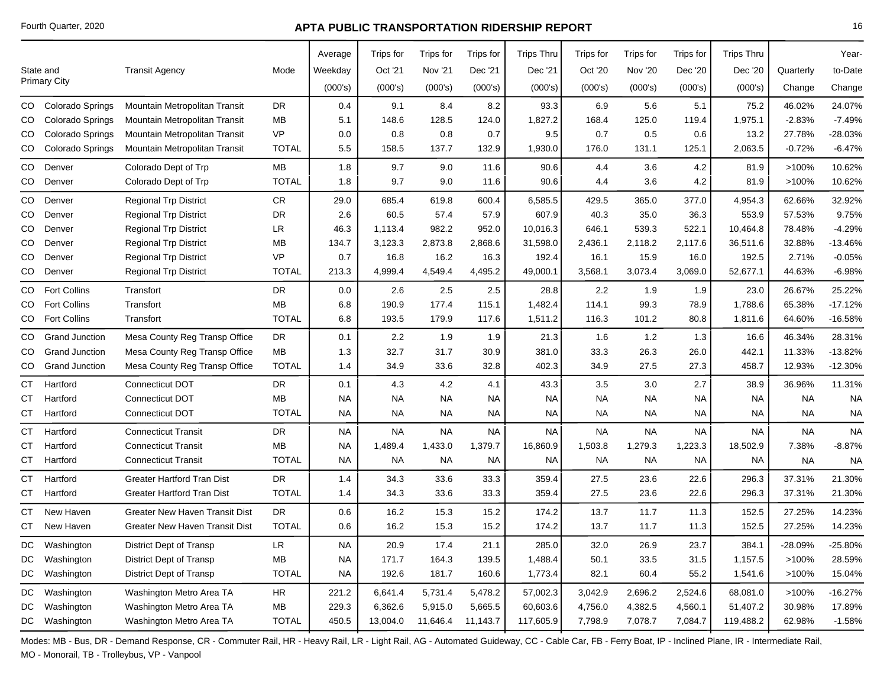## APTA PUBLIC TRANSPORTATION RIDERSHIP REPORT

Fourth Quarter, 2020

| State and Primary City | | Transit Agency | Mode | Average Weekday (000's) | Trips for Oct '21 (000's) | Trips for Nov '21 (000's) | Trips for Dec '21 (000's) | Trips Thru Dec '21 (000's) | Trips for Oct '20 (000's) | Trips for Nov '20 (000's) | Trips for Dec '20 (000's) | Trips Thru Dec '20 (000's) | Quarterly Change | Year-to-Date Change |
|---|---|---|---|---|---|---|---|---|---|---|---|---|---|---|
| CO | Colorado Springs | Mountain Metropolitan Transit | DR | 0.4 | 9.1 | 8.4 | 8.2 | 93.3 | 6.9 | 5.6 | 5.1 | 75.2 | 46.02% | 24.07% |
| CO | Colorado Springs | Mountain Metropolitan Transit | MB | 5.1 | 148.6 | 128.5 | 124.0 | 1,827.2 | 168.4 | 125.0 | 119.4 | 1,975.1 | -2.83% | -7.49% |
| CO | Colorado Springs | Mountain Metropolitan Transit | VP | 0.0 | 0.8 | 0.8 | 0.7 | 9.5 | 0.7 | 0.5 | 0.6 | 13.2 | 27.78% | -28.03% |
| CO | Colorado Springs | Mountain Metropolitan Transit | TOTAL | 5.5 | 158.5 | 137.7 | 132.9 | 1,930.0 | 176.0 | 131.1 | 125.1 | 2,063.5 | -0.72% | -6.47% |
| CO | Denver | Colorado Dept of Trp | MB | 1.8 | 9.7 | 9.0 | 11.6 | 90.6 | 4.4 | 3.6 | 4.2 | 81.9 | >100% | 10.62% |
| CO | Denver | Colorado Dept of Trp | TOTAL | 1.8 | 9.7 | 9.0 | 11.6 | 90.6 | 4.4 | 3.6 | 4.2 | 81.9 | >100% | 10.62% |
| CO | Denver | Regional Trp District | CR | 29.0 | 685.4 | 619.8 | 600.4 | 6,585.5 | 429.5 | 365.0 | 377.0 | 4,954.3 | 62.66% | 32.92% |
| CO | Denver | Regional Trp District | DR | 2.6 | 60.5 | 57.4 | 57.9 | 607.9 | 40.3 | 35.0 | 36.3 | 553.9 | 57.53% | 9.75% |
| CO | Denver | Regional Trp District | LR | 46.3 | 1,113.4 | 982.2 | 952.0 | 10,016.3 | 646.1 | 539.3 | 522.1 | 10,464.8 | 78.48% | -4.29% |
| CO | Denver | Regional Trp District | MB | 134.7 | 3,123.3 | 2,873.8 | 2,868.6 | 31,598.0 | 2,436.1 | 2,118.2 | 2,117.6 | 36,511.6 | 32.88% | -13.46% |
| CO | Denver | Regional Trp District | VP | 0.7 | 16.8 | 16.2 | 16.3 | 192.4 | 16.1 | 15.9 | 16.0 | 192.5 | 2.71% | -0.05% |
| CO | Denver | Regional Trp District | TOTAL | 213.3 | 4,999.4 | 4,549.4 | 4,495.2 | 49,000.1 | 3,568.1 | 3,073.4 | 3,069.0 | 52,677.1 | 44.63% | -6.98% |
| CO | Fort Collins | Transfort | DR | 0.0 | 2.6 | 2.5 | 2.5 | 28.8 | 2.2 | 1.9 | 1.9 | 23.0 | 26.67% | 25.22% |
| CO | Fort Collins | Transfort | MB | 6.8 | 190.9 | 177.4 | 115.1 | 1,482.4 | 114.1 | 99.3 | 78.9 | 1,788.6 | 65.38% | -17.12% |
| CO | Fort Collins | Transfort | TOTAL | 6.8 | 193.5 | 179.9 | 117.6 | 1,511.2 | 116.3 | 101.2 | 80.8 | 1,811.6 | 64.60% | -16.58% |
| CO | Grand Junction | Mesa County Reg Transp Office | DR | 0.1 | 2.2 | 1.9 | 1.9 | 21.3 | 1.6 | 1.2 | 1.3 | 16.6 | 46.34% | 28.31% |
| CO | Grand Junction | Mesa County Reg Transp Office | MB | 1.3 | 32.7 | 31.7 | 30.9 | 381.0 | 33.3 | 26.3 | 26.0 | 442.1 | 11.33% | -13.82% |
| CO | Grand Junction | Mesa County Reg Transp Office | TOTAL | 1.4 | 34.9 | 33.6 | 32.8 | 402.3 | 34.9 | 27.5 | 27.3 | 458.7 | 12.93% | -12.30% |
| CT | Hartford | Connecticut DOT | DR | 0.1 | 4.3 | 4.2 | 4.1 | 43.3 | 3.5 | 3.0 | 2.7 | 38.9 | 36.96% | 11.31% |
| CT | Hartford | Connecticut DOT | MB | NA | NA | NA | NA | NA | NA | NA | NA | NA | NA | NA |
| CT | Hartford | Connecticut DOT | TOTAL | NA | NA | NA | NA | NA | NA | NA | NA | NA | NA | NA |
| CT | Hartford | Connecticut Transit | DR | NA | NA | NA | NA | NA | NA | NA | NA | NA | NA | NA |
| CT | Hartford | Connecticut Transit | MB | NA | 1,489.4 | 1,433.0 | 1,379.7 | 16,860.9 | 1,503.8 | 1,279.3 | 1,223.3 | 18,502.9 | 7.38% | -8.87% |
| CT | Hartford | Connecticut Transit | TOTAL | NA | NA | NA | NA | NA | NA | NA | NA | NA | NA | NA |
| CT | Hartford | Greater Hartford Tran Dist | DR | 1.4 | 34.3 | 33.6 | 33.3 | 359.4 | 27.5 | 23.6 | 22.6 | 296.3 | 37.31% | 21.30% |
| CT | Hartford | Greater Hartford Tran Dist | TOTAL | 1.4 | 34.3 | 33.6 | 33.3 | 359.4 | 27.5 | 23.6 | 22.6 | 296.3 | 37.31% | 21.30% |
| CT | New Haven | Greater New Haven Transit Dist | DR | 0.6 | 16.2 | 15.3 | 15.2 | 174.2 | 13.7 | 11.7 | 11.3 | 152.5 | 27.25% | 14.23% |
| CT | New Haven | Greater New Haven Transit Dist | TOTAL | 0.6 | 16.2 | 15.3 | 15.2 | 174.2 | 13.7 | 11.7 | 11.3 | 152.5 | 27.25% | 14.23% |
| DC | Washington | District Dept of Transp | LR | NA | 20.9 | 17.4 | 21.1 | 285.0 | 32.0 | 26.9 | 23.7 | 384.1 | -28.09% | -25.80% |
| DC | Washington | District Dept of Transp | MB | NA | 171.7 | 164.3 | 139.5 | 1,488.4 | 50.1 | 33.5 | 31.5 | 1,157.5 | >100% | 28.59% |
| DC | Washington | District Dept of Transp | TOTAL | NA | 192.6 | 181.7 | 160.6 | 1,773.4 | 82.1 | 60.4 | 55.2 | 1,541.6 | >100% | 15.04% |
| DC | Washington | Washington Metro Area TA | HR | 221.2 | 6,641.4 | 5,731.4 | 5,478.2 | 57,002.3 | 3,042.9 | 2,696.2 | 2,524.6 | 68,081.0 | >100% | -16.27% |
| DC | Washington | Washington Metro Area TA | MB | 229.3 | 6,362.6 | 5,915.0 | 5,665.5 | 60,603.6 | 4,756.0 | 4,382.5 | 4,560.1 | 51,407.2 | 30.98% | 17.89% |
| DC | Washington | Washington Metro Area TA | TOTAL | 450.5 | 13,004.0 | 11,646.4 | 11,143.7 | 117,605.9 | 7,798.9 | 7,078.7 | 7,084.7 | 119,488.2 | 62.98% | -1.58% |

Modes: MB - Bus, DR - Demand Response, CR - Commuter Rail, HR - Heavy Rail, LR - Light Rail, AG - Automated Guideway, CC - Cable Car, FB - Ferry Boat, IP - Inclined Plane, IR - Intermediate Rail, MO - Monorail, TB - Trolleybus, VP - Vanpool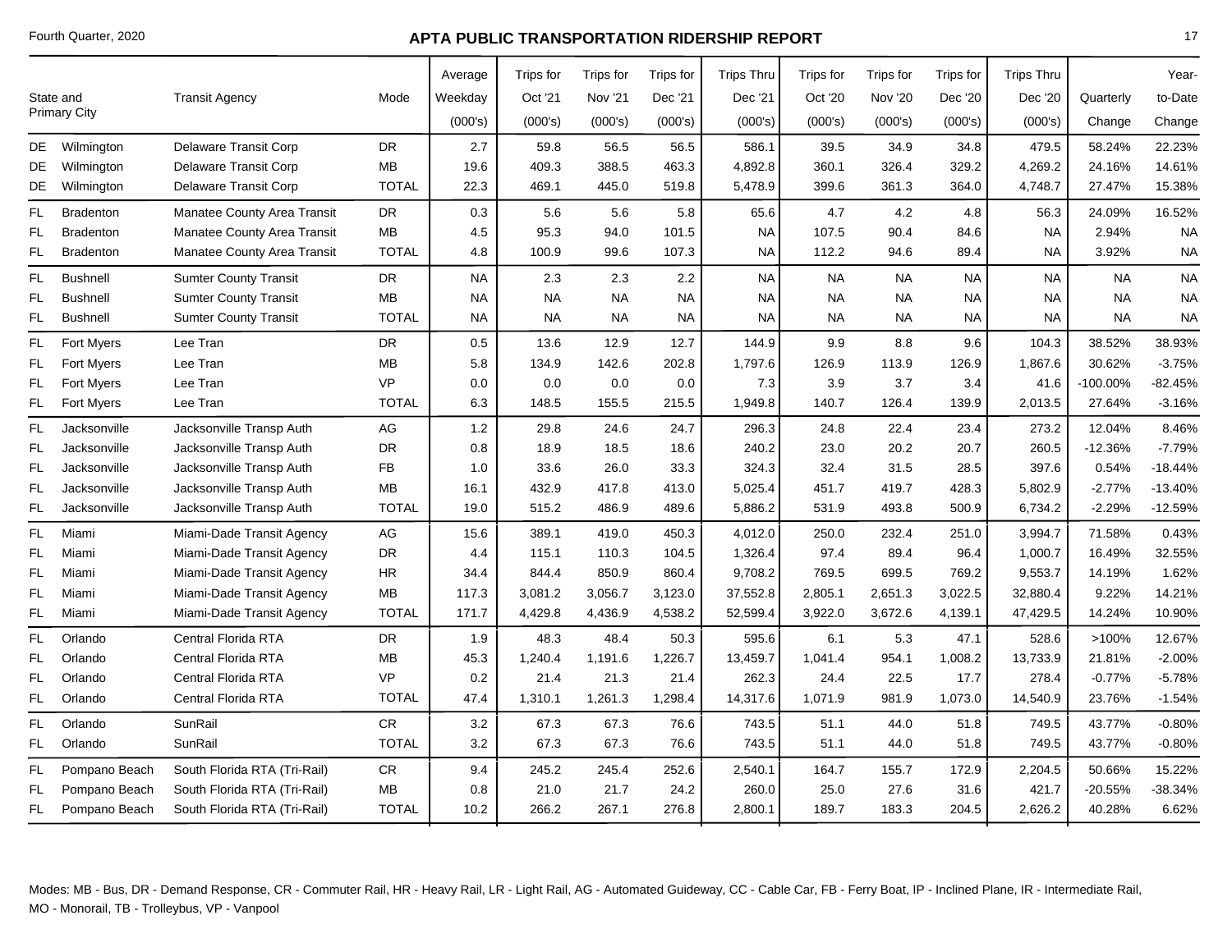| State and Primary City | | Transit Agency | Mode | Average Weekday (000's) | Trips for Oct '21 (000's) | Trips for Nov '21 (000's) | Trips for Dec '21 (000's) | Trips Thru Dec '21 (000's) | Trips for Oct '20 (000's) | Trips for Nov '20 (000's) | Trips for Dec '20 (000's) | Trips Thru Dec '20 (000's) | Quarterly Change | Year-to-Date Change |
|---|---|---|---|---|---|---|---|---|---|---|---|---|---|---|
| DE | Wilmington | Delaware Transit Corp | DR | 2.7 | 59.8 | 56.5 | 56.5 | 586.1 | 39.5 | 34.9 | 34.8 | 479.5 | 58.24% | 22.23% |
| DE | Wilmington | Delaware Transit Corp | MB | 19.6 | 409.3 | 388.5 | 463.3 | 4,892.8 | 360.1 | 326.4 | 329.2 | 4,269.2 | 24.16% | 14.61% |
| DE | Wilmington | Delaware Transit Corp | TOTAL | 22.3 | 469.1 | 445.0 | 519.8 | 5,478.9 | 399.6 | 361.3 | 364.0 | 4,748.7 | 27.47% | 15.38% |
| FL | Bradenton | Manatee County Area Transit | DR | 0.3 | 5.6 | 5.6 | 5.8 | 65.6 | 4.7 | 4.2 | 4.8 | 56.3 | 24.09% | 16.52% |
| FL | Bradenton | Manatee County Area Transit | MB | 4.5 | 95.3 | 94.0 | 101.5 | NA | 107.5 | 90.4 | 84.6 | NA | 2.94% | NA |
| FL | Bradenton | Manatee County Area Transit | TOTAL | 4.8 | 100.9 | 99.6 | 107.3 | NA | 112.2 | 94.6 | 89.4 | NA | 3.92% | NA |
| FL | Bushnell | Sumter County Transit | DR | NA | 2.3 | 2.3 | 2.2 | NA | NA | NA | NA | NA | NA | NA |
| FL | Bushnell | Sumter County Transit | MB | NA | NA | NA | NA | NA | NA | NA | NA | NA | NA | NA |
| FL | Bushnell | Sumter County Transit | TOTAL | NA | NA | NA | NA | NA | NA | NA | NA | NA | NA | NA |
| FL | Fort Myers | Lee Tran | DR | 0.5 | 13.6 | 12.9 | 12.7 | 144.9 | 9.9 | 8.8 | 9.6 | 104.3 | 38.52% | 38.93% |
| FL | Fort Myers | Lee Tran | MB | 5.8 | 134.9 | 142.6 | 202.8 | 1,797.6 | 126.9 | 113.9 | 126.9 | 1,867.6 | 30.62% | -3.75% |
| FL | Fort Myers | Lee Tran | VP | 0.0 | 0.0 | 0.0 | 0.0 | 7.3 | 3.9 | 3.7 | 3.4 | 41.6 | -100.00% | -82.45% |
| FL | Fort Myers | Lee Tran | TOTAL | 6.3 | 148.5 | 155.5 | 215.5 | 1,949.8 | 140.7 | 126.4 | 139.9 | 2,013.5 | 27.64% | -3.16% |
| FL | Jacksonville | Jacksonville Transp Auth | AG | 1.2 | 29.8 | 24.6 | 24.7 | 296.3 | 24.8 | 22.4 | 23.4 | 273.2 | 12.04% | 8.46% |
| FL | Jacksonville | Jacksonville Transp Auth | DR | 0.8 | 18.9 | 18.5 | 18.6 | 240.2 | 23.0 | 20.2 | 20.7 | 260.5 | -12.36% | -7.79% |
| FL | Jacksonville | Jacksonville Transp Auth | FB | 1.0 | 33.6 | 26.0 | 33.3 | 324.3 | 32.4 | 31.5 | 28.5 | 397.6 | 0.54% | -18.44% |
| FL | Jacksonville | Jacksonville Transp Auth | MB | 16.1 | 432.9 | 417.8 | 413.0 | 5,025.4 | 451.7 | 419.7 | 428.3 | 5,802.9 | -2.77% | -13.40% |
| FL | Jacksonville | Jacksonville Transp Auth | TOTAL | 19.0 | 515.2 | 486.9 | 489.6 | 5,886.2 | 531.9 | 493.8 | 500.9 | 6,734.2 | -2.29% | -12.59% |
| FL | Miami | Miami-Dade Transit Agency | AG | 15.6 | 389.1 | 419.0 | 450.3 | 4,012.0 | 250.0 | 232.4 | 251.0 | 3,994.7 | 71.58% | 0.43% |
| FL | Miami | Miami-Dade Transit Agency | DR | 4.4 | 115.1 | 110.3 | 104.5 | 1,326.4 | 97.4 | 89.4 | 96.4 | 1,000.7 | 16.49% | 32.55% |
| FL | Miami | Miami-Dade Transit Agency | HR | 34.4 | 844.4 | 850.9 | 860.4 | 9,708.2 | 769.5 | 699.5 | 769.2 | 9,553.7 | 14.19% | 1.62% |
| FL | Miami | Miami-Dade Transit Agency | MB | 117.3 | 3,081.2 | 3,056.7 | 3,123.0 | 37,552.8 | 2,805.1 | 2,651.3 | 3,022.5 | 32,880.4 | 9.22% | 14.21% |
| FL | Miami | Miami-Dade Transit Agency | TOTAL | 171.7 | 4,429.8 | 4,436.9 | 4,538.2 | 52,599.4 | 3,922.0 | 3,672.6 | 4,139.1 | 47,429.5 | 14.24% | 10.90% |
| FL | Orlando | Central Florida RTA | DR | 1.9 | 48.3 | 48.4 | 50.3 | 595.6 | 6.1 | 5.3 | 47.1 | 528.6 | >100% | 12.67% |
| FL | Orlando | Central Florida RTA | MB | 45.3 | 1,240.4 | 1,191.6 | 1,226.7 | 13,459.7 | 1,041.4 | 954.1 | 1,008.2 | 13,733.9 | 21.81% | -2.00% |
| FL | Orlando | Central Florida RTA | VP | 0.2 | 21.4 | 21.3 | 21.4 | 262.3 | 24.4 | 22.5 | 17.7 | 278.4 | -0.77% | -5.78% |
| FL | Orlando | Central Florida RTA | TOTAL | 47.4 | 1,310.1 | 1,261.3 | 1,298.4 | 14,317.6 | 1,071.9 | 981.9 | 1,073.0 | 14,540.9 | 23.76% | -1.54% |
| FL | Orlando | SunRail | CR | 3.2 | 67.3 | 67.3 | 76.6 | 743.5 | 51.1 | 44.0 | 51.8 | 749.5 | 43.77% | -0.80% |
| FL | Orlando | SunRail | TOTAL | 3.2 | 67.3 | 67.3 | 76.6 | 743.5 | 51.1 | 44.0 | 51.8 | 749.5 | 43.77% | -0.80% |
| FL | Pompano Beach | South Florida RTA (Tri-Rail) | CR | 9.4 | 245.2 | 245.4 | 252.6 | 2,540.1 | 164.7 | 155.7 | 172.9 | 2,204.5 | 50.66% | 15.22% |
| FL | Pompano Beach | South Florida RTA (Tri-Rail) | MB | 0.8 | 21.0 | 21.7 | 24.2 | 260.0 | 25.0 | 27.6 | 31.6 | 421.7 | -20.55% | -38.34% |
| FL | Pompano Beach | South Florida RTA (Tri-Rail) | TOTAL | 10.2 | 266.2 | 267.1 | 276.8 | 2,800.1 | 189.7 | 183.3 | 204.5 | 2,626.2 | 40.28% | 6.62% |

Modes: MB - Bus, DR - Demand Response, CR - Commuter Rail, HR - Heavy Rail, LR - Light Rail, AG - Automated Guideway, CC - Cable Car, FB - Ferry Boat, IP - Inclined Plane, IR - Intermediate Rail, MO - Monorail, TB - Trolleybus, VP - Vanpool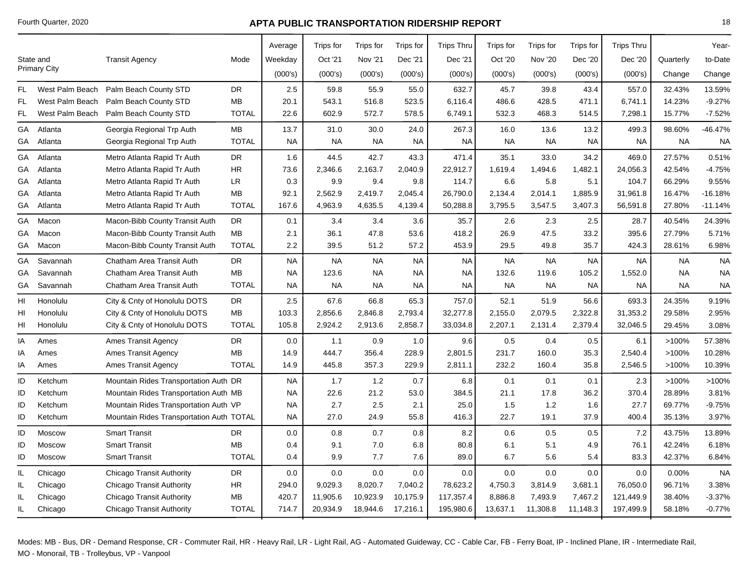# APTA PUBLIC TRANSPORTATION RIDERSHIP REPORT

Fourth Quarter, 2020

| State and Primary City | | Transit Agency | Mode | Average Weekday (000's) | Trips for Oct '21 (000's) | Trips for Nov '21 (000's) | Trips for Dec '21 (000's) | Trips Thru Dec '21 (000's) | Trips for Oct '20 (000's) | Trips for Nov '20 (000's) | Trips for Dec '20 (000's) | Trips Thru Dec '20 (000's) | Quarterly Change | Year-to-Date Change |
|---|---|---|---|---|---|---|---|---|---|---|---|---|---|---|
| FL | West Palm Beach | Palm Beach County STD | DR | 2.5 | 59.8 | 55.9 | 55.0 | 632.7 | 45.7 | 39.8 | 43.4 | 557.0 | 32.43% | 13.59% |
| FL | West Palm Beach | Palm Beach County STD | MB | 20.1 | 543.1 | 516.8 | 523.5 | 6,116.4 | 486.6 | 428.5 | 471.1 | 6,741.1 | 14.23% | -9.27% |
| FL | West Palm Beach | Palm Beach County STD | TOTAL | 22.6 | 602.9 | 572.7 | 578.5 | 6,749.1 | 532.3 | 468.3 | 514.5 | 7,298.1 | 15.77% | -7.52% |
| GA | Atlanta | Georgia Regional Trp Auth | MB | 13.7 | 31.0 | 30.0 | 24.0 | 267.3 | 16.0 | 13.6 | 13.2 | 499.3 | 98.60% | -46.47% |
| GA | Atlanta | Georgia Regional Trp Auth | TOTAL | NA | NA | NA | NA | NA | NA | NA | NA | NA | NA | NA |
| GA | Atlanta | Metro Atlanta Rapid Tr Auth | DR | 1.6 | 44.5 | 42.7 | 43.3 | 471.4 | 35.1 | 33.0 | 34.2 | 469.0 | 27.57% | 0.51% |
| GA | Atlanta | Metro Atlanta Rapid Tr Auth | HR | 73.6 | 2,346.6 | 2,163.7 | 2,040.9 | 22,912.7 | 1,619.4 | 1,494.6 | 1,482.1 | 24,056.3 | 42.54% | -4.75% |
| GA | Atlanta | Metro Atlanta Rapid Tr Auth | LR | 0.3 | 9.9 | 9.4 | 9.8 | 114.7 | 6.6 | 5.8 | 5.1 | 104.7 | 66.29% | 9.55% |
| GA | Atlanta | Metro Atlanta Rapid Tr Auth | MB | 92.1 | 2,562.9 | 2,419.7 | 2,045.4 | 26,790.0 | 2,134.4 | 2,014.1 | 1,885.9 | 31,961.8 | 16.47% | -16.18% |
| GA | Atlanta | Metro Atlanta Rapid Tr Auth | TOTAL | 167.6 | 4,963.9 | 4,635.5 | 4,139.4 | 50,288.8 | 3,795.5 | 3,547.5 | 3,407.3 | 56,591.8 | 27.80% | -11.14% |
| GA | Macon | Macon-Bibb County Transit Auth | DR | 0.1 | 3.4 | 3.4 | 3.6 | 35.7 | 2.6 | 2.3 | 2.5 | 28.7 | 40.54% | 24.39% |
| GA | Macon | Macon-Bibb County Transit Auth | MB | 2.1 | 36.1 | 47.8 | 53.6 | 418.2 | 26.9 | 47.5 | 33.2 | 395.6 | 27.79% | 5.71% |
| GA | Macon | Macon-Bibb County Transit Auth | TOTAL | 2.2 | 39.5 | 51.2 | 57.2 | 453.9 | 29.5 | 49.8 | 35.7 | 424.3 | 28.61% | 6.98% |
| GA | Savannah | Chatham Area Transit Auth | DR | NA | NA | NA | NA | NA | NA | NA | NA | NA | NA | NA |
| GA | Savannah | Chatham Area Transit Auth | MB | NA | 123.6 | NA | NA | NA | 132.6 | 119.6 | 105.2 | 1,552.0 | NA | NA |
| GA | Savannah | Chatham Area Transit Auth | TOTAL | NA | NA | NA | NA | NA | NA | NA | NA | NA | NA | NA |
| HI | Honolulu | City & Cnty of Honolulu DOTS | DR | 2.5 | 67.6 | 66.8 | 65.3 | 757.0 | 52.1 | 51.9 | 56.6 | 693.3 | 24.35% | 9.19% |
| HI | Honolulu | City & Cnty of Honolulu DOTS | MB | 103.3 | 2,856.6 | 2,846.8 | 2,793.4 | 32,277.8 | 2,155.0 | 2,079.5 | 2,322.8 | 31,353.2 | 29.58% | 2.95% |
| HI | Honolulu | City & Cnty of Honolulu DOTS | TOTAL | 105.8 | 2,924.2 | 2,913.6 | 2,858.7 | 33,034.8 | 2,207.1 | 2,131.4 | 2,379.4 | 32,046.5 | 29.45% | 3.08% |
| IA | Ames | Ames Transit Agency | DR | 0.0 | 1.1 | 0.9 | 1.0 | 9.6 | 0.5 | 0.4 | 0.5 | 6.1 | >100% | 57.38% |
| IA | Ames | Ames Transit Agency | MB | 14.9 | 444.7 | 356.4 | 228.9 | 2,801.5 | 231.7 | 160.0 | 35.3 | 2,540.4 | >100% | 10.28% |
| IA | Ames | Ames Transit Agency | TOTAL | 14.9 | 445.8 | 357.3 | 229.9 | 2,811.1 | 232.2 | 160.4 | 35.8 | 2,546.5 | >100% | 10.39% |
| ID | Ketchum | Mountain Rides Transportation Auth | DR | NA | 1.7 | 1.2 | 0.7 | 6.8 | 0.1 | 0.1 | 0.1 | 2.3 | >100% | >100% |
| ID | Ketchum | Mountain Rides Transportation Auth | MB | NA | 22.6 | 21.2 | 53.0 | 384.5 | 21.1 | 17.8 | 36.2 | 370.4 | 28.89% | 3.81% |
| ID | Ketchum | Mountain Rides Transportation Auth | VP | NA | 2.7 | 2.5 | 2.1 | 25.0 | 1.5 | 1.2 | 1.6 | 27.7 | 69.77% | -9.75% |
| ID | Ketchum | Mountain Rides Transportation Auth | TOTAL | NA | 27.0 | 24.9 | 55.8 | 416.3 | 22.7 | 19.1 | 37.9 | 400.4 | 35.13% | 3.97% |
| ID | Moscow | Smart Transit | DR | 0.0 | 0.8 | 0.7 | 0.8 | 8.2 | 0.6 | 0.5 | 0.5 | 7.2 | 43.75% | 13.89% |
| ID | Moscow | Smart Transit | MB | 0.4 | 9.1 | 7.0 | 6.8 | 80.8 | 6.1 | 5.1 | 4.9 | 76.1 | 42.24% | 6.18% |
| ID | Moscow | Smart Transit | TOTAL | 0.4 | 9.9 | 7.7 | 7.6 | 89.0 | 6.7 | 5.6 | 5.4 | 83.3 | 42.37% | 6.84% |
| IL | Chicago | Chicago Transit Authority | DR | 0.0 | 0.0 | 0.0 | 0.0 | 0.0 | 0.0 | 0.0 | 0.0 | 0.0 | 0.00% | NA |
| IL | Chicago | Chicago Transit Authority | HR | 294.0 | 9,029.3 | 8,020.7 | 7,040.2 | 78,623.2 | 4,750.3 | 3,814.9 | 3,681.1 | 76,050.0 | 96.71% | 3.38% |
| IL | Chicago | Chicago Transit Authority | MB | 420.7 | 11,905.6 | 10,923.9 | 10,175.9 | 117,357.4 | 8,886.8 | 7,493.9 | 7,467.2 | 121,449.9 | 38.40% | -3.37% |
| IL | Chicago | Chicago Transit Authority | TOTAL | 714.7 | 20,934.9 | 18,944.6 | 17,216.1 | 195,980.6 | 13,637.1 | 11,308.8 | 11,148.3 | 197,499.9 | 58.18% | -0.77% |

Modes: MB - Bus, DR - Demand Response, CR - Commuter Rail, HR - Heavy Rail, LR - Light Rail, AG - Automated Guideway, CC - Cable Car, FB - Ferry Boat, IP - Inclined Plane, IR - Intermediate Rail, MO - Monorail, TB - Trolleybus, VP - Vanpool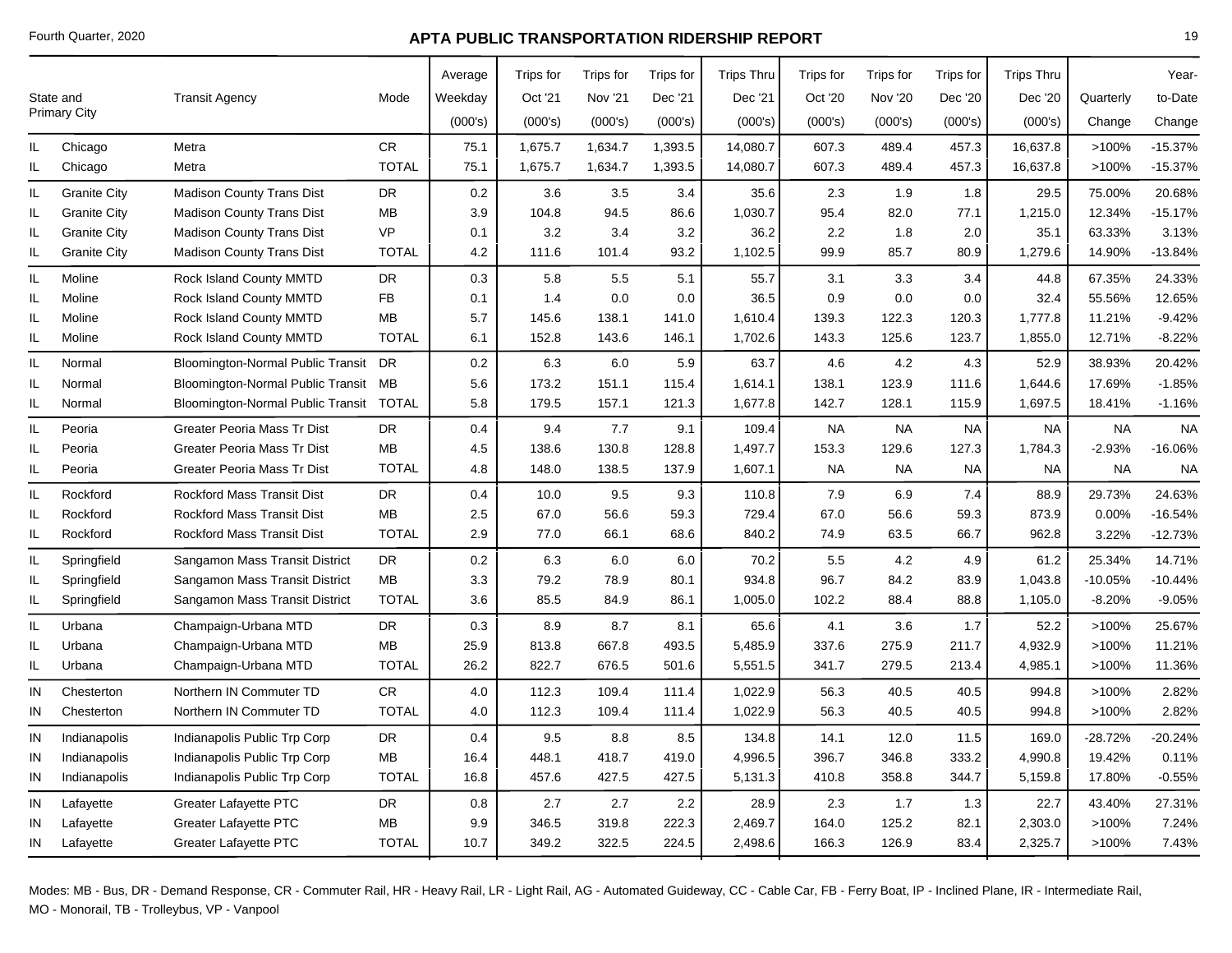# APTA PUBLIC TRANSPORTATION RIDERSHIP REPORT

Fourth Quarter, 2020

| State and Primary City | | Transit Agency | Mode | Average Weekday (000's) | Trips for Oct '21 (000's) | Trips for Nov '21 (000's) | Trips for Dec '21 (000's) | Trips Thru Dec '21 (000's) | Trips for Oct '20 (000's) | Trips for Nov '20 (000's) | Trips for Dec '20 (000's) | Trips Thru Dec '20 (000's) | Quarterly Change | Year-to-Date Change |
|---|---|---|---|---|---|---|---|---|---|---|---|---|---|---|
| IL | Chicago | Metra | CR | 75.1 | 1,675.7 | 1,634.7 | 1,393.5 | 14,080.7 | 607.3 | 489.4 | 457.3 | 16,637.8 | >100% | -15.37% |
| IL | Chicago | Metra | TOTAL | 75.1 | 1,675.7 | 1,634.7 | 1,393.5 | 14,080.7 | 607.3 | 489.4 | 457.3 | 16,637.8 | >100% | -15.37% |
| IL | Granite City | Madison County Trans Dist | DR | 0.2 | 3.6 | 3.5 | 3.4 | 35.6 | 2.3 | 1.9 | 1.8 | 29.5 | 75.00% | 20.68% |
| IL | Granite City | Madison County Trans Dist | MB | 3.9 | 104.8 | 94.5 | 86.6 | 1,030.7 | 95.4 | 82.0 | 77.1 | 1,215.0 | 12.34% | -15.17% |
| IL | Granite City | Madison County Trans Dist | VP | 0.1 | 3.2 | 3.4 | 3.2 | 36.2 | 2.2 | 1.8 | 2.0 | 35.1 | 63.33% | 3.13% |
| IL | Granite City | Madison County Trans Dist | TOTAL | 4.2 | 111.6 | 101.4 | 93.2 | 1,102.5 | 99.9 | 85.7 | 80.9 | 1,279.6 | 14.90% | -13.84% |
| IL | Moline | Rock Island County MMTD | DR | 0.3 | 5.8 | 5.5 | 5.1 | 55.7 | 3.1 | 3.3 | 3.4 | 44.8 | 67.35% | 24.33% |
| IL | Moline | Rock Island County MMTD | FB | 0.1 | 1.4 | 0.0 | 0.0 | 36.5 | 0.9 | 0.0 | 0.0 | 32.4 | 55.56% | 12.65% |
| IL | Moline | Rock Island County MMTD | MB | 5.7 | 145.6 | 138.1 | 141.0 | 1,610.4 | 139.3 | 122.3 | 120.3 | 1,777.8 | 11.21% | -9.42% |
| IL | Moline | Rock Island County MMTD | TOTAL | 6.1 | 152.8 | 143.6 | 146.1 | 1,702.6 | 143.3 | 125.6 | 123.7 | 1,855.0 | 12.71% | -8.22% |
| IL | Normal | Bloomington-Normal Public Transit | DR | 0.2 | 6.3 | 6.0 | 5.9 | 63.7 | 4.6 | 4.2 | 4.3 | 52.9 | 38.93% | 20.42% |
| IL | Normal | Bloomington-Normal Public Transit | MB | 5.6 | 173.2 | 151.1 | 115.4 | 1,614.1 | 138.1 | 123.9 | 111.6 | 1,644.6 | 17.69% | -1.85% |
| IL | Normal | Bloomington-Normal Public Transit | TOTAL | 5.8 | 179.5 | 157.1 | 121.3 | 1,677.8 | 142.7 | 128.1 | 115.9 | 1,697.5 | 18.41% | -1.16% |
| IL | Peoria | Greater Peoria Mass Tr Dist | DR | 0.4 | 9.4 | 7.7 | 9.1 | 109.4 | NA | NA | NA | NA | NA | NA |
| IL | Peoria | Greater Peoria Mass Tr Dist | MB | 4.5 | 138.6 | 130.8 | 128.8 | 1,497.7 | 153.3 | 129.6 | 127.3 | 1,784.3 | -2.93% | -16.06% |
| IL | Peoria | Greater Peoria Mass Tr Dist | TOTAL | 4.8 | 148.0 | 138.5 | 137.9 | 1,607.1 | NA | NA | NA | NA | NA | NA |
| IL | Rockford | Rockford Mass Transit Dist | DR | 0.4 | 10.0 | 9.5 | 9.3 | 110.8 | 7.9 | 6.9 | 7.4 | 88.9 | 29.73% | 24.63% |
| IL | Rockford | Rockford Mass Transit Dist | MB | 2.5 | 67.0 | 56.6 | 59.3 | 729.4 | 67.0 | 56.6 | 59.3 | 873.9 | 0.00% | -16.54% |
| IL | Rockford | Rockford Mass Transit Dist | TOTAL | 2.9 | 77.0 | 66.1 | 68.6 | 840.2 | 74.9 | 63.5 | 66.7 | 962.8 | 3.22% | -12.73% |
| IL | Springfield | Sangamon Mass Transit District | DR | 0.2 | 6.3 | 6.0 | 6.0 | 70.2 | 5.5 | 4.2 | 4.9 | 61.2 | 25.34% | 14.71% |
| IL | Springfield | Sangamon Mass Transit District | MB | 3.3 | 79.2 | 78.9 | 80.1 | 934.8 | 96.7 | 84.2 | 83.9 | 1,043.8 | -10.05% | -10.44% |
| IL | Springfield | Sangamon Mass Transit District | TOTAL | 3.6 | 85.5 | 84.9 | 86.1 | 1,005.0 | 102.2 | 88.4 | 88.8 | 1,105.0 | -8.20% | -9.05% |
| IL | Urbana | Champaign-Urbana MTD | DR | 0.3 | 8.9 | 8.7 | 8.1 | 65.6 | 4.1 | 3.6 | 1.7 | 52.2 | >100% | 25.67% |
| IL | Urbana | Champaign-Urbana MTD | MB | 25.9 | 813.8 | 667.8 | 493.5 | 5,485.9 | 337.6 | 275.9 | 211.7 | 4,932.9 | >100% | 11.21% |
| IL | Urbana | Champaign-Urbana MTD | TOTAL | 26.2 | 822.7 | 676.5 | 501.6 | 5,551.5 | 341.7 | 279.5 | 213.4 | 4,985.1 | >100% | 11.36% |
| IN | Chesterton | Northern IN Commuter TD | CR | 4.0 | 112.3 | 109.4 | 111.4 | 1,022.9 | 56.3 | 40.5 | 40.5 | 994.8 | >100% | 2.82% |
| IN | Chesterton | Northern IN Commuter TD | TOTAL | 4.0 | 112.3 | 109.4 | 111.4 | 1,022.9 | 56.3 | 40.5 | 40.5 | 994.8 | >100% | 2.82% |
| IN | Indianapolis | Indianapolis Public Trp Corp | DR | 0.4 | 9.5 | 8.8 | 8.5 | 134.8 | 14.1 | 12.0 | 11.5 | 169.0 | -28.72% | -20.24% |
| IN | Indianapolis | Indianapolis Public Trp Corp | MB | 16.4 | 448.1 | 418.7 | 419.0 | 4,996.5 | 396.7 | 346.8 | 333.2 | 4,990.8 | 19.42% | 0.11% |
| IN | Indianapolis | Indianapolis Public Trp Corp | TOTAL | 16.8 | 457.6 | 427.5 | 427.5 | 5,131.3 | 410.8 | 358.8 | 344.7 | 5,159.8 | 17.80% | -0.55% |
| IN | Lafayette | Greater Lafayette PTC | DR | 0.8 | 2.7 | 2.7 | 2.2 | 28.9 | 2.3 | 1.7 | 1.3 | 22.7 | 43.40% | 27.31% |
| IN | Lafayette | Greater Lafayette PTC | MB | 9.9 | 346.5 | 319.8 | 222.3 | 2,469.7 | 164.0 | 125.2 | 82.1 | 2,303.0 | >100% | 7.24% |
| IN | Lafayette | Greater Lafayette PTC | TOTAL | 10.7 | 349.2 | 322.5 | 224.5 | 2,498.6 | 166.3 | 126.9 | 83.4 | 2,325.7 | >100% | 7.43% |

Modes: MB - Bus, DR - Demand Response, CR - Commuter Rail, HR - Heavy Rail, LR - Light Rail, AG - Automated Guideway, CC - Cable Car, FB - Ferry Boat, IP - Inclined Plane, IR - Intermediate Rail, MO - Monorail, TB - Trolleybus, VP - Vanpool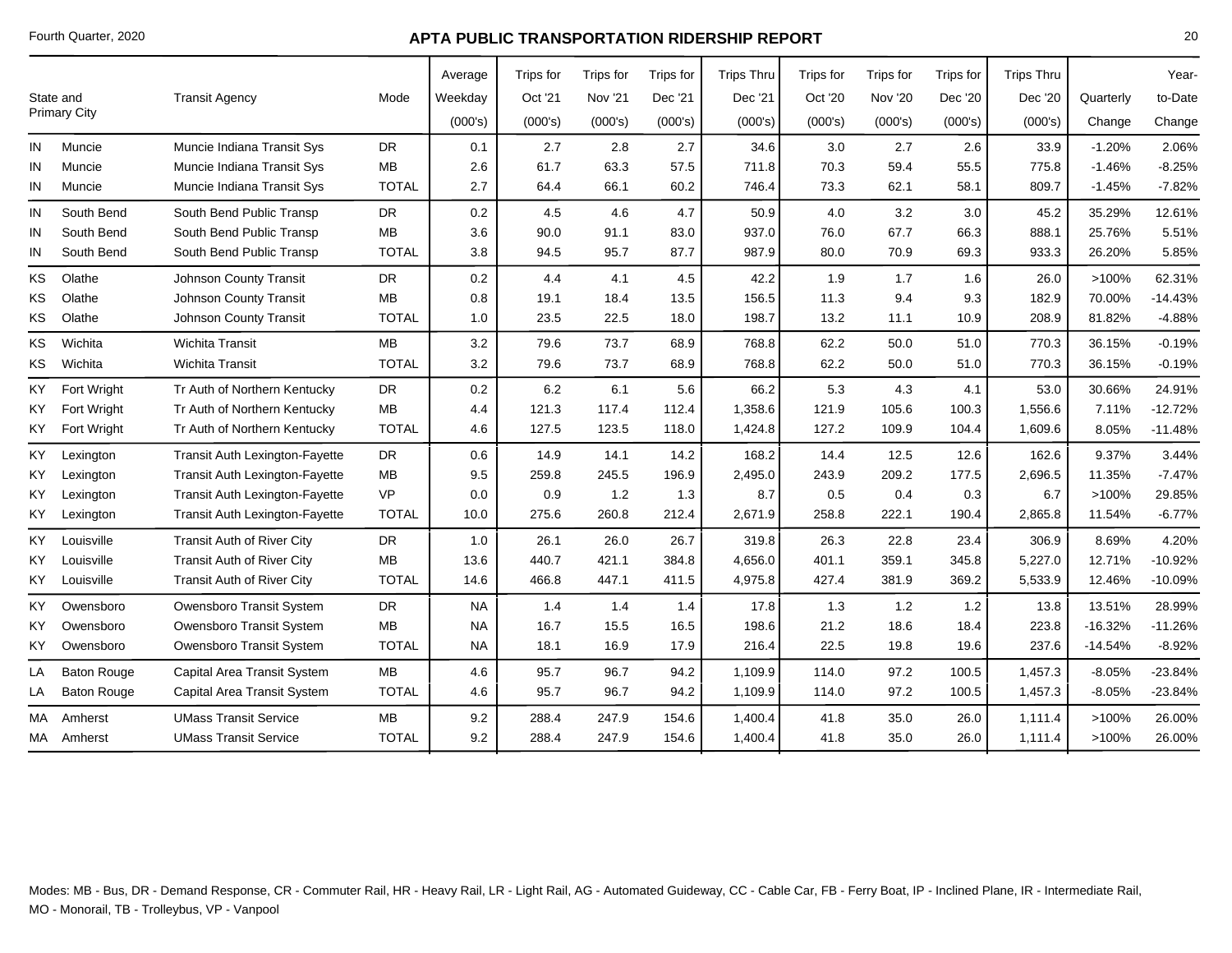## APTA PUBLIC TRANSPORTATION RIDERSHIP REPORT

Fourth Quarter, 2020

| State and Primary City | | Transit Agency | Mode | Average Weekday (000's) | Trips for Oct '21 (000's) | Trips for Nov '21 (000's) | Trips for Dec '21 (000's) | Trips Thru Dec '21 (000's) | Trips for Oct '20 (000's) | Trips for Nov '20 (000's) | Trips for Dec '20 (000's) | Trips Thru Dec '20 (000's) | Quarterly Change | Year-to-Date Change |
|---|---|---|---|---|---|---|---|---|---|---|---|---|---|---|
| IN | Muncie | Muncie Indiana Transit Sys | DR | 0.1 | 2.7 | 2.8 | 2.7 | 34.6 | 3.0 | 2.7 | 2.6 | 33.9 | -1.20% | 2.06% |
| IN | Muncie | Muncie Indiana Transit Sys | MB | 2.6 | 61.7 | 63.3 | 57.5 | 711.8 | 70.3 | 59.4 | 55.5 | 775.8 | -1.46% | -8.25% |
| IN | Muncie | Muncie Indiana Transit Sys | TOTAL | 2.7 | 64.4 | 66.1 | 60.2 | 746.4 | 73.3 | 62.1 | 58.1 | 809.7 | -1.45% | -7.82% |
| IN | South Bend | South Bend Public Transp | DR | 0.2 | 4.5 | 4.6 | 4.7 | 50.9 | 4.0 | 3.2 | 3.0 | 45.2 | 35.29% | 12.61% |
| IN | South Bend | South Bend Public Transp | MB | 3.6 | 90.0 | 91.1 | 83.0 | 937.0 | 76.0 | 67.7 | 66.3 | 888.1 | 25.76% | 5.51% |
| IN | South Bend | South Bend Public Transp | TOTAL | 3.8 | 94.5 | 95.7 | 87.7 | 987.9 | 80.0 | 70.9 | 69.3 | 933.3 | 26.20% | 5.85% |
| KS | Olathe | Johnson County Transit | DR | 0.2 | 4.4 | 4.1 | 4.5 | 42.2 | 1.9 | 1.7 | 1.6 | 26.0 | >100% | 62.31% |
| KS | Olathe | Johnson County Transit | MB | 0.8 | 19.1 | 18.4 | 13.5 | 156.5 | 11.3 | 9.4 | 9.3 | 182.9 | 70.00% | -14.43% |
| KS | Olathe | Johnson County Transit | TOTAL | 1.0 | 23.5 | 22.5 | 18.0 | 198.7 | 13.2 | 11.1 | 10.9 | 208.9 | 81.82% | -4.88% |
| KS | Wichita | Wichita Transit | MB | 3.2 | 79.6 | 73.7 | 68.9 | 768.8 | 62.2 | 50.0 | 51.0 | 770.3 | 36.15% | -0.19% |
| KS | Wichita | Wichita Transit | TOTAL | 3.2 | 79.6 | 73.7 | 68.9 | 768.8 | 62.2 | 50.0 | 51.0 | 770.3 | 36.15% | -0.19% |
| KY | Fort Wright | Tr Auth of Northern Kentucky | DR | 0.2 | 6.2 | 6.1 | 5.6 | 66.2 | 5.3 | 4.3 | 4.1 | 53.0 | 30.66% | 24.91% |
| KY | Fort Wright | Tr Auth of Northern Kentucky | MB | 4.4 | 121.3 | 117.4 | 112.4 | 1,358.6 | 121.9 | 105.6 | 100.3 | 1,556.6 | 7.11% | -12.72% |
| KY | Fort Wright | Tr Auth of Northern Kentucky | TOTAL | 4.6 | 127.5 | 123.5 | 118.0 | 1,424.8 | 127.2 | 109.9 | 104.4 | 1,609.6 | 8.05% | -11.48% |
| KY | Lexington | Transit Auth Lexington-Fayette | DR | 0.6 | 14.9 | 14.1 | 14.2 | 168.2 | 14.4 | 12.5 | 12.6 | 162.6 | 9.37% | 3.44% |
| KY | Lexington | Transit Auth Lexington-Fayette | MB | 9.5 | 259.8 | 245.5 | 196.9 | 2,495.0 | 243.9 | 209.2 | 177.5 | 2,696.5 | 11.35% | -7.47% |
| KY | Lexington | Transit Auth Lexington-Fayette | VP | 0.0 | 0.9 | 1.2 | 1.3 | 8.7 | 0.5 | 0.4 | 0.3 | 6.7 | >100% | 29.85% |
| KY | Lexington | Transit Auth Lexington-Fayette | TOTAL | 10.0 | 275.6 | 260.8 | 212.4 | 2,671.9 | 258.8 | 222.1 | 190.4 | 2,865.8 | 11.54% | -6.77% |
| KY | Louisville | Transit Auth of River City | DR | 1.0 | 26.1 | 26.0 | 26.7 | 319.8 | 26.3 | 22.8 | 23.4 | 306.9 | 8.69% | 4.20% |
| KY | Louisville | Transit Auth of River City | MB | 13.6 | 440.7 | 421.1 | 384.8 | 4,656.0 | 401.1 | 359.1 | 345.8 | 5,227.0 | 12.71% | -10.92% |
| KY | Louisville | Transit Auth of River City | TOTAL | 14.6 | 466.8 | 447.1 | 411.5 | 4,975.8 | 427.4 | 381.9 | 369.2 | 5,533.9 | 12.46% | -10.09% |
| KY | Owensboro | Owensboro Transit System | DR | NA | 1.4 | 1.4 | 1.4 | 17.8 | 1.3 | 1.2 | 1.2 | 13.8 | 13.51% | 28.99% |
| KY | Owensboro | Owensboro Transit System | MB | NA | 16.7 | 15.5 | 16.5 | 198.6 | 21.2 | 18.6 | 18.4 | 223.8 | -16.32% | -11.26% |
| KY | Owensboro | Owensboro Transit System | TOTAL | NA | 18.1 | 16.9 | 17.9 | 216.4 | 22.5 | 19.8 | 19.6 | 237.6 | -14.54% | -8.92% |
| LA | Baton Rouge | Capital Area Transit System | MB | 4.6 | 95.7 | 96.7 | 94.2 | 1,109.9 | 114.0 | 97.2 | 100.5 | 1,457.3 | -8.05% | -23.84% |
| LA | Baton Rouge | Capital Area Transit System | TOTAL | 4.6 | 95.7 | 96.7 | 94.2 | 1,109.9 | 114.0 | 97.2 | 100.5 | 1,457.3 | -8.05% | -23.84% |
| MA | Amherst | UMass Transit Service | MB | 9.2 | 288.4 | 247.9 | 154.6 | 1,400.4 | 41.8 | 35.0 | 26.0 | 1,111.4 | >100% | 26.00% |
| MA | Amherst | UMass Transit Service | TOTAL | 9.2 | 288.4 | 247.9 | 154.6 | 1,400.4 | 41.8 | 35.0 | 26.0 | 1,111.4 | >100% | 26.00% |

Modes: MB - Bus, DR - Demand Response, CR - Commuter Rail, HR - Heavy Rail, LR - Light Rail, AG - Automated Guideway, CC - Cable Car, FB - Ferry Boat, IP - Inclined Plane, IR - Intermediate Rail, MO - Monorail, TB - Trolleybus, VP - Vanpool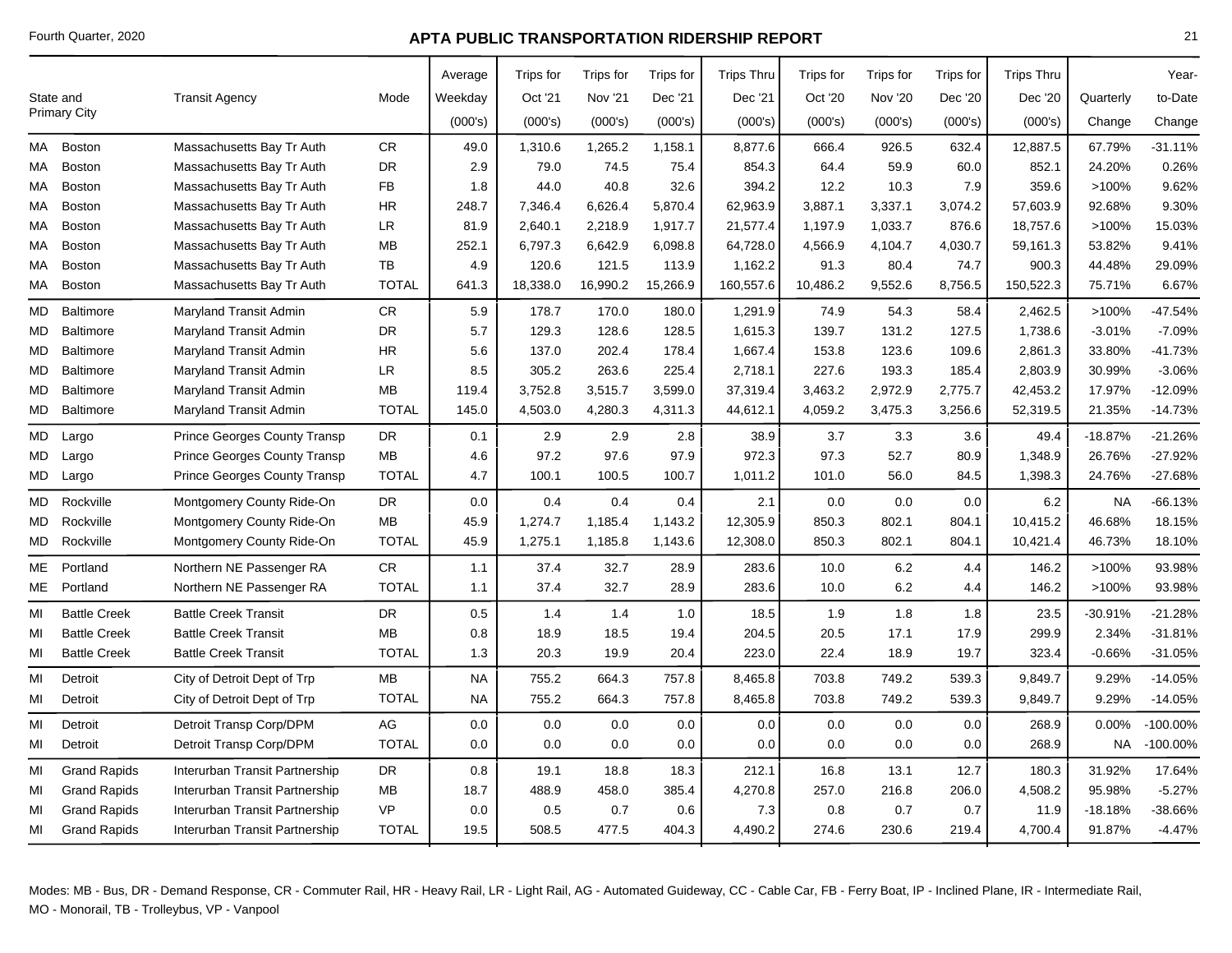# APTA PUBLIC TRANSPORTATION RIDERSHIP REPORT

Fourth Quarter, 2020

| State and Primary City | | Transit Agency | Mode | Average Weekday (000's) | Trips for Oct '21 (000's) | Trips for Nov '21 (000's) | Trips for Dec '21 (000's) | Trips Thru Dec '21 (000's) | Trips for Oct '20 (000's) | Trips for Nov '20 (000's) | Trips for Dec '20 (000's) | Trips Thru Dec '20 (000's) | Quarterly Change | Year-to-Date Change |
|---|---|---|---|---|---|---|---|---|---|---|---|---|---|---|
| MA | Boston | Massachusetts Bay Tr Auth | CR | 49.0 | 1,310.6 | 1,265.2 | 1,158.1 | 8,877.6 | 666.4 | 926.5 | 632.4 | 12,887.5 | 67.79% | -31.11% |
| MA | Boston | Massachusetts Bay Tr Auth | DR | 2.9 | 79.0 | 74.5 | 75.4 | 854.3 | 64.4 | 59.9 | 60.0 | 852.1 | 24.20% | 0.26% |
| MA | Boston | Massachusetts Bay Tr Auth | FB | 1.8 | 44.0 | 40.8 | 32.6 | 394.2 | 12.2 | 10.3 | 7.9 | 359.6 | >100% | 9.62% |
| MA | Boston | Massachusetts Bay Tr Auth | HR | 248.7 | 7,346.4 | 6,626.4 | 5,870.4 | 62,963.9 | 3,887.1 | 3,337.1 | 3,074.2 | 57,603.9 | 92.68% | 9.30% |
| MA | Boston | Massachusetts Bay Tr Auth | LR | 81.9 | 2,640.1 | 2,218.9 | 1,917.7 | 21,577.4 | 1,197.9 | 1,033.7 | 876.6 | 18,757.6 | >100% | 15.03% |
| MA | Boston | Massachusetts Bay Tr Auth | MB | 252.1 | 6,797.3 | 6,642.9 | 6,098.8 | 64,728.0 | 4,566.9 | 4,104.7 | 4,030.7 | 59,161.3 | 53.82% | 9.41% |
| MA | Boston | Massachusetts Bay Tr Auth | TB | 4.9 | 120.6 | 121.5 | 113.9 | 1,162.2 | 91.3 | 80.4 | 74.7 | 900.3 | 44.48% | 29.09% |
| MA | Boston | Massachusetts Bay Tr Auth | TOTAL | 641.3 | 18,338.0 | 16,990.2 | 15,266.9 | 160,557.6 | 10,486.2 | 9,552.6 | 8,756.5 | 150,522.3 | 75.71% | 6.67% |
| MD | Baltimore | Maryland Transit Admin | CR | 5.9 | 178.7 | 170.0 | 180.0 | 1,291.9 | 74.9 | 54.3 | 58.4 | 2,462.5 | >100% | -47.54% |
| MD | Baltimore | Maryland Transit Admin | DR | 5.7 | 129.3 | 128.6 | 128.5 | 1,615.3 | 139.7 | 131.2 | 127.5 | 1,738.6 | -3.01% | -7.09% |
| MD | Baltimore | Maryland Transit Admin | HR | 5.6 | 137.0 | 202.4 | 178.4 | 1,667.4 | 153.8 | 123.6 | 109.6 | 2,861.3 | 33.80% | -41.73% |
| MD | Baltimore | Maryland Transit Admin | LR | 8.5 | 305.2 | 263.6 | 225.4 | 2,718.1 | 227.6 | 193.3 | 185.4 | 2,803.9 | 30.99% | -3.06% |
| MD | Baltimore | Maryland Transit Admin | MB | 119.4 | 3,752.8 | 3,515.7 | 3,599.0 | 37,319.4 | 3,463.2 | 2,972.9 | 2,775.7 | 42,453.2 | 17.97% | -12.09% |
| MD | Baltimore | Maryland Transit Admin | TOTAL | 145.0 | 4,503.0 | 4,280.3 | 4,311.3 | 44,612.1 | 4,059.2 | 3,475.3 | 3,256.6 | 52,319.5 | 21.35% | -14.73% |
| MD | Largo | Prince Georges County Transp | DR | 0.1 | 2.9 | 2.9 | 2.8 | 38.9 | 3.7 | 3.3 | 3.6 | 49.4 | -18.87% | -21.26% |
| MD | Largo | Prince Georges County Transp | MB | 4.6 | 97.2 | 97.6 | 97.9 | 972.3 | 97.3 | 52.7 | 80.9 | 1,348.9 | 26.76% | -27.92% |
| MD | Largo | Prince Georges County Transp | TOTAL | 4.7 | 100.1 | 100.5 | 100.7 | 1,011.2 | 101.0 | 56.0 | 84.5 | 1,398.3 | 24.76% | -27.68% |
| MD | Rockville | Montgomery County Ride-On | DR | 0.0 | 0.4 | 0.4 | 0.4 | 2.1 | 0.0 | 0.0 | 0.0 | 6.2 | NA | -66.13% |
| MD | Rockville | Montgomery County Ride-On | MB | 45.9 | 1,274.7 | 1,185.4 | 1,143.2 | 12,305.9 | 850.3 | 802.1 | 804.1 | 10,415.2 | 46.68% | 18.15% |
| MD | Rockville | Montgomery County Ride-On | TOTAL | 45.9 | 1,275.1 | 1,185.8 | 1,143.6 | 12,308.0 | 850.3 | 802.1 | 804.1 | 10,421.4 | 46.73% | 18.10% |
| ME | Portland | Northern NE Passenger RA | CR | 1.1 | 37.4 | 32.7 | 28.9 | 283.6 | 10.0 | 6.2 | 4.4 | 146.2 | >100% | 93.98% |
| ME | Portland | Northern NE Passenger RA | TOTAL | 1.1 | 37.4 | 32.7 | 28.9 | 283.6 | 10.0 | 6.2 | 4.4 | 146.2 | >100% | 93.98% |
| MI | Battle Creek | Battle Creek Transit | DR | 0.5 | 1.4 | 1.4 | 1.0 | 18.5 | 1.9 | 1.8 | 1.8 | 23.5 | -30.91% | -21.28% |
| MI | Battle Creek | Battle Creek Transit | MB | 0.8 | 18.9 | 18.5 | 19.4 | 204.5 | 20.5 | 17.1 | 17.9 | 299.9 | 2.34% | -31.81% |
| MI | Battle Creek | Battle Creek Transit | TOTAL | 1.3 | 20.3 | 19.9 | 20.4 | 223.0 | 22.4 | 18.9 | 19.7 | 323.4 | -0.66% | -31.05% |
| MI | Detroit | City of Detroit Dept of Trp | MB | NA | 755.2 | 664.3 | 757.8 | 8,465.8 | 703.8 | 749.2 | 539.3 | 9,849.7 | 9.29% | -14.05% |
| MI | Detroit | City of Detroit Dept of Trp | TOTAL | NA | 755.2 | 664.3 | 757.8 | 8,465.8 | 703.8 | 749.2 | 539.3 | 9,849.7 | 9.29% | -14.05% |
| MI | Detroit | Detroit Transp Corp/DPM | AG | 0.0 | 0.0 | 0.0 | 0.0 | 0.0 | 0.0 | 0.0 | 0.0 | 268.9 | 0.00% | -100.00% |
| MI | Detroit | Detroit Transp Corp/DPM | TOTAL | 0.0 | 0.0 | 0.0 | 0.0 | 0.0 | 0.0 | 0.0 | 0.0 | 268.9 | NA | -100.00% |
| MI | Grand Rapids | Interurban Transit Partnership | DR | 0.8 | 19.1 | 18.8 | 18.3 | 212.1 | 16.8 | 13.1 | 12.7 | 180.3 | 31.92% | 17.64% |
| MI | Grand Rapids | Interurban Transit Partnership | MB | 18.7 | 488.9 | 458.0 | 385.4 | 4,270.8 | 257.0 | 216.8 | 206.0 | 4,508.2 | 95.98% | -5.27% |
| MI | Grand Rapids | Interurban Transit Partnership | VP | 0.0 | 0.5 | 0.7 | 0.6 | 7.3 | 0.8 | 0.7 | 0.7 | 11.9 | -18.18% | -38.66% |
| MI | Grand Rapids | Interurban Transit Partnership | TOTAL | 19.5 | 508.5 | 477.5 | 404.3 | 4,490.2 | 274.6 | 230.6 | 219.4 | 4,700.4 | 91.87% | -4.47% |

Modes: MB - Bus, DR - Demand Response, CR - Commuter Rail, HR - Heavy Rail, LR - Light Rail, AG - Automated Guideway, CC - Cable Car, FB - Ferry Boat, IP - Inclined Plane, IR - Intermediate Rail, MO - Monorail, TB - Trolleybus, VP - Vanpool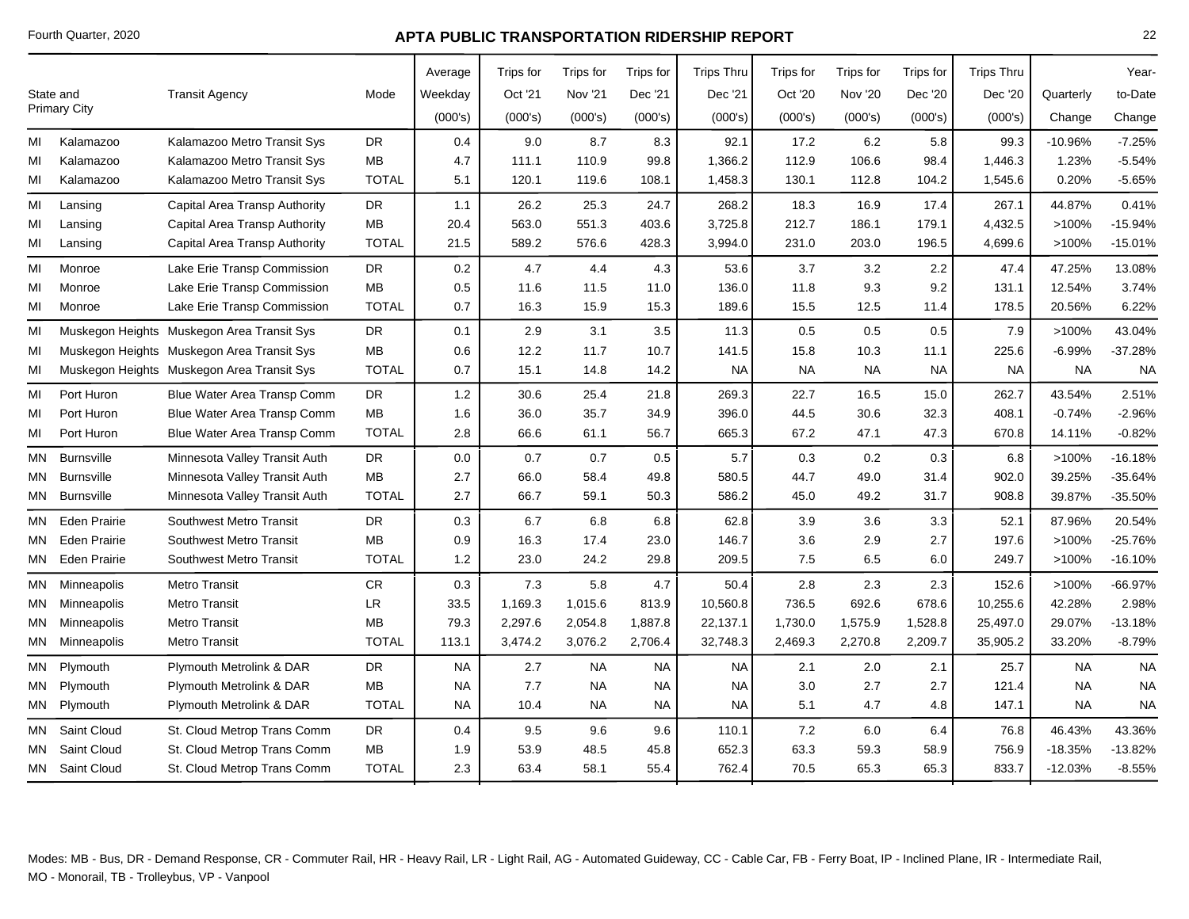Fourth Quarter, 2020

# APTA PUBLIC TRANSPORTATION RIDERSHIP REPORT

| State and Primary City | | Transit Agency | Mode | Average Weekday (000's) | Trips for Oct '21 (000's) | Trips for Nov '21 (000's) | Trips for Dec '21 (000's) | Trips Thru Dec '21 (000's) | Trips for Oct '20 (000's) | Trips for Nov '20 (000's) | Trips for Dec '20 (000's) | Trips Thru Dec '20 (000's) | Quarterly Change | Year-to-Date Change |
|---|---|---|---|---|---|---|---|---|---|---|---|---|---|---|
| MI | Kalamazoo | Kalamazoo Metro Transit Sys | DR | 0.4 | 9.0 | 8.7 | 8.3 | 92.1 | 17.2 | 6.2 | 5.8 | 99.3 | -10.96% | -7.25% |
| MI | Kalamazoo | Kalamazoo Metro Transit Sys | MB | 4.7 | 111.1 | 110.9 | 99.8 | 1,366.2 | 112.9 | 106.6 | 98.4 | 1,446.3 | 1.23% | -5.54% |
| MI | Kalamazoo | Kalamazoo Metro Transit Sys | TOTAL | 5.1 | 120.1 | 119.6 | 108.1 | 1,458.3 | 130.1 | 112.8 | 104.2 | 1,545.6 | 0.20% | -5.65% |
| MI | Lansing | Capital Area Transp Authority | DR | 1.1 | 26.2 | 25.3 | 24.7 | 268.2 | 18.3 | 16.9 | 17.4 | 267.1 | 44.87% | 0.41% |
| MI | Lansing | Capital Area Transp Authority | MB | 20.4 | 563.0 | 551.3 | 403.6 | 3,725.8 | 212.7 | 186.1 | 179.1 | 4,432.5 | >100% | -15.94% |
| MI | Lansing | Capital Area Transp Authority | TOTAL | 21.5 | 589.2 | 576.6 | 428.3 | 3,994.0 | 231.0 | 203.0 | 196.5 | 4,699.6 | >100% | -15.01% |
| MI | Monroe | Lake Erie Transp Commission | DR | 0.2 | 4.7 | 4.4 | 4.3 | 53.6 | 3.7 | 3.2 | 2.2 | 47.4 | 47.25% | 13.08% |
| MI | Monroe | Lake Erie Transp Commission | MB | 0.5 | 11.6 | 11.5 | 11.0 | 136.0 | 11.8 | 9.3 | 9.2 | 131.1 | 12.54% | 3.74% |
| MI | Monroe | Lake Erie Transp Commission | TOTAL | 0.7 | 16.3 | 15.9 | 15.3 | 189.6 | 15.5 | 12.5 | 11.4 | 178.5 | 20.56% | 6.22% |
| MI | Muskegon Heights | Muskegon Area Transit Sys | DR | 0.1 | 2.9 | 3.1 | 3.5 | 11.3 | 0.5 | 0.5 | 0.5 | 7.9 | >100% | 43.04% |
| MI | Muskegon Heights | Muskegon Area Transit Sys | MB | 0.6 | 12.2 | 11.7 | 10.7 | 141.5 | 15.8 | 10.3 | 11.1 | 225.6 | -6.99% | -37.28% |
| MI | Muskegon Heights | Muskegon Area Transit Sys | TOTAL | 0.7 | 15.1 | 14.8 | 14.2 | NA | NA | NA | NA | NA | NA | NA |
| MI | Port Huron | Blue Water Area Transp Comm | DR | 1.2 | 30.6 | 25.4 | 21.8 | 269.3 | 22.7 | 16.5 | 15.0 | 262.7 | 43.54% | 2.51% |
| MI | Port Huron | Blue Water Area Transp Comm | MB | 1.6 | 36.0 | 35.7 | 34.9 | 396.0 | 44.5 | 30.6 | 32.3 | 408.1 | -0.74% | -2.96% |
| MI | Port Huron | Blue Water Area Transp Comm | TOTAL | 2.8 | 66.6 | 61.1 | 56.7 | 665.3 | 67.2 | 47.1 | 47.3 | 670.8 | 14.11% | -0.82% |
| MN | Burnsville | Minnesota Valley Transit Auth | DR | 0.0 | 0.7 | 0.7 | 0.5 | 5.7 | 0.3 | 0.2 | 0.3 | 6.8 | >100% | -16.18% |
| MN | Burnsville | Minnesota Valley Transit Auth | MB | 2.7 | 66.0 | 58.4 | 49.8 | 580.5 | 44.7 | 49.0 | 31.4 | 902.0 | 39.25% | -35.64% |
| MN | Burnsville | Minnesota Valley Transit Auth | TOTAL | 2.7 | 66.7 | 59.1 | 50.3 | 586.2 | 45.0 | 49.2 | 31.7 | 908.8 | 39.87% | -35.50% |
| MN | Eden Prairie | Southwest Metro Transit | DR | 0.3 | 6.7 | 6.8 | 6.8 | 62.8 | 3.9 | 3.6 | 3.3 | 52.1 | 87.96% | 20.54% |
| MN | Eden Prairie | Southwest Metro Transit | MB | 0.9 | 16.3 | 17.4 | 23.0 | 146.7 | 3.6 | 2.9 | 2.7 | 197.6 | >100% | -25.76% |
| MN | Eden Prairie | Southwest Metro Transit | TOTAL | 1.2 | 23.0 | 24.2 | 29.8 | 209.5 | 7.5 | 6.5 | 6.0 | 249.7 | >100% | -16.10% |
| MN | Minneapolis | Metro Transit | CR | 0.3 | 7.3 | 5.8 | 4.7 | 50.4 | 2.8 | 2.3 | 2.3 | 152.6 | >100% | -66.97% |
| MN | Minneapolis | Metro Transit | LR | 33.5 | 1,169.3 | 1,015.6 | 813.9 | 10,560.8 | 736.5 | 692.6 | 678.6 | 10,255.6 | 42.28% | 2.98% |
| MN | Minneapolis | Metro Transit | MB | 79.3 | 2,297.6 | 2,054.8 | 1,887.8 | 22,137.1 | 1,730.0 | 1,575.9 | 1,528.8 | 25,497.0 | 29.07% | -13.18% |
| MN | Minneapolis | Metro Transit | TOTAL | 113.1 | 3,474.2 | 3,076.2 | 2,706.4 | 32,748.3 | 2,469.3 | 2,270.8 | 2,209.7 | 35,905.2 | 33.20% | -8.79% |
| MN | Plymouth | Plymouth Metrolink & DAR | DR | NA | 2.7 | NA | NA | NA | 2.1 | 2.0 | 2.1 | 25.7 | NA | NA |
| MN | Plymouth | Plymouth Metrolink & DAR | MB | NA | 7.7 | NA | NA | NA | 3.0 | 2.7 | 2.7 | 121.4 | NA | NA |
| MN | Plymouth | Plymouth Metrolink & DAR | TOTAL | NA | 10.4 | NA | NA | NA | 5.1 | 4.7 | 4.8 | 147.1 | NA | NA |
| MN | Saint Cloud | St. Cloud Metrop Trans Comm | DR | 0.4 | 9.5 | 9.6 | 9.6 | 110.1 | 7.2 | 6.0 | 6.4 | 76.8 | 46.43% | 43.36% |
| MN | Saint Cloud | St. Cloud Metrop Trans Comm | MB | 1.9 | 53.9 | 48.5 | 45.8 | 652.3 | 63.3 | 59.3 | 58.9 | 756.9 | -18.35% | -13.82% |
| MN | Saint Cloud | St. Cloud Metrop Trans Comm | TOTAL | 2.3 | 63.4 | 58.1 | 55.4 | 762.4 | 70.5 | 65.3 | 65.3 | 833.7 | -12.03% | -8.55% |

Modes: MB - Bus, DR - Demand Response, CR - Commuter Rail, HR - Heavy Rail, LR - Light Rail, AG - Automated Guideway, CC - Cable Car, FB - Ferry Boat, IP - Inclined Plane, IR - Intermediate Rail, MO - Monorail, TB - Trolleybus, VP - Vanpool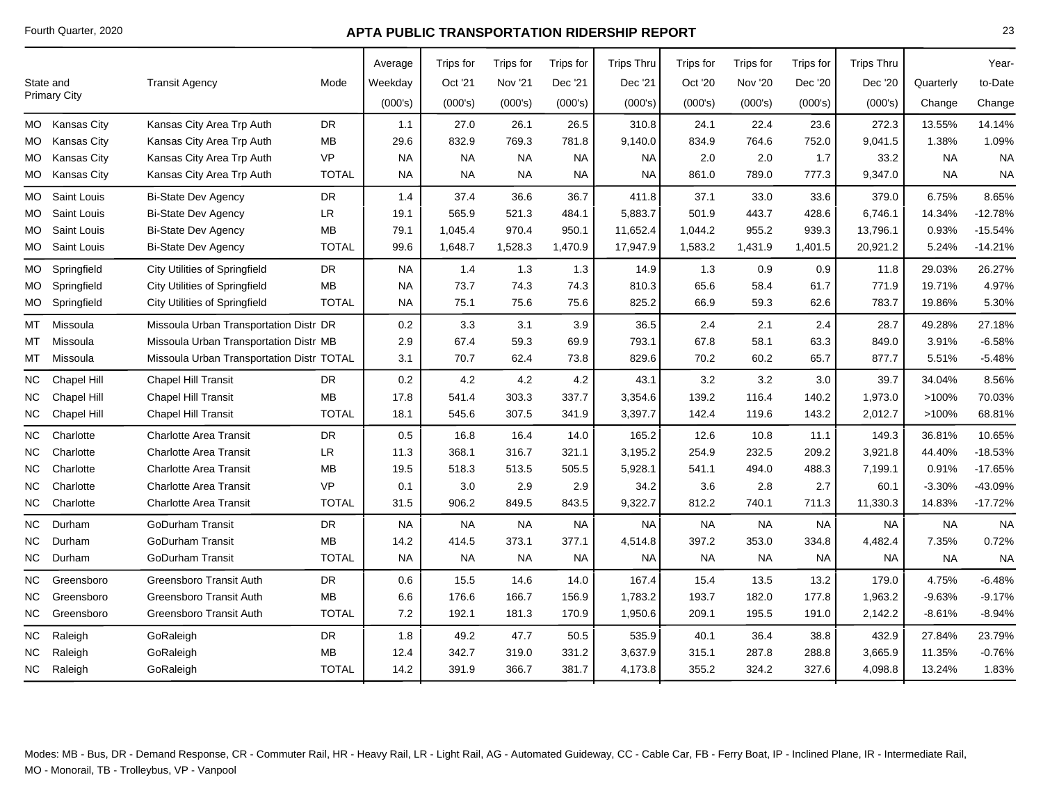# APTA PUBLIC TRANSPORTATION RIDERSHIP REPORT

Fourth Quarter, 2020

| State and Primary City | | Transit Agency | Mode | Average Weekday (000's) | Trips for Oct '21 (000's) | Trips for Nov '21 (000's) | Trips for Dec '21 (000's) | Trips Thru Dec '21 (000's) | Trips for Oct '20 (000's) | Trips for Nov '20 (000's) | Trips for Dec '20 (000's) | Trips Thru Dec '20 (000's) | Quarterly Change | Year-to-Date Change |
|---|---|---|---|---|---|---|---|---|---|---|---|---|---|---|
| MO | Kansas City | Kansas City Area Trp Auth | DR | 1.1 | 27.0 | 26.1 | 26.5 | 310.8 | 24.1 | 22.4 | 23.6 | 272.3 | 13.55% | 14.14% |
| MO | Kansas City | Kansas City Area Trp Auth | MB | 29.6 | 832.9 | 769.3 | 781.8 | 9,140.0 | 834.9 | 764.6 | 752.0 | 9,041.5 | 1.38% | 1.09% |
| MO | Kansas City | Kansas City Area Trp Auth | VP | NA | NA | NA | NA | NA | 2.0 | 2.0 | 1.7 | 33.2 | NA | NA |
| MO | Kansas City | Kansas City Area Trp Auth | TOTAL | NA | NA | NA | NA | NA | 861.0 | 789.0 | 777.3 | 9,347.0 | NA | NA |
| MO | Saint Louis | Bi-State Dev Agency | DR | 1.4 | 37.4 | 36.6 | 36.7 | 411.8 | 37.1 | 33.0 | 33.6 | 379.0 | 6.75% | 8.65% |
| MO | Saint Louis | Bi-State Dev Agency | LR | 19.1 | 565.9 | 521.3 | 484.1 | 5,883.7 | 501.9 | 443.7 | 428.6 | 6,746.1 | 14.34% | -12.78% |
| MO | Saint Louis | Bi-State Dev Agency | MB | 79.1 | 1,045.4 | 970.4 | 950.1 | 11,652.4 | 1,044.2 | 955.2 | 939.3 | 13,796.1 | 0.93% | -15.54% |
| MO | Saint Louis | Bi-State Dev Agency | TOTAL | 99.6 | 1,648.7 | 1,528.3 | 1,470.9 | 17,947.9 | 1,583.2 | 1,431.9 | 1,401.5 | 20,921.2 | 5.24% | -14.21% |
| MO | Springfield | City Utilities of Springfield | DR | NA | 1.4 | 1.3 | 1.3 | 14.9 | 1.3 | 0.9 | 0.9 | 11.8 | 29.03% | 26.27% |
| MO | Springfield | City Utilities of Springfield | MB | NA | 73.7 | 74.3 | 74.3 | 810.3 | 65.6 | 58.4 | 61.7 | 771.9 | 19.71% | 4.97% |
| MO | Springfield | City Utilities of Springfield | TOTAL | NA | 75.1 | 75.6 | 75.6 | 825.2 | 66.9 | 59.3 | 62.6 | 783.7 | 19.86% | 5.30% |
| MT | Missoula | Missoula Urban Transportation Distr | DR | 0.2 | 3.3 | 3.1 | 3.9 | 36.5 | 2.4 | 2.1 | 2.4 | 28.7 | 49.28% | 27.18% |
| MT | Missoula | Missoula Urban Transportation Distr | MB | 2.9 | 67.4 | 59.3 | 69.9 | 793.1 | 67.8 | 58.1 | 63.3 | 849.0 | 3.91% | -6.58% |
| MT | Missoula | Missoula Urban Transportation Distr | TOTAL | 3.1 | 70.7 | 62.4 | 73.8 | 829.6 | 70.2 | 60.2 | 65.7 | 877.7 | 5.51% | -5.48% |
| NC | Chapel Hill | Chapel Hill Transit | DR | 0.2 | 4.2 | 4.2 | 4.2 | 43.1 | 3.2 | 3.2 | 3.0 | 39.7 | 34.04% | 8.56% |
| NC | Chapel Hill | Chapel Hill Transit | MB | 17.8 | 541.4 | 303.3 | 337.7 | 3,354.6 | 139.2 | 116.4 | 140.2 | 1,973.0 | >100% | 70.03% |
| NC | Chapel Hill | Chapel Hill Transit | TOTAL | 18.1 | 545.6 | 307.5 | 341.9 | 3,397.7 | 142.4 | 119.6 | 143.2 | 2,012.7 | >100% | 68.81% |
| NC | Charlotte | Charlotte Area Transit | DR | 0.5 | 16.8 | 16.4 | 14.0 | 165.2 | 12.6 | 10.8 | 11.1 | 149.3 | 36.81% | 10.65% |
| NC | Charlotte | Charlotte Area Transit | LR | 11.3 | 368.1 | 316.7 | 321.1 | 3,195.2 | 254.9 | 232.5 | 209.2 | 3,921.8 | 44.40% | -18.53% |
| NC | Charlotte | Charlotte Area Transit | MB | 19.5 | 518.3 | 513.5 | 505.5 | 5,928.1 | 541.1 | 494.0 | 488.3 | 7,199.1 | 0.91% | -17.65% |
| NC | Charlotte | Charlotte Area Transit | VP | 0.1 | 3.0 | 2.9 | 2.9 | 34.2 | 3.6 | 2.8 | 2.7 | 60.1 | -3.30% | -43.09% |
| NC | Charlotte | Charlotte Area Transit | TOTAL | 31.5 | 906.2 | 849.5 | 843.5 | 9,322.7 | 812.2 | 740.1 | 711.3 | 11,330.3 | 14.83% | -17.72% |
| NC | Durham | GoDurham Transit | DR | NA | NA | NA | NA | NA | NA | NA | NA | NA | NA | NA |
| NC | Durham | GoDurham Transit | MB | 14.2 | 414.5 | 373.1 | 377.1 | 4,514.8 | 397.2 | 353.0 | 334.8 | 4,482.4 | 7.35% | 0.72% |
| NC | Durham | GoDurham Transit | TOTAL | NA | NA | NA | NA | NA | NA | NA | NA | NA | NA | NA |
| NC | Greensboro | Greensboro Transit Auth | DR | 0.6 | 15.5 | 14.6 | 14.0 | 167.4 | 15.4 | 13.5 | 13.2 | 179.0 | 4.75% | -6.48% |
| NC | Greensboro | Greensboro Transit Auth | MB | 6.6 | 176.6 | 166.7 | 156.9 | 1,783.2 | 193.7 | 182.0 | 177.8 | 1,963.2 | -9.63% | -9.17% |
| NC | Greensboro | Greensboro Transit Auth | TOTAL | 7.2 | 192.1 | 181.3 | 170.9 | 1,950.6 | 209.1 | 195.5 | 191.0 | 2,142.2 | -8.61% | -8.94% |
| NC | Raleigh | GoRaleigh | DR | 1.8 | 49.2 | 47.7 | 50.5 | 535.9 | 40.1 | 36.4 | 38.8 | 432.9 | 27.84% | 23.79% |
| NC | Raleigh | GoRaleigh | MB | 12.4 | 342.7 | 319.0 | 331.2 | 3,637.9 | 315.1 | 287.8 | 288.8 | 3,665.9 | 11.35% | -0.76% |
| NC | Raleigh | GoRaleigh | TOTAL | 14.2 | 391.9 | 366.7 | 381.7 | 4,173.8 | 355.2 | 324.2 | 327.6 | 4,098.8 | 13.24% | 1.83% |

Modes: MB - Bus, DR - Demand Response, CR - Commuter Rail, HR - Heavy Rail, LR - Light Rail, AG - Automated Guideway, CC - Cable Car, FB - Ferry Boat, IP - Inclined Plane, IR - Intermediate Rail, MO - Monorail, TB - Trolleybus, VP - Vanpool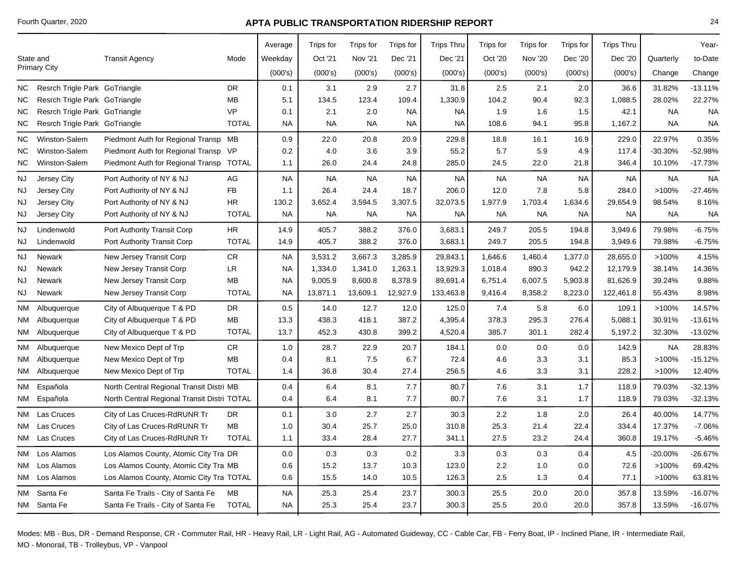# APTA PUBLIC TRANSPORTATION RIDERSHIP REPORT

Fourth Quarter, 2020

| State and Primary City | | Transit Agency | Mode | Average Weekday (000's) | Trips for Oct '21 (000's) | Trips for Nov '21 (000's) | Trips for Dec '21 (000's) | Trips Thru Dec '21 (000's) | Trips for Oct '20 (000's) | Trips for Nov '20 (000's) | Trips for Dec '20 (000's) | Trips Thru Dec '20 (000's) | Quarterly Change | Year-to-Date Change |
|---|---|---|---|---|---|---|---|---|---|---|---|---|---|---|
| NC | Resrch Trigle Park | GoTriangle | DR | 0.1 | 3.1 | 2.9 | 2.7 | 31.8 | 2.5 | 2.1 | 2.0 | 36.6 | 31.82% | -13.11% |
| NC | Resrch Trigle Park | GoTriangle | MB | 5.1 | 134.5 | 123.4 | 109.4 | 1,330.9 | 104.2 | 90.4 | 92.3 | 1,088.5 | 28.02% | 22.27% |
| NC | Resrch Trigle Park | GoTriangle | VP | 0.1 | 2.1 | 2.0 | NA | NA | 1.9 | 1.6 | 1.5 | 42.1 | NA | NA |
| NC | Resrch Trigle Park | GoTriangle | TOTAL | NA | NA | NA | NA | NA | 108.6 | 94.1 | 95.8 | 1,167.2 | NA | NA |
| NC | Winston-Salem | Piedmont Auth for Regional Transp | MB | 0.9 | 22.0 | 20.8 | 20.9 | 229.8 | 18.8 | 16.1 | 16.9 | 229.0 | 22.97% | 0.35% |
| NC | Winston-Salem | Piedmont Auth for Regional Transp | VP | 0.2 | 4.0 | 3.6 | 3.9 | 55.2 | 5.7 | 5.9 | 4.9 | 117.4 | -30.30% | -52.98% |
| NC | Winston-Salem | Piedmont Auth for Regional Transp | TOTAL | 1.1 | 26.0 | 24.4 | 24.8 | 285.0 | 24.5 | 22.0 | 21.8 | 346.4 | 10.10% | -17.73% |
| NJ | Jersey City | Port Authority of NY & NJ | AG | NA | NA | NA | NA | NA | NA | NA | NA | NA | NA | NA |
| NJ | Jersey City | Port Authority of NY & NJ | FB | 1.1 | 26.4 | 24.4 | 18.7 | 206.0 | 12.0 | 7.8 | 5.8 | 284.0 | >100% | -27.46% |
| NJ | Jersey City | Port Authority of NY & NJ | HR | 130.2 | 3,652.4 | 3,594.5 | 3,307.5 | 32,073.5 | 1,977.9 | 1,703.4 | 1,634.6 | 29,654.9 | 98.54% | 8.16% |
| NJ | Jersey City | Port Authority of NY & NJ | TOTAL | NA | NA | NA | NA | NA | NA | NA | NA | NA | NA | NA |
| NJ | Lindenwold | Port Authority Transit Corp | HR | 14.9 | 405.7 | 388.2 | 376.0 | 3,683.1 | 249.7 | 205.5 | 194.8 | 3,949.6 | 79.98% | -6.75% |
| NJ | Lindenwold | Port Authority Transit Corp | TOTAL | 14.9 | 405.7 | 388.2 | 376.0 | 3,683.1 | 249.7 | 205.5 | 194.8 | 3,949.6 | 79.98% | -6.75% |
| NJ | Newark | New Jersey Transit Corp | CR | NA | 3,531.2 | 3,667.3 | 3,285.9 | 29,843.1 | 1,646.6 | 1,460.4 | 1,377.0 | 28,655.0 | >100% | 4.15% |
| NJ | Newark | New Jersey Transit Corp | LR | NA | 1,334.0 | 1,341.0 | 1,263.1 | 13,929.3 | 1,018.4 | 890.3 | 942.2 | 12,179.9 | 38.14% | 14.36% |
| NJ | Newark | New Jersey Transit Corp | MB | NA | 9,005.9 | 8,600.8 | 8,378.9 | 89,691.4 | 6,751.4 | 6,007.5 | 5,903.8 | 81,626.9 | 39.24% | 9.88% |
| NJ | Newark | New Jersey Transit Corp | TOTAL | NA | 13,871.1 | 13,609.1 | 12,927.9 | 133,463.8 | 9,416.4 | 8,358.2 | 8,223.0 | 122,461.8 | 55.43% | 8.98% |
| NM | Albuquerque | City of Albuquerque T & PD | DR | 0.5 | 14.0 | 12.7 | 12.0 | 125.0 | 7.4 | 5.8 | 6.0 | 109.1 | >100% | 14.57% |
| NM | Albuquerque | City of Albuquerque T & PD | MB | 13.3 | 438.3 | 418.1 | 387.2 | 4,395.4 | 378.3 | 295.3 | 276.4 | 5,088.1 | 30.91% | -13.61% |
| NM | Albuquerque | City of Albuquerque T & PD | TOTAL | 13.7 | 452.3 | 430.8 | 399.2 | 4,520.4 | 385.7 | 301.1 | 282.4 | 5,197.2 | 32.30% | -13.02% |
| NM | Albuquerque | New Mexico Dept of Trp | CR | 1.0 | 28.7 | 22.9 | 20.7 | 184.1 | 0.0 | 0.0 | 0.0 | 142.9 | NA | 28.83% |
| NM | Albuquerque | New Mexico Dept of Trp | MB | 0.4 | 8.1 | 7.5 | 6.7 | 72.4 | 4.6 | 3.3 | 3.1 | 85.3 | >100% | -15.12% |
| NM | Albuquerque | New Mexico Dept of Trp | TOTAL | 1.4 | 36.8 | 30.4 | 27.4 | 256.5 | 4.6 | 3.3 | 3.1 | 228.2 | >100% | 12.40% |
| NM | Española | North Central Regional Transit Distri | MB | 0.4 | 6.4 | 8.1 | 7.7 | 80.7 | 7.6 | 3.1 | 1.7 | 118.9 | 79.03% | -32.13% |
| NM | Española | North Central Regional Transit Distri | TOTAL | 0.4 | 6.4 | 8.1 | 7.7 | 80.7 | 7.6 | 3.1 | 1.7 | 118.9 | 79.03% | -32.13% |
| NM | Las Cruces | City of Las Cruces-RdRUNR Tr | DR | 0.1 | 3.0 | 2.7 | 2.7 | 30.3 | 2.2 | 1.8 | 2.0 | 26.4 | 40.00% | 14.77% |
| NM | Las Cruces | City of Las Cruces-RdRUNR Tr | MB | 1.0 | 30.4 | 25.7 | 25.0 | 310.8 | 25.3 | 21.4 | 22.4 | 334.4 | 17.37% | -7.06% |
| NM | Las Cruces | City of Las Cruces-RdRUNR Tr | TOTAL | 1.1 | 33.4 | 28.4 | 27.7 | 341.1 | 27.5 | 23.2 | 24.4 | 360.8 | 19.17% | -5.46% |
| NM | Los Alamos | Los Alamos County, Atomic City Tra | DR | 0.0 | 0.3 | 0.3 | 0.2 | 3.3 | 0.3 | 0.3 | 0.4 | 4.5 | -20.00% | -26.67% |
| NM | Los Alamos | Los Alamos County, Atomic City Tra | MB | 0.6 | 15.2 | 13.7 | 10.3 | 123.0 | 2.2 | 1.0 | 0.0 | 72.6 | >100% | 69.42% |
| NM | Los Alamos | Los Alamos County, Atomic City Tra | TOTAL | 0.6 | 15.5 | 14.0 | 10.5 | 126.3 | 2.5 | 1.3 | 0.4 | 77.1 | >100% | 63.81% |
| NM | Santa Fe | Santa Fe Trails - City of Santa Fe | MB | NA | 25.3 | 25.4 | 23.7 | 300.3 | 25.5 | 20.0 | 20.0 | 357.8 | 13.59% | -16.07% |
| NM | Santa Fe | Santa Fe Trails - City of Santa Fe | TOTAL | NA | 25.3 | 25.4 | 23.7 | 300.3 | 25.5 | 20.0 | 20.0 | 357.8 | 13.59% | -16.07% |

Modes: MB - Bus, DR - Demand Response, CR - Commuter Rail, HR - Heavy Rail, LR - Light Rail, AG - Automated Guideway, CC - Cable Car, FB - Ferry Boat, IP - Inclined Plane, IR - Intermediate Rail, MO - Monorail, TB - Trolleybus, VP - Vanpool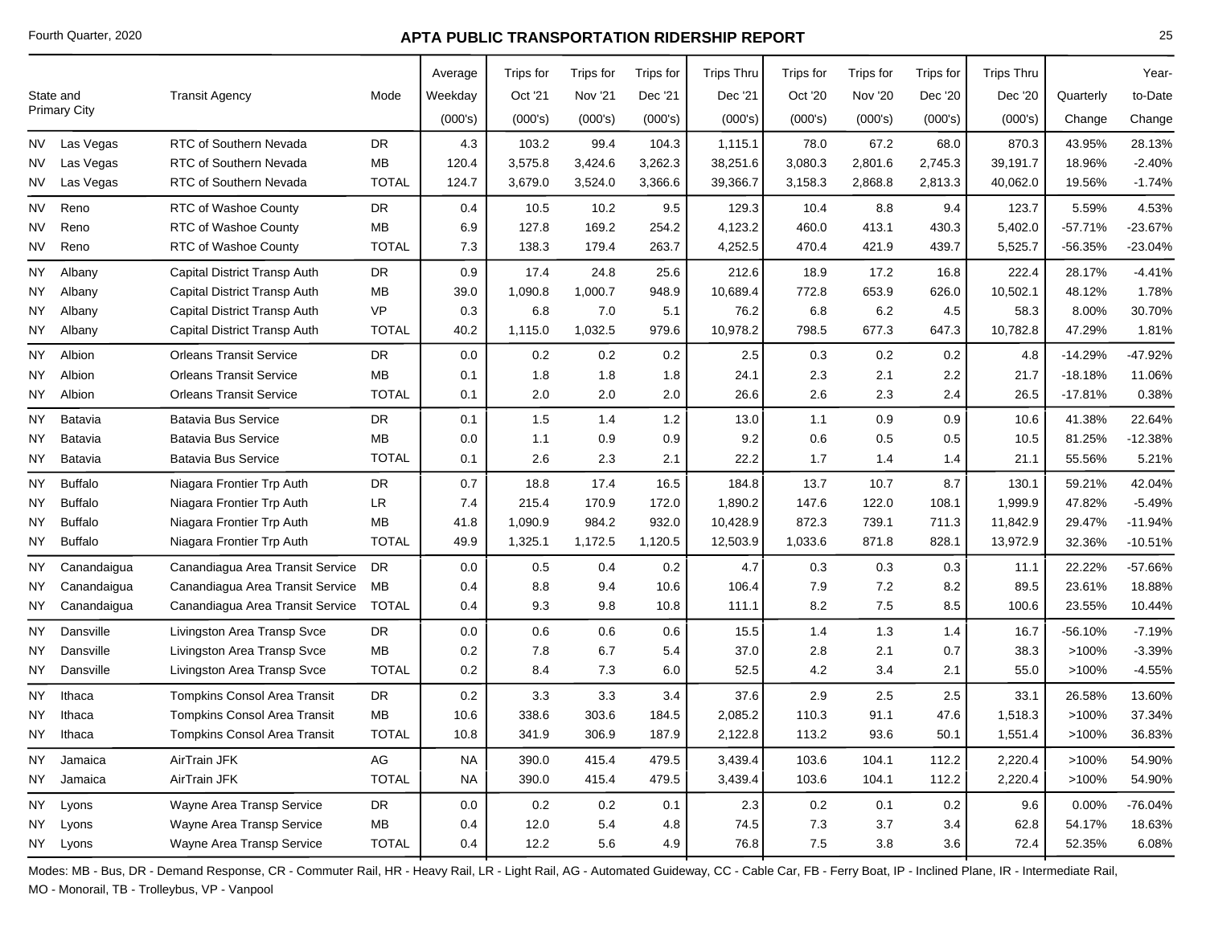| State and Primary City | | Transit Agency | Mode | Average Weekday (000's) | Trips for Oct '21 (000's) | Trips for Nov '21 (000's) | Trips for Dec '21 (000's) | Trips Thru Dec '21 (000's) | Trips for Oct '20 (000's) | Trips for Nov '20 (000's) | Trips for Dec '20 (000's) | Trips Thru Dec '20 (000's) | Quarterly Change | Year-to-Date Change |
|---|---|---|---|---|---|---|---|---|---|---|---|---|---|---|
| NV | Las Vegas | RTC of Southern Nevada | DR | 4.3 | 103.2 | 99.4 | 104.3 | 1,115.1 | 78.0 | 67.2 | 68.0 | 870.3 | 43.95% | 28.13% |
| NV | Las Vegas | RTC of Southern Nevada | MB | 120.4 | 3,575.8 | 3,424.6 | 3,262.3 | 38,251.6 | 3,080.3 | 2,801.6 | 2,745.3 | 39,191.7 | 18.96% | -2.40% |
| NV | Las Vegas | RTC of Southern Nevada | TOTAL | 124.7 | 3,679.0 | 3,524.0 | 3,366.6 | 39,366.7 | 3,158.3 | 2,868.8 | 2,813.3 | 40,062.0 | 19.56% | -1.74% |
| NV | Reno | RTC of Washoe County | DR | 0.4 | 10.5 | 10.2 | 9.5 | 129.3 | 10.4 | 8.8 | 9.4 | 123.7 | 5.59% | 4.53% |
| NV | Reno | RTC of Washoe County | MB | 6.9 | 127.8 | 169.2 | 254.2 | 4,123.2 | 460.0 | 413.1 | 430.3 | 5,402.0 | -57.71% | -23.67% |
| NV | Reno | RTC of Washoe County | TOTAL | 7.3 | 138.3 | 179.4 | 263.7 | 4,252.5 | 470.4 | 421.9 | 439.7 | 5,525.7 | -56.35% | -23.04% |
| NY | Albany | Capital District Transp Auth | DR | 0.9 | 17.4 | 24.8 | 25.6 | 212.6 | 18.9 | 17.2 | 16.8 | 222.4 | 28.17% | -4.41% |
| NY | Albany | Capital District Transp Auth | MB | 39.0 | 1,090.8 | 1,000.7 | 948.9 | 10,689.4 | 772.8 | 653.9 | 626.0 | 10,502.1 | 48.12% | 1.78% |
| NY | Albany | Capital District Transp Auth | VP | 0.3 | 6.8 | 7.0 | 5.1 | 76.2 | 6.8 | 6.2 | 4.5 | 58.3 | 8.00% | 30.70% |
| NY | Albany | Capital District Transp Auth | TOTAL | 40.2 | 1,115.0 | 1,032.5 | 979.6 | 10,978.2 | 798.5 | 677.3 | 647.3 | 10,782.8 | 47.29% | 1.81% |
| NY | Albion | Orleans Transit Service | DR | 0.0 | 0.2 | 0.2 | 0.2 | 2.5 | 0.3 | 0.2 | 0.2 | 4.8 | -14.29% | -47.92% |
| NY | Albion | Orleans Transit Service | MB | 0.1 | 1.8 | 1.8 | 1.8 | 24.1 | 2.3 | 2.1 | 2.2 | 21.7 | -18.18% | 11.06% |
| NY | Albion | Orleans Transit Service | TOTAL | 0.1 | 2.0 | 2.0 | 2.0 | 26.6 | 2.6 | 2.3 | 2.4 | 26.5 | -17.81% | 0.38% |
| NY | Batavia | Batavia Bus Service | DR | 0.1 | 1.5 | 1.4 | 1.2 | 13.0 | 1.1 | 0.9 | 0.9 | 10.6 | 41.38% | 22.64% |
| NY | Batavia | Batavia Bus Service | MB | 0.0 | 1.1 | 0.9 | 0.9 | 9.2 | 0.6 | 0.5 | 0.5 | 10.5 | 81.25% | -12.38% |
| NY | Batavia | Batavia Bus Service | TOTAL | 0.1 | 2.6 | 2.3 | 2.1 | 22.2 | 1.7 | 1.4 | 1.4 | 21.1 | 55.56% | 5.21% |
| NY | Buffalo | Niagara Frontier Trp Auth | DR | 0.7 | 18.8 | 17.4 | 16.5 | 184.8 | 13.7 | 10.7 | 8.7 | 130.1 | 59.21% | 42.04% |
| NY | Buffalo | Niagara Frontier Trp Auth | LR | 7.4 | 215.4 | 170.9 | 172.0 | 1,890.2 | 147.6 | 122.0 | 108.1 | 1,999.9 | 47.82% | -5.49% |
| NY | Buffalo | Niagara Frontier Trp Auth | MB | 41.8 | 1,090.9 | 984.2 | 932.0 | 10,428.9 | 872.3 | 739.1 | 711.3 | 11,842.9 | 29.47% | -11.94% |
| NY | Buffalo | Niagara Frontier Trp Auth | TOTAL | 49.9 | 1,325.1 | 1,172.5 | 1,120.5 | 12,503.9 | 1,033.6 | 871.8 | 828.1 | 13,972.9 | 32.36% | -10.51% |
| NY | Canandaigua | Canandiagua Area Transit Service | DR | 0.0 | 0.5 | 0.4 | 0.2 | 4.7 | 0.3 | 0.3 | 0.3 | 11.1 | 22.22% | -57.66% |
| NY | Canandaigua | Canandiagua Area Transit Service | MB | 0.4 | 8.8 | 9.4 | 10.6 | 106.4 | 7.9 | 7.2 | 8.2 | 89.5 | 23.61% | 18.88% |
| NY | Canandaigua | Canandiagua Area Transit Service | TOTAL | 0.4 | 9.3 | 9.8 | 10.8 | 111.1 | 8.2 | 7.5 | 8.5 | 100.6 | 23.55% | 10.44% |
| NY | Dansville | Livingston Area Transp Svce | DR | 0.0 | 0.6 | 0.6 | 0.6 | 15.5 | 1.4 | 1.3 | 1.4 | 16.7 | -56.10% | -7.19% |
| NY | Dansville | Livingston Area Transp Svce | MB | 0.2 | 7.8 | 6.7 | 5.4 | 37.0 | 2.8 | 2.1 | 0.7 | 38.3 | >100% | -3.39% |
| NY | Dansville | Livingston Area Transp Svce | TOTAL | 0.2 | 8.4 | 7.3 | 6.0 | 52.5 | 4.2 | 3.4 | 2.1 | 55.0 | >100% | -4.55% |
| NY | Ithaca | Tompkins Consol Area Transit | DR | 0.2 | 3.3 | 3.3 | 3.4 | 37.6 | 2.9 | 2.5 | 2.5 | 33.1 | 26.58% | 13.60% |
| NY | Ithaca | Tompkins Consol Area Transit | MB | 10.6 | 338.6 | 303.6 | 184.5 | 2,085.2 | 110.3 | 91.1 | 47.6 | 1,518.3 | >100% | 37.34% |
| NY | Ithaca | Tompkins Consol Area Transit | TOTAL | 10.8 | 341.9 | 306.9 | 187.9 | 2,122.8 | 113.2 | 93.6 | 50.1 | 1,551.4 | >100% | 36.83% |
| NY | Jamaica | AirTrain JFK | AG | NA | 390.0 | 415.4 | 479.5 | 3,439.4 | 103.6 | 104.1 | 112.2 | 2,220.4 | >100% | 54.90% |
| NY | Jamaica | AirTrain JFK | TOTAL | NA | 390.0 | 415.4 | 479.5 | 3,439.4 | 103.6 | 104.1 | 112.2 | 2,220.4 | >100% | 54.90% |
| NY | Lyons | Wayne Area Transp Service | DR | 0.0 | 0.2 | 0.2 | 0.1 | 2.3 | 0.2 | 0.1 | 0.2 | 9.6 | 0.00% | -76.04% |
| NY | Lyons | Wayne Area Transp Service | MB | 0.4 | 12.0 | 5.4 | 4.8 | 74.5 | 7.3 | 3.7 | 3.4 | 62.8 | 54.17% | 18.63% |
| NY | Lyons | Wayne Area Transp Service | TOTAL | 0.4 | 12.2 | 5.6 | 4.9 | 76.8 | 7.5 | 3.8 | 3.6 | 72.4 | 52.35% | 6.08% |

Modes: MB - Bus, DR - Demand Response, CR - Commuter Rail, HR - Heavy Rail, LR - Light Rail, AG - Automated Guideway, CC - Cable Car, FB - Ferry Boat, IP - Inclined Plane, IR - Intermediate Rail, MO - Monorail, TB - Trolleybus, VP - Vanpool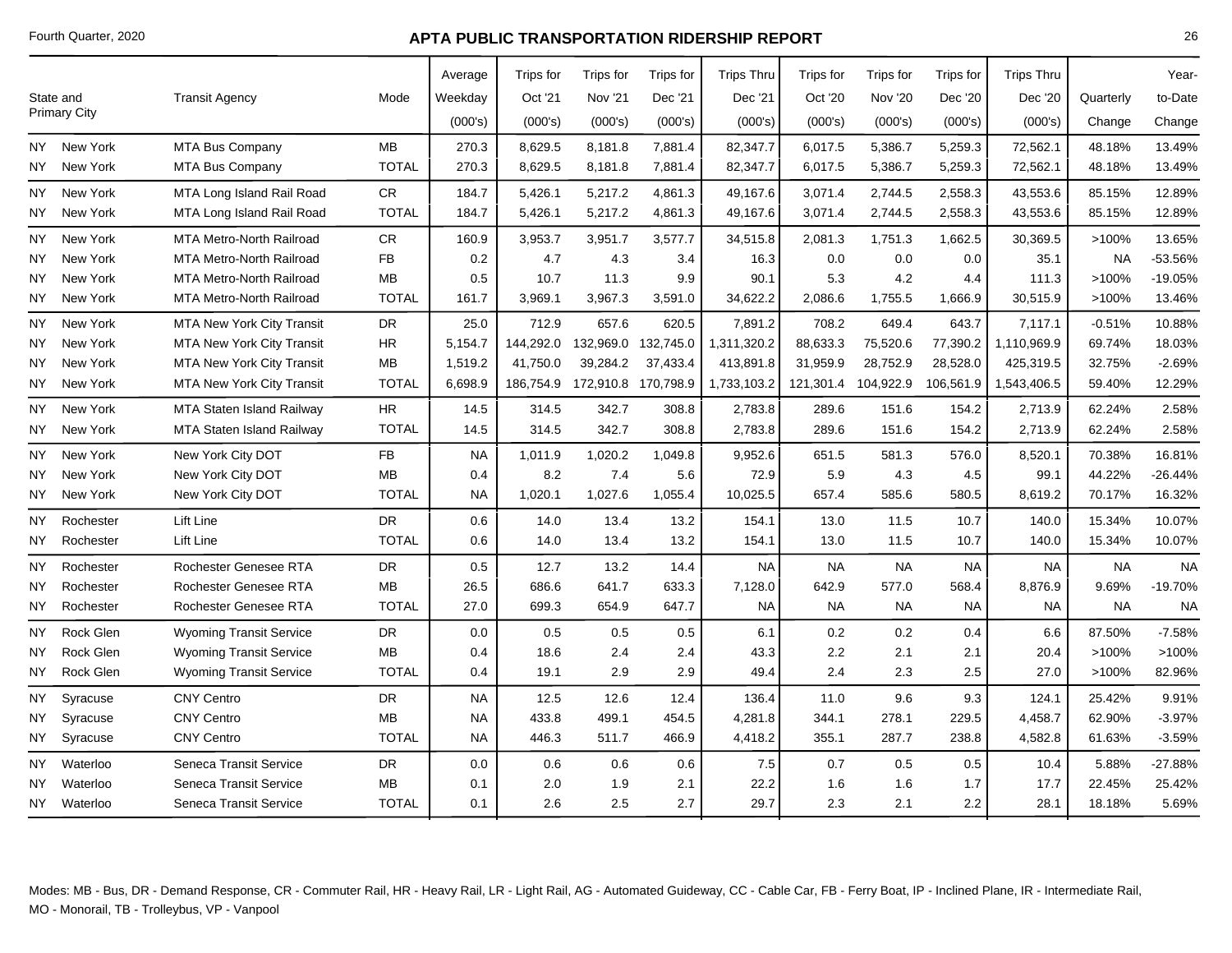## APTA PUBLIC TRANSPORTATION RIDERSHIP REPORT

Fourth Quarter, 2020

| State and Primary City | | Transit Agency | Mode | Average Weekday (000's) | Trips for Oct '21 (000's) | Trips for Nov '21 (000's) | Trips for Dec '21 (000's) | Trips Thru Dec '21 (000's) | Trips for Oct '20 (000's) | Trips for Nov '20 (000's) | Trips for Dec '20 (000's) | Trips Thru Dec '20 (000's) | Quarterly Change | Year-to-Date Change |
|---|---|---|---|---|---|---|---|---|---|---|---|---|---|---|
| NY | New York | MTA Bus Company | MB | 270.3 | 8,629.5 | 8,181.8 | 7,881.4 | 82,347.7 | 6,017.5 | 5,386.7 | 5,259.3 | 72,562.1 | 48.18% | 13.49% |
| NY | New York | MTA Bus Company | TOTAL | 270.3 | 8,629.5 | 8,181.8 | 7,881.4 | 82,347.7 | 6,017.5 | 5,386.7 | 5,259.3 | 72,562.1 | 48.18% | 13.49% |
| NY | New York | MTA Long Island Rail Road | CR | 184.7 | 5,426.1 | 5,217.2 | 4,861.3 | 49,167.6 | 3,071.4 | 2,744.5 | 2,558.3 | 43,553.6 | 85.15% | 12.89% |
| NY | New York | MTA Long Island Rail Road | TOTAL | 184.7 | 5,426.1 | 5,217.2 | 4,861.3 | 49,167.6 | 3,071.4 | 2,744.5 | 2,558.3 | 43,553.6 | 85.15% | 12.89% |
| NY | New York | MTA Metro-North Railroad | CR | 160.9 | 3,953.7 | 3,951.7 | 3,577.7 | 34,515.8 | 2,081.3 | 1,751.3 | 1,662.5 | 30,369.5 | >100% | 13.65% |
| NY | New York | MTA Metro-North Railroad | FB | 0.2 | 4.7 | 4.3 | 3.4 | 16.3 | 0.0 | 0.0 | 0.0 | 35.1 | NA | -53.56% |
| NY | New York | MTA Metro-North Railroad | MB | 0.5 | 10.7 | 11.3 | 9.9 | 90.1 | 5.3 | 4.2 | 4.4 | 111.3 | >100% | -19.05% |
| NY | New York | MTA Metro-North Railroad | TOTAL | 161.7 | 3,969.1 | 3,967.3 | 3,591.0 | 34,622.2 | 2,086.6 | 1,755.5 | 1,666.9 | 30,515.9 | >100% | 13.46% |
| NY | New York | MTA New York City Transit | DR | 25.0 | 712.9 | 657.6 | 620.5 | 7,891.2 | 708.2 | 649.4 | 643.7 | 7,117.1 | -0.51% | 10.88% |
| NY | New York | MTA New York City Transit | HR | 5,154.7 | 144,292.0 | 132,969.0 | 132,745.0 | 1,311,320.2 | 88,633.3 | 75,520.6 | 77,390.2 | 1,110,969.9 | 69.74% | 18.03% |
| NY | New York | MTA New York City Transit | MB | 1,519.2 | 41,750.0 | 39,284.2 | 37,433.4 | 413,891.8 | 31,959.9 | 28,752.9 | 28,528.0 | 425,319.5 | 32.75% | -2.69% |
| NY | New York | MTA New York City Transit | TOTAL | 6,698.9 | 186,754.9 | 172,910.8 | 170,798.9 | 1,733,103.2 | 121,301.4 | 104,922.9 | 106,561.9 | 1,543,406.5 | 59.40% | 12.29% |
| NY | New York | MTA Staten Island Railway | HR | 14.5 | 314.5 | 342.7 | 308.8 | 2,783.8 | 289.6 | 151.6 | 154.2 | 2,713.9 | 62.24% | 2.58% |
| NY | New York | MTA Staten Island Railway | TOTAL | 14.5 | 314.5 | 342.7 | 308.8 | 2,783.8 | 289.6 | 151.6 | 154.2 | 2,713.9 | 62.24% | 2.58% |
| NY | New York | New York City DOT | FB | NA | 1,011.9 | 1,020.2 | 1,049.8 | 9,952.6 | 651.5 | 581.3 | 576.0 | 8,520.1 | 70.38% | 16.81% |
| NY | New York | New York City DOT | MB | 0.4 | 8.2 | 7.4 | 5.6 | 72.9 | 5.9 | 4.3 | 4.5 | 99.1 | 44.22% | -26.44% |
| NY | New York | New York City DOT | TOTAL | NA | 1,020.1 | 1,027.6 | 1,055.4 | 10,025.5 | 657.4 | 585.6 | 580.5 | 8,619.2 | 70.17% | 16.32% |
| NY | Rochester | Lift Line | DR | 0.6 | 14.0 | 13.4 | 13.2 | 154.1 | 13.0 | 11.5 | 10.7 | 140.0 | 15.34% | 10.07% |
| NY | Rochester | Lift Line | TOTAL | 0.6 | 14.0 | 13.4 | 13.2 | 154.1 | 13.0 | 11.5 | 10.7 | 140.0 | 15.34% | 10.07% |
| NY | Rochester | Rochester Genesee RTA | DR | 0.5 | 12.7 | 13.2 | 14.4 | NA | NA | NA | NA | NA | NA | NA |
| NY | Rochester | Rochester Genesee RTA | MB | 26.5 | 686.6 | 641.7 | 633.3 | 7,128.0 | 642.9 | 577.0 | 568.4 | 8,876.9 | 9.69% | -19.70% |
| NY | Rochester | Rochester Genesee RTA | TOTAL | 27.0 | 699.3 | 654.9 | 647.7 | NA | NA | NA | NA | NA | NA | NA |
| NY | Rock Glen | Wyoming Transit Service | DR | 0.0 | 0.5 | 0.5 | 0.5 | 6.1 | 0.2 | 0.2 | 0.4 | 6.6 | 87.50% | -7.58% |
| NY | Rock Glen | Wyoming Transit Service | MB | 0.4 | 18.6 | 2.4 | 2.4 | 43.3 | 2.2 | 2.1 | 2.1 | 20.4 | >100% | >100% |
| NY | Rock Glen | Wyoming Transit Service | TOTAL | 0.4 | 19.1 | 2.9 | 2.9 | 49.4 | 2.4 | 2.3 | 2.5 | 27.0 | >100% | 82.96% |
| NY | Syracuse | CNY Centro | DR | NA | 12.5 | 12.6 | 12.4 | 136.4 | 11.0 | 9.6 | 9.3 | 124.1 | 25.42% | 9.91% |
| NY | Syracuse | CNY Centro | MB | NA | 433.8 | 499.1 | 454.5 | 4,281.8 | 344.1 | 278.1 | 229.5 | 4,458.7 | 62.90% | -3.97% |
| NY | Syracuse | CNY Centro | TOTAL | NA | 446.3 | 511.7 | 466.9 | 4,418.2 | 355.1 | 287.7 | 238.8 | 4,582.8 | 61.63% | -3.59% |
| NY | Waterloo | Seneca Transit Service | DR | 0.0 | 0.6 | 0.6 | 0.6 | 7.5 | 0.7 | 0.5 | 0.5 | 10.4 | 5.88% | -27.88% |
| NY | Waterloo | Seneca Transit Service | MB | 0.1 | 2.0 | 1.9 | 2.1 | 22.2 | 1.6 | 1.6 | 1.7 | 17.7 | 22.45% | 25.42% |
| NY | Waterloo | Seneca Transit Service | TOTAL | 0.1 | 2.6 | 2.5 | 2.7 | 29.7 | 2.3 | 2.1 | 2.2 | 28.1 | 18.18% | 5.69% |

Modes: MB - Bus, DR - Demand Response, CR - Commuter Rail, HR - Heavy Rail, LR - Light Rail, AG - Automated Guideway, CC - Cable Car, FB - Ferry Boat, IP - Inclined Plane, IR - Intermediate Rail, MO - Monorail, TB - Trolleybus, VP - Vanpool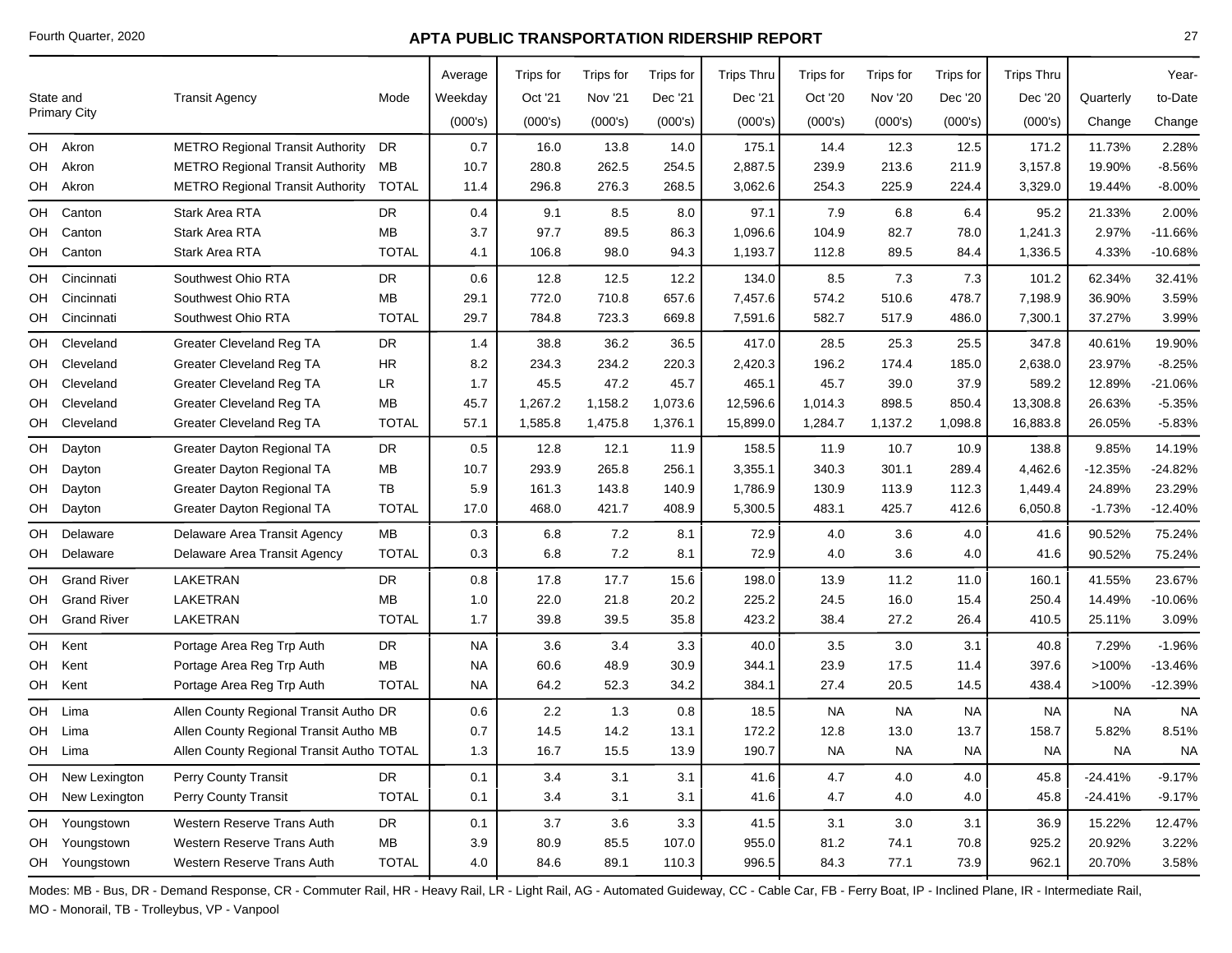# APTA PUBLIC TRANSPORTATION RIDERSHIP REPORT

Fourth Quarter, 2020

| State and Primary City | | Transit Agency | Mode | Average Weekday (000's) | Trips for Oct '21 (000's) | Trips for Nov '21 (000's) | Trips for Dec '21 (000's) | Trips Thru Dec '21 (000's) | Trips for Oct '20 (000's) | Trips for Nov '20 (000's) | Trips for Dec '20 (000's) | Trips Thru Dec '20 (000's) | Quarterly Change | Year-to-Date Change |
|---|---|---|---|---|---|---|---|---|---|---|---|---|---|---|
| OH | Akron | METRO Regional Transit Authority | DR | 0.7 | 16.0 | 13.8 | 14.0 | 175.1 | 14.4 | 12.3 | 12.5 | 171.2 | 11.73% | 2.28% |
| OH | Akron | METRO Regional Transit Authority | MB | 10.7 | 280.8 | 262.5 | 254.5 | 2,887.5 | 239.9 | 213.6 | 211.9 | 3,157.8 | 19.90% | -8.56% |
| OH | Akron | METRO Regional Transit Authority | TOTAL | 11.4 | 296.8 | 276.3 | 268.5 | 3,062.6 | 254.3 | 225.9 | 224.4 | 3,329.0 | 19.44% | -8.00% |
| OH | Canton | Stark Area RTA | DR | 0.4 | 9.1 | 8.5 | 8.0 | 97.1 | 7.9 | 6.8 | 6.4 | 95.2 | 21.33% | 2.00% |
| OH | Canton | Stark Area RTA | MB | 3.7 | 97.7 | 89.5 | 86.3 | 1,096.6 | 104.9 | 82.7 | 78.0 | 1,241.3 | 2.97% | -11.66% |
| OH | Canton | Stark Area RTA | TOTAL | 4.1 | 106.8 | 98.0 | 94.3 | 1,193.7 | 112.8 | 89.5 | 84.4 | 1,336.5 | 4.33% | -10.68% |
| OH | Cincinnati | Southwest Ohio RTA | DR | 0.6 | 12.8 | 12.5 | 12.2 | 134.0 | 8.5 | 7.3 | 7.3 | 101.2 | 62.34% | 32.41% |
| OH | Cincinnati | Southwest Ohio RTA | MB | 29.1 | 772.0 | 710.8 | 657.6 | 7,457.6 | 574.2 | 510.6 | 478.7 | 7,198.9 | 36.90% | 3.59% |
| OH | Cincinnati | Southwest Ohio RTA | TOTAL | 29.7 | 784.8 | 723.3 | 669.8 | 7,591.6 | 582.7 | 517.9 | 486.0 | 7,300.1 | 37.27% | 3.99% |
| OH | Cleveland | Greater Cleveland Reg TA | DR | 1.4 | 38.8 | 36.2 | 36.5 | 417.0 | 28.5 | 25.3 | 25.5 | 347.8 | 40.61% | 19.90% |
| OH | Cleveland | Greater Cleveland Reg TA | HR | 8.2 | 234.3 | 234.2 | 220.3 | 2,420.3 | 196.2 | 174.4 | 185.0 | 2,638.0 | 23.97% | -8.25% |
| OH | Cleveland | Greater Cleveland Reg TA | LR | 1.7 | 45.5 | 47.2 | 45.7 | 465.1 | 45.7 | 39.0 | 37.9 | 589.2 | 12.89% | -21.06% |
| OH | Cleveland | Greater Cleveland Reg TA | MB | 45.7 | 1,267.2 | 1,158.2 | 1,073.6 | 12,596.6 | 1,014.3 | 898.5 | 850.4 | 13,308.8 | 26.63% | -5.35% |
| OH | Cleveland | Greater Cleveland Reg TA | TOTAL | 57.1 | 1,585.8 | 1,475.8 | 1,376.1 | 15,899.0 | 1,284.7 | 1,137.2 | 1,098.8 | 16,883.8 | 26.05% | -5.83% |
| OH | Dayton | Greater Dayton Regional TA | DR | 0.5 | 12.8 | 12.1 | 11.9 | 158.5 | 11.9 | 10.7 | 10.9 | 138.8 | 9.85% | 14.19% |
| OH | Dayton | Greater Dayton Regional TA | MB | 10.7 | 293.9 | 265.8 | 256.1 | 3,355.1 | 340.3 | 301.1 | 289.4 | 4,462.6 | -12.35% | -24.82% |
| OH | Dayton | Greater Dayton Regional TA | TB | 5.9 | 161.3 | 143.8 | 140.9 | 1,786.9 | 130.9 | 113.9 | 112.3 | 1,449.4 | 24.89% | 23.29% |
| OH | Dayton | Greater Dayton Regional TA | TOTAL | 17.0 | 468.0 | 421.7 | 408.9 | 5,300.5 | 483.1 | 425.7 | 412.6 | 6,050.8 | -1.73% | -12.40% |
| OH | Delaware | Delaware Area Transit Agency | MB | 0.3 | 6.8 | 7.2 | 8.1 | 72.9 | 4.0 | 3.6 | 4.0 | 41.6 | 90.52% | 75.24% |
| OH | Delaware | Delaware Area Transit Agency | TOTAL | 0.3 | 6.8 | 7.2 | 8.1 | 72.9 | 4.0 | 3.6 | 4.0 | 41.6 | 90.52% | 75.24% |
| OH | Grand River | LAKETRAN | DR | 0.8 | 17.8 | 17.7 | 15.6 | 198.0 | 13.9 | 11.2 | 11.0 | 160.1 | 41.55% | 23.67% |
| OH | Grand River | LAKETRAN | MB | 1.0 | 22.0 | 21.8 | 20.2 | 225.2 | 24.5 | 16.0 | 15.4 | 250.4 | 14.49% | -10.06% |
| OH | Grand River | LAKETRAN | TOTAL | 1.7 | 39.8 | 39.5 | 35.8 | 423.2 | 38.4 | 27.2 | 26.4 | 410.5 | 25.11% | 3.09% |
| OH | Kent | Portage Area Reg Trp Auth | DR | NA | 3.6 | 3.4 | 3.3 | 40.0 | 3.5 | 3.0 | 3.1 | 40.8 | 7.29% | -1.96% |
| OH | Kent | Portage Area Reg Trp Auth | MB | NA | 60.6 | 48.9 | 30.9 | 344.1 | 23.9 | 17.5 | 11.4 | 397.6 | >100% | -13.46% |
| OH | Kent | Portage Area Reg Trp Auth | TOTAL | NA | 64.2 | 52.3 | 34.2 | 384.1 | 27.4 | 20.5 | 14.5 | 438.4 | >100% | -12.39% |
| OH | Lima | Allen County Regional Transit Autho | DR | 0.6 | 2.2 | 1.3 | 0.8 | 18.5 | NA | NA | NA | NA | NA | NA |
| OH | Lima | Allen County Regional Transit Autho | MB | 0.7 | 14.5 | 14.2 | 13.1 | 172.2 | 12.8 | 13.0 | 13.7 | 158.7 | 5.82% | 8.51% |
| OH | Lima | Allen County Regional Transit Autho | TOTAL | 1.3 | 16.7 | 15.5 | 13.9 | 190.7 | NA | NA | NA | NA | NA | NA |
| OH | New Lexington | Perry County Transit | DR | 0.1 | 3.4 | 3.1 | 3.1 | 41.6 | 4.7 | 4.0 | 4.0 | 45.8 | -24.41% | -9.17% |
| OH | New Lexington | Perry County Transit | TOTAL | 0.1 | 3.4 | 3.1 | 3.1 | 41.6 | 4.7 | 4.0 | 4.0 | 45.8 | -24.41% | -9.17% |
| OH | Youngstown | Western Reserve Trans Auth | DR | 0.1 | 3.7 | 3.6 | 3.3 | 41.5 | 3.1 | 3.0 | 3.1 | 36.9 | 15.22% | 12.47% |
| OH | Youngstown | Western Reserve Trans Auth | MB | 3.9 | 80.9 | 85.5 | 107.0 | 955.0 | 81.2 | 74.1 | 70.8 | 925.2 | 20.92% | 3.22% |
| OH | Youngstown | Western Reserve Trans Auth | TOTAL | 4.0 | 84.6 | 89.1 | 110.3 | 996.5 | 84.3 | 77.1 | 73.9 | 962.1 | 20.70% | 3.58% |

Modes: MB - Bus, DR - Demand Response, CR - Commuter Rail, HR - Heavy Rail, LR - Light Rail, AG - Automated Guideway, CC - Cable Car, FB - Ferry Boat, IP - Inclined Plane, IR - Intermediate Rail, MO - Monorail, TB - Trolleybus, VP - Vanpool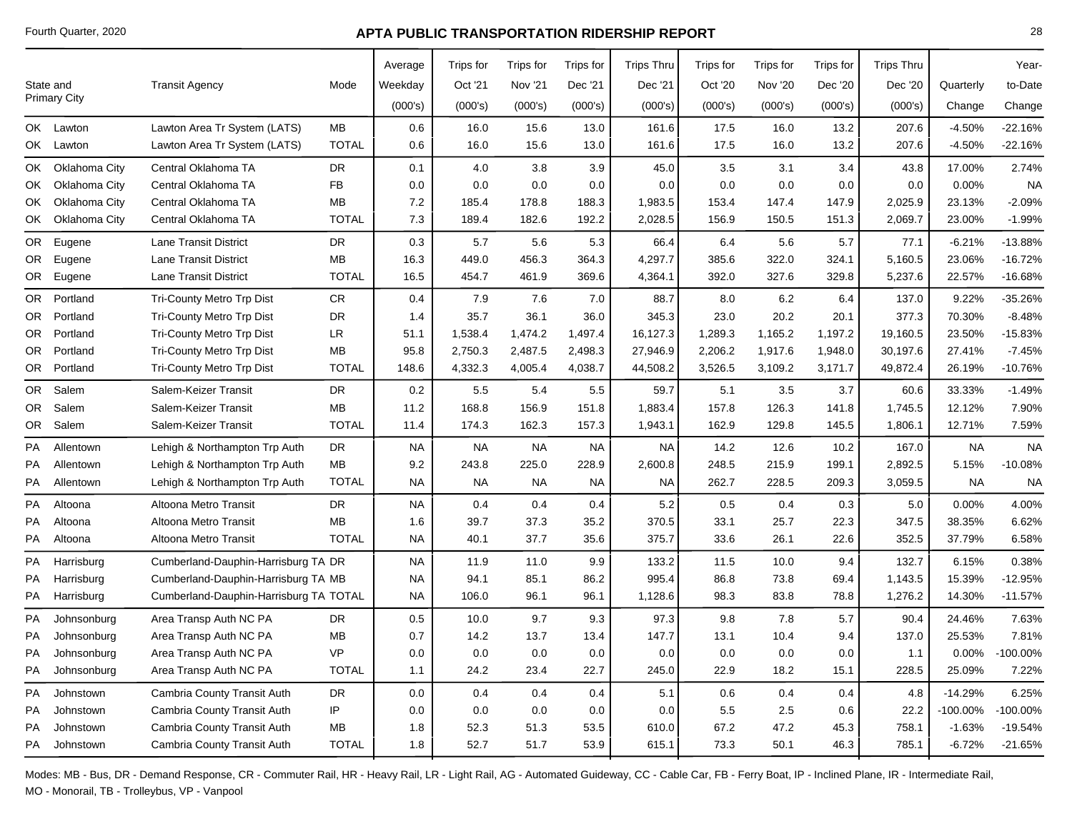# APTA PUBLIC TRANSPORTATION RIDERSHIP REPORT

Fourth Quarter, 2020

| State and Primary City | | Transit Agency | Mode | Average Weekday (000's) | Trips for Oct '21 (000's) | Trips for Nov '21 (000's) | Trips for Dec '21 (000's) | Trips Thru Dec '21 (000's) | Trips for Oct '20 (000's) | Trips for Nov '20 (000's) | Trips for Dec '20 (000's) | Trips Thru Dec '20 (000's) | Quarterly Change | Year-to-Date Change |
|---|---|---|---|---|---|---|---|---|---|---|---|---|---|---|
| OK | Lawton | Lawton Area Tr System (LATS) | MB | 0.6 | 16.0 | 15.6 | 13.0 | 161.6 | 17.5 | 16.0 | 13.2 | 207.6 | -4.50% | -22.16% |
| OK | Lawton | Lawton Area Tr System (LATS) | TOTAL | 0.6 | 16.0 | 15.6 | 13.0 | 161.6 | 17.5 | 16.0 | 13.2 | 207.6 | -4.50% | -22.16% |
| OK | Oklahoma City | Central Oklahoma TA | DR | 0.1 | 4.0 | 3.8 | 3.9 | 45.0 | 3.5 | 3.1 | 3.4 | 43.8 | 17.00% | 2.74% |
| OK | Oklahoma City | Central Oklahoma TA | FB | 0.0 | 0.0 | 0.0 | 0.0 | 0.0 | 0.0 | 0.0 | 0.0 | 0.0 | 0.00% | NA |
| OK | Oklahoma City | Central Oklahoma TA | MB | 7.2 | 185.4 | 178.8 | 188.3 | 1,983.5 | 153.4 | 147.4 | 147.9 | 2,025.9 | 23.13% | -2.09% |
| OK | Oklahoma City | Central Oklahoma TA | TOTAL | 7.3 | 189.4 | 182.6 | 192.2 | 2,028.5 | 156.9 | 150.5 | 151.3 | 2,069.7 | 23.00% | -1.99% |
| OR | Eugene | Lane Transit District | DR | 0.3 | 5.7 | 5.6 | 5.3 | 66.4 | 6.4 | 5.6 | 5.7 | 77.1 | -6.21% | -13.88% |
| OR | Eugene | Lane Transit District | MB | 16.3 | 449.0 | 456.3 | 364.3 | 4,297.7 | 385.6 | 322.0 | 324.1 | 5,160.5 | 23.06% | -16.72% |
| OR | Eugene | Lane Transit District | TOTAL | 16.5 | 454.7 | 461.9 | 369.6 | 4,364.1 | 392.0 | 327.6 | 329.8 | 5,237.6 | 22.57% | -16.68% |
| OR | Portland | Tri-County Metro Trp Dist | CR | 0.4 | 7.9 | 7.6 | 7.0 | 88.7 | 8.0 | 6.2 | 6.4 | 137.0 | 9.22% | -35.26% |
| OR | Portland | Tri-County Metro Trp Dist | DR | 1.4 | 35.7 | 36.1 | 36.0 | 345.3 | 23.0 | 20.2 | 20.1 | 377.3 | 70.30% | -8.48% |
| OR | Portland | Tri-County Metro Trp Dist | LR | 51.1 | 1,538.4 | 1,474.2 | 1,497.4 | 16,127.3 | 1,289.3 | 1,165.2 | 1,197.2 | 19,160.5 | 23.50% | -15.83% |
| OR | Portland | Tri-County Metro Trp Dist | MB | 95.8 | 2,750.3 | 2,487.5 | 2,498.3 | 27,946.9 | 2,206.2 | 1,917.6 | 1,948.0 | 30,197.6 | 27.41% | -7.45% |
| OR | Portland | Tri-County Metro Trp Dist | TOTAL | 148.6 | 4,332.3 | 4,005.4 | 4,038.7 | 44,508.2 | 3,526.5 | 3,109.2 | 3,171.7 | 49,872.4 | 26.19% | -10.76% |
| OR | Salem | Salem-Keizer Transit | DR | 0.2 | 5.5 | 5.4 | 5.5 | 59.7 | 5.1 | 3.5 | 3.7 | 60.6 | 33.33% | -1.49% |
| OR | Salem | Salem-Keizer Transit | MB | 11.2 | 168.8 | 156.9 | 151.8 | 1,883.4 | 157.8 | 126.3 | 141.8 | 1,745.5 | 12.12% | 7.90% |
| OR | Salem | Salem-Keizer Transit | TOTAL | 11.4 | 174.3 | 162.3 | 157.3 | 1,943.1 | 162.9 | 129.8 | 145.5 | 1,806.1 | 12.71% | 7.59% |
| PA | Allentown | Lehigh & Northampton Trp Auth | DR | NA | NA | NA | NA | NA | 14.2 | 12.6 | 10.2 | 167.0 | NA | NA |
| PA | Allentown | Lehigh & Northampton Trp Auth | MB | 9.2 | 243.8 | 225.0 | 228.9 | 2,600.8 | 248.5 | 215.9 | 199.1 | 2,892.5 | 5.15% | -10.08% |
| PA | Allentown | Lehigh & Northampton Trp Auth | TOTAL | NA | NA | NA | NA | NA | 262.7 | 228.5 | 209.3 | 3,059.5 | NA | NA |
| PA | Altoona | Altoona Metro Transit | DR | NA | 0.4 | 0.4 | 0.4 | 5.2 | 0.5 | 0.4 | 0.3 | 5.0 | 0.00% | 4.00% |
| PA | Altoona | Altoona Metro Transit | MB | 1.6 | 39.7 | 37.3 | 35.2 | 370.5 | 33.1 | 25.7 | 22.3 | 347.5 | 38.35% | 6.62% |
| PA | Altoona | Altoona Metro Transit | TOTAL | NA | 40.1 | 37.7 | 35.6 | 375.7 | 33.6 | 26.1 | 22.6 | 352.5 | 37.79% | 6.58% |
| PA | Harrisburg | Cumberland-Dauphin-Harrisburg TA | DR | NA | 11.9 | 11.0 | 9.9 | 133.2 | 11.5 | 10.0 | 9.4 | 132.7 | 6.15% | 0.38% |
| PA | Harrisburg | Cumberland-Dauphin-Harrisburg TA | MB | NA | 94.1 | 85.1 | 86.2 | 995.4 | 86.8 | 73.8 | 69.4 | 1,143.5 | 15.39% | -12.95% |
| PA | Harrisburg | Cumberland-Dauphin-Harrisburg TA | TOTAL | NA | 106.0 | 96.1 | 96.1 | 1,128.6 | 98.3 | 83.8 | 78.8 | 1,276.2 | 14.30% | -11.57% |
| PA | Johnsonburg | Area Transp Auth NC PA | DR | 0.5 | 10.0 | 9.7 | 9.3 | 97.3 | 9.8 | 7.8 | 5.7 | 90.4 | 24.46% | 7.63% |
| PA | Johnsonburg | Area Transp Auth NC PA | MB | 0.7 | 14.2 | 13.7 | 13.4 | 147.7 | 13.1 | 10.4 | 9.4 | 137.0 | 25.53% | 7.81% |
| PA | Johnsonburg | Area Transp Auth NC PA | VP | 0.0 | 0.0 | 0.0 | 0.0 | 0.0 | 0.0 | 0.0 | 0.0 | 1.1 | 0.00% | -100.00% |
| PA | Johnsonburg | Area Transp Auth NC PA | TOTAL | 1.1 | 24.2 | 23.4 | 22.7 | 245.0 | 22.9 | 18.2 | 15.1 | 228.5 | 25.09% | 7.22% |
| PA | Johnstown | Cambria County Transit Auth | DR | 0.0 | 0.4 | 0.4 | 0.4 | 5.1 | 0.6 | 0.4 | 0.4 | 4.8 | -14.29% | 6.25% |
| PA | Johnstown | Cambria County Transit Auth | IP | 0.0 | 0.0 | 0.0 | 0.0 | 0.0 | 5.5 | 2.5 | 0.6 | 22.2 | -100.00% | -100.00% |
| PA | Johnstown | Cambria County Transit Auth | MB | 1.8 | 52.3 | 51.3 | 53.5 | 610.0 | 67.2 | 47.2 | 45.3 | 758.1 | -1.63% | -19.54% |
| PA | Johnstown | Cambria County Transit Auth | TOTAL | 1.8 | 52.7 | 51.7 | 53.9 | 615.1 | 73.3 | 50.1 | 46.3 | 785.1 | -6.72% | -21.65% |

Modes: MB - Bus, DR - Demand Response, CR - Commuter Rail, HR - Heavy Rail, LR - Light Rail, AG - Automated Guideway, CC - Cable Car, FB - Ferry Boat, IP - Inclined Plane, IR - Intermediate Rail, MO - Monorail, TB - Trolleybus, VP - Vanpool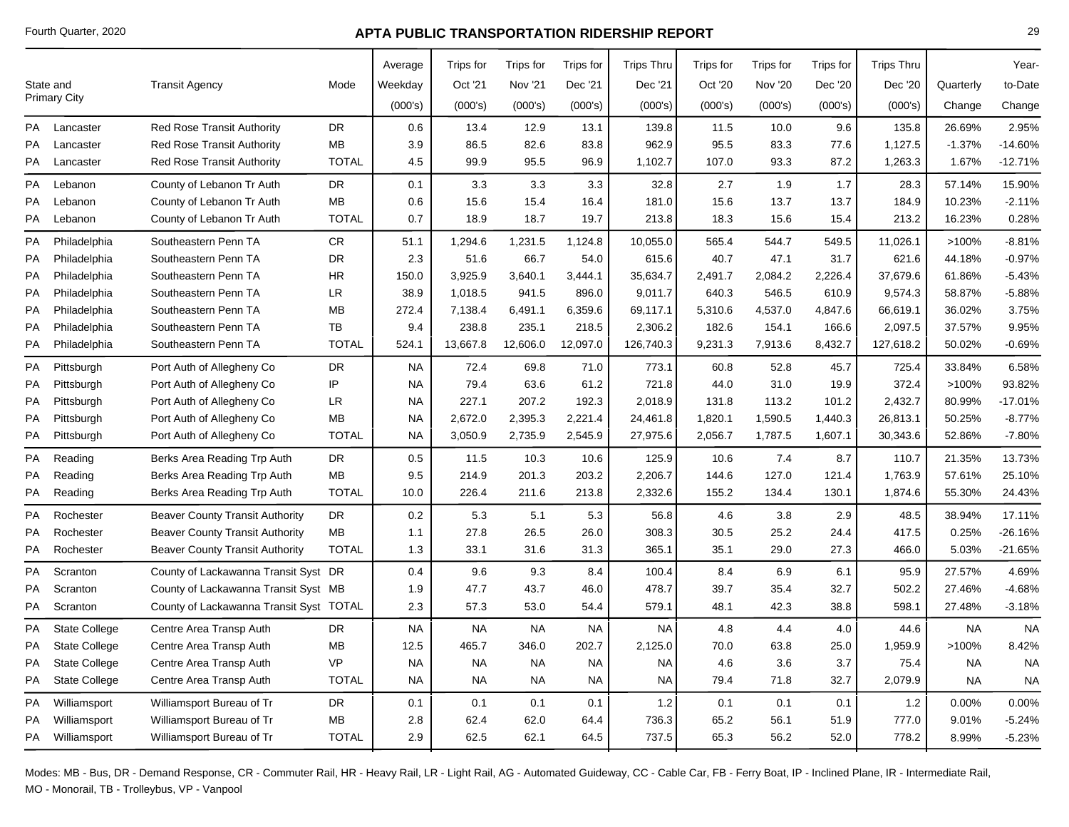# APTA PUBLIC TRANSPORTATION RIDERSHIP REPORT

Fourth Quarter, 2020

| State and Primary City | | Transit Agency | Mode | Average Weekday (000's) | Trips for Oct '21 (000's) | Trips for Nov '21 (000's) | Trips for Dec '21 (000's) | Trips Thru Dec '21 (000's) | Trips for Oct '20 (000's) | Trips for Nov '20 (000's) | Trips for Dec '20 (000's) | Trips Thru Dec '20 (000's) | Quarterly Change | Year-to-Date Change |
|---|---|---|---|---|---|---|---|---|---|---|---|---|---|---|
| PA | Lancaster | Red Rose Transit Authority | DR | 0.6 | 13.4 | 12.9 | 13.1 | 139.8 | 11.5 | 10.0 | 9.6 | 135.8 | 26.69% | 2.95% |
| PA | Lancaster | Red Rose Transit Authority | MB | 3.9 | 86.5 | 82.6 | 83.8 | 962.9 | 95.5 | 83.3 | 77.6 | 1,127.5 | -1.37% | -14.60% |
| PA | Lancaster | Red Rose Transit Authority | TOTAL | 4.5 | 99.9 | 95.5 | 96.9 | 1,102.7 | 107.0 | 93.3 | 87.2 | 1,263.3 | 1.67% | -12.71% |
| PA | Lebanon | County of Lebanon Tr Auth | DR | 0.1 | 3.3 | 3.3 | 3.3 | 32.8 | 2.7 | 1.9 | 1.7 | 28.3 | 57.14% | 15.90% |
| PA | Lebanon | County of Lebanon Tr Auth | MB | 0.6 | 15.6 | 15.4 | 16.4 | 181.0 | 15.6 | 13.7 | 13.7 | 184.9 | 10.23% | -2.11% |
| PA | Lebanon | County of Lebanon Tr Auth | TOTAL | 0.7 | 18.9 | 18.7 | 19.7 | 213.8 | 18.3 | 15.6 | 15.4 | 213.2 | 16.23% | 0.28% |
| PA | Philadelphia | Southeastern Penn TA | CR | 51.1 | 1,294.6 | 1,231.5 | 1,124.8 | 10,055.0 | 565.4 | 544.7 | 549.5 | 11,026.1 | >100% | -8.81% |
| PA | Philadelphia | Southeastern Penn TA | DR | 2.3 | 51.6 | 66.7 | 54.0 | 615.6 | 40.7 | 47.1 | 31.7 | 621.6 | 44.18% | -0.97% |
| PA | Philadelphia | Southeastern Penn TA | HR | 150.0 | 3,925.9 | 3,640.1 | 3,444.1 | 35,634.7 | 2,491.7 | 2,084.2 | 2,226.4 | 37,679.6 | 61.86% | -5.43% |
| PA | Philadelphia | Southeastern Penn TA | LR | 38.9 | 1,018.5 | 941.5 | 896.0 | 9,011.7 | 640.3 | 546.5 | 610.9 | 9,574.3 | 58.87% | -5.88% |
| PA | Philadelphia | Southeastern Penn TA | MB | 272.4 | 7,138.4 | 6,491.1 | 6,359.6 | 69,117.1 | 5,310.6 | 4,537.0 | 4,847.6 | 66,619.1 | 36.02% | 3.75% |
| PA | Philadelphia | Southeastern Penn TA | TB | 9.4 | 238.8 | 235.1 | 218.5 | 2,306.2 | 182.6 | 154.1 | 166.6 | 2,097.5 | 37.57% | 9.95% |
| PA | Philadelphia | Southeastern Penn TA | TOTAL | 524.1 | 13,667.8 | 12,606.0 | 12,097.0 | 126,740.3 | 9,231.3 | 7,913.6 | 8,432.7 | 127,618.2 | 50.02% | -0.69% |
| PA | Pittsburgh | Port Auth of Allegheny Co | DR | NA | 72.4 | 69.8 | 71.0 | 773.1 | 60.8 | 52.8 | 45.7 | 725.4 | 33.84% | 6.58% |
| PA | Pittsburgh | Port Auth of Allegheny Co | IP | NA | 79.4 | 63.6 | 61.2 | 721.8 | 44.0 | 31.0 | 19.9 | 372.4 | >100% | 93.82% |
| PA | Pittsburgh | Port Auth of Allegheny Co | LR | NA | 227.1 | 207.2 | 192.3 | 2,018.9 | 131.8 | 113.2 | 101.2 | 2,432.7 | 80.99% | -17.01% |
| PA | Pittsburgh | Port Auth of Allegheny Co | MB | NA | 2,672.0 | 2,395.3 | 2,221.4 | 24,461.8 | 1,820.1 | 1,590.5 | 1,440.3 | 26,813.1 | 50.25% | -8.77% |
| PA | Pittsburgh | Port Auth of Allegheny Co | TOTAL | NA | 3,050.9 | 2,735.9 | 2,545.9 | 27,975.6 | 2,056.7 | 1,787.5 | 1,607.1 | 30,343.6 | 52.86% | -7.80% |
| PA | Reading | Berks Area Reading Trp Auth | DR | 0.5 | 11.5 | 10.3 | 10.6 | 125.9 | 10.6 | 7.4 | 8.7 | 110.7 | 21.35% | 13.73% |
| PA | Reading | Berks Area Reading Trp Auth | MB | 9.5 | 214.9 | 201.3 | 203.2 | 2,206.7 | 144.6 | 127.0 | 121.4 | 1,763.9 | 57.61% | 25.10% |
| PA | Reading | Berks Area Reading Trp Auth | TOTAL | 10.0 | 226.4 | 211.6 | 213.8 | 2,332.6 | 155.2 | 134.4 | 130.1 | 1,874.6 | 55.30% | 24.43% |
| PA | Rochester | Beaver County Transit Authority | DR | 0.2 | 5.3 | 5.1 | 5.3 | 56.8 | 4.6 | 3.8 | 2.9 | 48.5 | 38.94% | 17.11% |
| PA | Rochester | Beaver County Transit Authority | MB | 1.1 | 27.8 | 26.5 | 26.0 | 308.3 | 30.5 | 25.2 | 24.4 | 417.5 | 0.25% | -26.16% |
| PA | Rochester | Beaver County Transit Authority | TOTAL | 1.3 | 33.1 | 31.6 | 31.3 | 365.1 | 35.1 | 29.0 | 27.3 | 466.0 | 5.03% | -21.65% |
| PA | Scranton | County of Lackawanna Transit Syst | DR | 0.4 | 9.6 | 9.3 | 8.4 | 100.4 | 8.4 | 6.9 | 6.1 | 95.9 | 27.57% | 4.69% |
| PA | Scranton | County of Lackawanna Transit Syst | MB | 1.9 | 47.7 | 43.7 | 46.0 | 478.7 | 39.7 | 35.4 | 32.7 | 502.2 | 27.46% | -4.68% |
| PA | Scranton | County of Lackawanna Transit Syst | TOTAL | 2.3 | 57.3 | 53.0 | 54.4 | 579.1 | 48.1 | 42.3 | 38.8 | 598.1 | 27.48% | -3.18% |
| PA | State College | Centre Area Transp Auth | DR | NA | NA | NA | NA | NA | 4.8 | 4.4 | 4.0 | 44.6 | NA | NA |
| PA | State College | Centre Area Transp Auth | MB | 12.5 | 465.7 | 346.0 | 202.7 | 2,125.0 | 70.0 | 63.8 | 25.0 | 1,959.9 | >100% | 8.42% |
| PA | State College | Centre Area Transp Auth | VP | NA | NA | NA | NA | NA | 4.6 | 3.6 | 3.7 | 75.4 | NA | NA |
| PA | State College | Centre Area Transp Auth | TOTAL | NA | NA | NA | NA | NA | 79.4 | 71.8 | 32.7 | 2,079.9 | NA | NA |
| PA | Williamsport | Williamsport Bureau of Tr | DR | 0.1 | 0.1 | 0.1 | 0.1 | 1.2 | 0.1 | 0.1 | 0.1 | 1.2 | 0.00% | 0.00% |
| PA | Williamsport | Williamsport Bureau of Tr | MB | 2.8 | 62.4 | 62.0 | 64.4 | 736.3 | 65.2 | 56.1 | 51.9 | 777.0 | 9.01% | -5.24% |
| PA | Williamsport | Williamsport Bureau of Tr | TOTAL | 2.9 | 62.5 | 62.1 | 64.5 | 737.5 | 65.3 | 56.2 | 52.0 | 778.2 | 8.99% | -5.23% |

Modes: MB - Bus, DR - Demand Response, CR - Commuter Rail, HR - Heavy Rail, LR - Light Rail, AG - Automated Guideway, CC - Cable Car, FB - Ferry Boat, IP - Inclined Plane, IR - Intermediate Rail, MO - Monorail, TB - Trolleybus, VP - Vanpool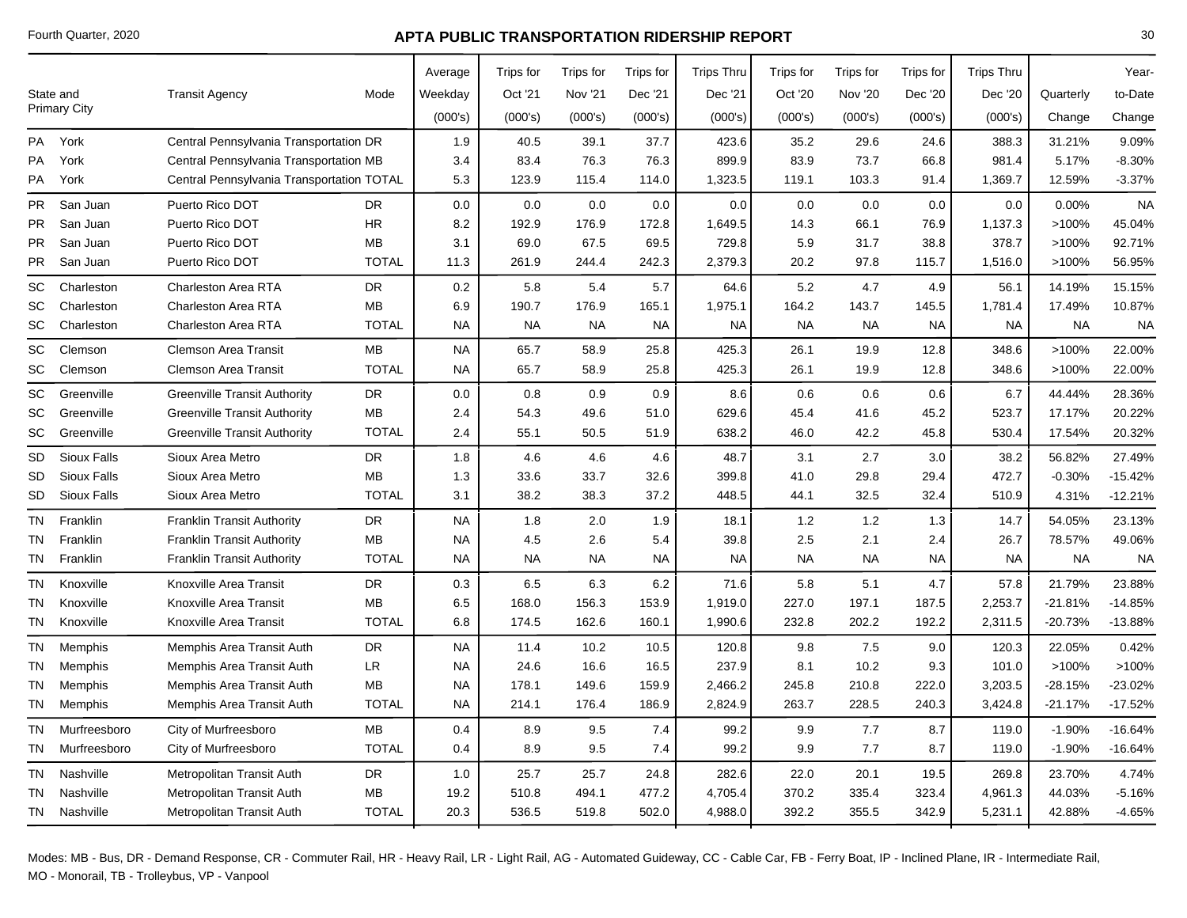Fourth Quarter, 2020

# APTA PUBLIC TRANSPORTATION RIDERSHIP REPORT

| State and Primary City | | Transit Agency | Mode | Average Weekday (000's) | Trips for Oct '21 (000's) | Trips for Nov '21 (000's) | Trips for Dec '21 (000's) | Trips Thru Dec '21 (000's) | Trips for Oct '20 (000's) | Trips for Nov '20 (000's) | Trips for Dec '20 (000's) | Trips Thru Dec '20 (000's) | Quarterly Change | Year-to-Date Change |
|---|---|---|---|---|---|---|---|---|---|---|---|---|---|---|
| PA | York | Central Pennsylvania Transportation | DR | 1.9 | 40.5 | 39.1 | 37.7 | 423.6 | 35.2 | 29.6 | 24.6 | 388.3 | 31.21% | 9.09% |
| PA | York | Central Pennsylvania Transportation | MB | 3.4 | 83.4 | 76.3 | 76.3 | 899.9 | 83.9 | 73.7 | 66.8 | 981.4 | 5.17% | -8.30% |
| PA | York | Central Pennsylvania Transportation | TOTAL | 5.3 | 123.9 | 115.4 | 114.0 | 1,323.5 | 119.1 | 103.3 | 91.4 | 1,369.7 | 12.59% | -3.37% |
| PR | San Juan | Puerto Rico DOT | DR | 0.0 | 0.0 | 0.0 | 0.0 | 0.0 | 0.0 | 0.0 | 0.0 | 0.0 | 0.00% | NA |
| PR | San Juan | Puerto Rico DOT | HR | 8.2 | 192.9 | 176.9 | 172.8 | 1,649.5 | 14.3 | 66.1 | 76.9 | 1,137.3 | >100% | 45.04% |
| PR | San Juan | Puerto Rico DOT | MB | 3.1 | 69.0 | 67.5 | 69.5 | 729.8 | 5.9 | 31.7 | 38.8 | 378.7 | >100% | 92.71% |
| PR | San Juan | Puerto Rico DOT | TOTAL | 11.3 | 261.9 | 244.4 | 242.3 | 2,379.3 | 20.2 | 97.8 | 115.7 | 1,516.0 | >100% | 56.95% |
| SC | Charleston | Charleston Area RTA | DR | 0.2 | 5.8 | 5.4 | 5.7 | 64.6 | 5.2 | 4.7 | 4.9 | 56.1 | 14.19% | 15.15% |
| SC | Charleston | Charleston Area RTA | MB | 6.9 | 190.7 | 176.9 | 165.1 | 1,975.1 | 164.2 | 143.7 | 145.5 | 1,781.4 | 17.49% | 10.87% |
| SC | Charleston | Charleston Area RTA | TOTAL | NA | NA | NA | NA | NA | NA | NA | NA | NA | NA | NA |
| SC | Clemson | Clemson Area Transit | MB | NA | 65.7 | 58.9 | 25.8 | 425.3 | 26.1 | 19.9 | 12.8 | 348.6 | >100% | 22.00% |
| SC | Clemson | Clemson Area Transit | TOTAL | NA | 65.7 | 58.9 | 25.8 | 425.3 | 26.1 | 19.9 | 12.8 | 348.6 | >100% | 22.00% |
| SC | Greenville | Greenville Transit Authority | DR | 0.0 | 0.8 | 0.9 | 0.9 | 8.6 | 0.6 | 0.6 | 0.6 | 6.7 | 44.44% | 28.36% |
| SC | Greenville | Greenville Transit Authority | MB | 2.4 | 54.3 | 49.6 | 51.0 | 629.6 | 45.4 | 41.6 | 45.2 | 523.7 | 17.17% | 20.22% |
| SC | Greenville | Greenville Transit Authority | TOTAL | 2.4 | 55.1 | 50.5 | 51.9 | 638.2 | 46.0 | 42.2 | 45.8 | 530.4 | 17.54% | 20.32% |
| SD | Sioux Falls | Sioux Area Metro | DR | 1.8 | 4.6 | 4.6 | 4.6 | 48.7 | 3.1 | 2.7 | 3.0 | 38.2 | 56.82% | 27.49% |
| SD | Sioux Falls | Sioux Area Metro | MB | 1.3 | 33.6 | 33.7 | 32.6 | 399.8 | 41.0 | 29.8 | 29.4 | 472.7 | -0.30% | -15.42% |
| SD | Sioux Falls | Sioux Area Metro | TOTAL | 3.1 | 38.2 | 38.3 | 37.2 | 448.5 | 44.1 | 32.5 | 32.4 | 510.9 | 4.31% | -12.21% |
| TN | Franklin | Franklin Transit Authority | DR | NA | 1.8 | 2.0 | 1.9 | 18.1 | 1.2 | 1.2 | 1.3 | 14.7 | 54.05% | 23.13% |
| TN | Franklin | Franklin Transit Authority | MB | NA | 4.5 | 2.6 | 5.4 | 39.8 | 2.5 | 2.1 | 2.4 | 26.7 | 78.57% | 49.06% |
| TN | Franklin | Franklin Transit Authority | TOTAL | NA | NA | NA | NA | NA | NA | NA | NA | NA | NA | NA |
| TN | Knoxville | Knoxville Area Transit | DR | 0.3 | 6.5 | 6.3 | 6.2 | 71.6 | 5.8 | 5.1 | 4.7 | 57.8 | 21.79% | 23.88% |
| TN | Knoxville | Knoxville Area Transit | MB | 6.5 | 168.0 | 156.3 | 153.9 | 1,919.0 | 227.0 | 197.1 | 187.5 | 2,253.7 | -21.81% | -14.85% |
| TN | Knoxville | Knoxville Area Transit | TOTAL | 6.8 | 174.5 | 162.6 | 160.1 | 1,990.6 | 232.8 | 202.2 | 192.2 | 2,311.5 | -20.73% | -13.88% |
| TN | Memphis | Memphis Area Transit Auth | DR | NA | 11.4 | 10.2 | 10.5 | 120.8 | 9.8 | 7.5 | 9.0 | 120.3 | 22.05% | 0.42% |
| TN | Memphis | Memphis Area Transit Auth | LR | NA | 24.6 | 16.6 | 16.5 | 237.9 | 8.1 | 10.2 | 9.3 | 101.0 | >100% | >100% |
| TN | Memphis | Memphis Area Transit Auth | MB | NA | 178.1 | 149.6 | 159.9 | 2,466.2 | 245.8 | 210.8 | 222.0 | 3,203.5 | -28.15% | -23.02% |
| TN | Memphis | Memphis Area Transit Auth | TOTAL | NA | 214.1 | 176.4 | 186.9 | 2,824.9 | 263.7 | 228.5 | 240.3 | 3,424.8 | -21.17% | -17.52% |
| TN | Murfreesboro | City of Murfreesboro | MB | 0.4 | 8.9 | 9.5 | 7.4 | 99.2 | 9.9 | 7.7 | 8.7 | 119.0 | -1.90% | -16.64% |
| TN | Murfreesboro | City of Murfreesboro | TOTAL | 0.4 | 8.9 | 9.5 | 7.4 | 99.2 | 9.9 | 7.7 | 8.7 | 119.0 | -1.90% | -16.64% |
| TN | Nashville | Metropolitan Transit Auth | DR | 1.0 | 25.7 | 25.7 | 24.8 | 282.6 | 22.0 | 20.1 | 19.5 | 269.8 | 23.70% | 4.74% |
| TN | Nashville | Metropolitan Transit Auth | MB | 19.2 | 510.8 | 494.1 | 477.2 | 4,705.4 | 370.2 | 335.4 | 323.4 | 4,961.3 | 44.03% | -5.16% |
| TN | Nashville | Metropolitan Transit Auth | TOTAL | 20.3 | 536.5 | 519.8 | 502.0 | 4,988.0 | 392.2 | 355.5 | 342.9 | 5,231.1 | 42.88% | -4.65% |

Modes: MB - Bus, DR - Demand Response, CR - Commuter Rail, HR - Heavy Rail, LR - Light Rail, AG - Automated Guideway, CC - Cable Car, FB - Ferry Boat, IP - Inclined Plane, IR - Intermediate Rail, MO - Monorail, TB - Trolleybus, VP - Vanpool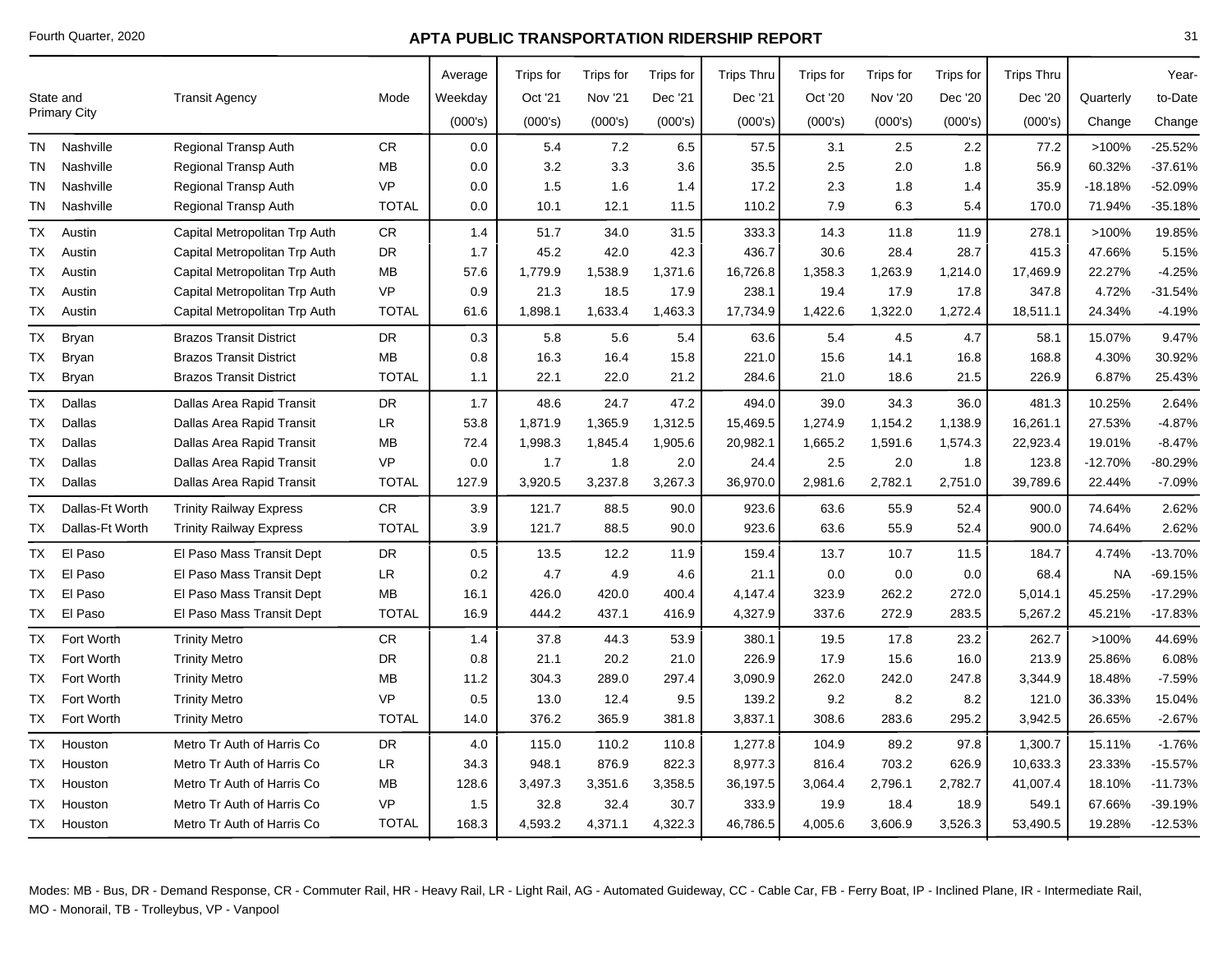Fourth Quarter, 2020

# APTA PUBLIC TRANSPORTATION RIDERSHIP REPORT

| State and Primary City | | Transit Agency | Mode | Average Weekday (000's) | Trips for Oct '21 (000's) | Trips for Nov '21 (000's) | Trips for Dec '21 (000's) | Trips Thru Dec '21 (000's) | Trips for Oct '20 (000's) | Trips for Nov '20 (000's) | Trips for Dec '20 (000's) | Trips Thru Dec '20 (000's) | Quarterly Change | Year-to-Date Change |
|---|---|---|---|---|---|---|---|---|---|---|---|---|---|---|
| TN | Nashville | Regional Transp Auth | CR | 0.0 | 5.4 | 7.2 | 6.5 | 57.5 | 3.1 | 2.5 | 2.2 | 77.2 | >100% | -25.52% |
| TN | Nashville | Regional Transp Auth | MB | 0.0 | 3.2 | 3.3 | 3.6 | 35.5 | 2.5 | 2.0 | 1.8 | 56.9 | 60.32% | -37.61% |
| TN | Nashville | Regional Transp Auth | VP | 0.0 | 1.5 | 1.6 | 1.4 | 17.2 | 2.3 | 1.8 | 1.4 | 35.9 | -18.18% | -52.09% |
| TN | Nashville | Regional Transp Auth | TOTAL | 0.0 | 10.1 | 12.1 | 11.5 | 110.2 | 7.9 | 6.3 | 5.4 | 170.0 | 71.94% | -35.18% |
| TX | Austin | Capital Metropolitan Trp Auth | CR | 1.4 | 51.7 | 34.0 | 31.5 | 333.3 | 14.3 | 11.8 | 11.9 | 278.1 | >100% | 19.85% |
| TX | Austin | Capital Metropolitan Trp Auth | DR | 1.7 | 45.2 | 42.0 | 42.3 | 436.7 | 30.6 | 28.4 | 28.7 | 415.3 | 47.66% | 5.15% |
| TX | Austin | Capital Metropolitan Trp Auth | MB | 57.6 | 1,779.9 | 1,538.9 | 1,371.6 | 16,726.8 | 1,358.3 | 1,263.9 | 1,214.0 | 17,469.9 | 22.27% | -4.25% |
| TX | Austin | Capital Metropolitan Trp Auth | VP | 0.9 | 21.3 | 18.5 | 17.9 | 238.1 | 19.4 | 17.9 | 17.8 | 347.8 | 4.72% | -31.54% |
| TX | Austin | Capital Metropolitan Trp Auth | TOTAL | 61.6 | 1,898.1 | 1,633.4 | 1,463.3 | 17,734.9 | 1,422.6 | 1,322.0 | 1,272.4 | 18,511.1 | 24.34% | -4.19% |
| TX | Bryan | Brazos Transit District | DR | 0.3 | 5.8 | 5.6 | 5.4 | 63.6 | 5.4 | 4.5 | 4.7 | 58.1 | 15.07% | 9.47% |
| TX | Bryan | Brazos Transit District | MB | 0.8 | 16.3 | 16.4 | 15.8 | 221.0 | 15.6 | 14.1 | 16.8 | 168.8 | 4.30% | 30.92% |
| TX | Bryan | Brazos Transit District | TOTAL | 1.1 | 22.1 | 22.0 | 21.2 | 284.6 | 21.0 | 18.6 | 21.5 | 226.9 | 6.87% | 25.43% |
| TX | Dallas | Dallas Area Rapid Transit | DR | 1.7 | 48.6 | 24.7 | 47.2 | 494.0 | 39.0 | 34.3 | 36.0 | 481.3 | 10.25% | 2.64% |
| TX | Dallas | Dallas Area Rapid Transit | LR | 53.8 | 1,871.9 | 1,365.9 | 1,312.5 | 15,469.5 | 1,274.9 | 1,154.2 | 1,138.9 | 16,261.1 | 27.53% | -4.87% |
| TX | Dallas | Dallas Area Rapid Transit | MB | 72.4 | 1,998.3 | 1,845.4 | 1,905.6 | 20,982.1 | 1,665.2 | 1,591.6 | 1,574.3 | 22,923.4 | 19.01% | -8.47% |
| TX | Dallas | Dallas Area Rapid Transit | VP | 0.0 | 1.7 | 1.8 | 2.0 | 24.4 | 2.5 | 2.0 | 1.8 | 123.8 | -12.70% | -80.29% |
| TX | Dallas | Dallas Area Rapid Transit | TOTAL | 127.9 | 3,920.5 | 3,237.8 | 3,267.3 | 36,970.0 | 2,981.6 | 2,782.1 | 2,751.0 | 39,789.6 | 22.44% | -7.09% |
| TX | Dallas-Ft Worth | Trinity Railway Express | CR | 3.9 | 121.7 | 88.5 | 90.0 | 923.6 | 63.6 | 55.9 | 52.4 | 900.0 | 74.64% | 2.62% |
| TX | Dallas-Ft Worth | Trinity Railway Express | TOTAL | 3.9 | 121.7 | 88.5 | 90.0 | 923.6 | 63.6 | 55.9 | 52.4 | 900.0 | 74.64% | 2.62% |
| TX | El Paso | El Paso Mass Transit Dept | DR | 0.5 | 13.5 | 12.2 | 11.9 | 159.4 | 13.7 | 10.7 | 11.5 | 184.7 | 4.74% | -13.70% |
| TX | El Paso | El Paso Mass Transit Dept | LR | 0.2 | 4.7 | 4.9 | 4.6 | 21.1 | 0.0 | 0.0 | 0.0 | 68.4 | NA | -69.15% |
| TX | El Paso | El Paso Mass Transit Dept | MB | 16.1 | 426.0 | 420.0 | 400.4 | 4,147.4 | 323.9 | 262.2 | 272.0 | 5,014.1 | 45.25% | -17.29% |
| TX | El Paso | El Paso Mass Transit Dept | TOTAL | 16.9 | 444.2 | 437.1 | 416.9 | 4,327.9 | 337.6 | 272.9 | 283.5 | 5,267.2 | 45.21% | -17.83% |
| TX | Fort Worth | Trinity Metro | CR | 1.4 | 37.8 | 44.3 | 53.9 | 380.1 | 19.5 | 17.8 | 23.2 | 262.7 | >100% | 44.69% |
| TX | Fort Worth | Trinity Metro | DR | 0.8 | 21.1 | 20.2 | 21.0 | 226.9 | 17.9 | 15.6 | 16.0 | 213.9 | 25.86% | 6.08% |
| TX | Fort Worth | Trinity Metro | MB | 11.2 | 304.3 | 289.0 | 297.4 | 3,090.9 | 262.0 | 242.0 | 247.8 | 3,344.9 | 18.48% | -7.59% |
| TX | Fort Worth | Trinity Metro | VP | 0.5 | 13.0 | 12.4 | 9.5 | 139.2 | 9.2 | 8.2 | 8.2 | 121.0 | 36.33% | 15.04% |
| TX | Fort Worth | Trinity Metro | TOTAL | 14.0 | 376.2 | 365.9 | 381.8 | 3,837.1 | 308.6 | 283.6 | 295.2 | 3,942.5 | 26.65% | -2.67% |
| TX | Houston | Metro Tr Auth of Harris Co | DR | 4.0 | 115.0 | 110.2 | 110.8 | 1,277.8 | 104.9 | 89.2 | 97.8 | 1,300.7 | 15.11% | -1.76% |
| TX | Houston | Metro Tr Auth of Harris Co | LR | 34.3 | 948.1 | 876.9 | 822.3 | 8,977.3 | 816.4 | 703.2 | 626.9 | 10,633.3 | 23.33% | -15.57% |
| TX | Houston | Metro Tr Auth of Harris Co | MB | 128.6 | 3,497.3 | 3,351.6 | 3,358.5 | 36,197.5 | 3,064.4 | 2,796.1 | 2,782.7 | 41,007.4 | 18.10% | -11.73% |
| TX | Houston | Metro Tr Auth of Harris Co | VP | 1.5 | 32.8 | 32.4 | 30.7 | 333.9 | 19.9 | 18.4 | 18.9 | 549.1 | 67.66% | -39.19% |
| TX | Houston | Metro Tr Auth of Harris Co | TOTAL | 168.3 | 4,593.2 | 4,371.1 | 4,322.3 | 46,786.5 | 4,005.6 | 3,606.9 | 3,526.3 | 53,490.5 | 19.28% | -12.53% |

Modes: MB - Bus, DR - Demand Response, CR - Commuter Rail, HR - Heavy Rail, LR - Light Rail, AG - Automated Guideway, CC - Cable Car, FB - Ferry Boat, IP - Inclined Plane, IR - Intermediate Rail, MO - Monorail, TB - Trolleybus, VP - Vanpool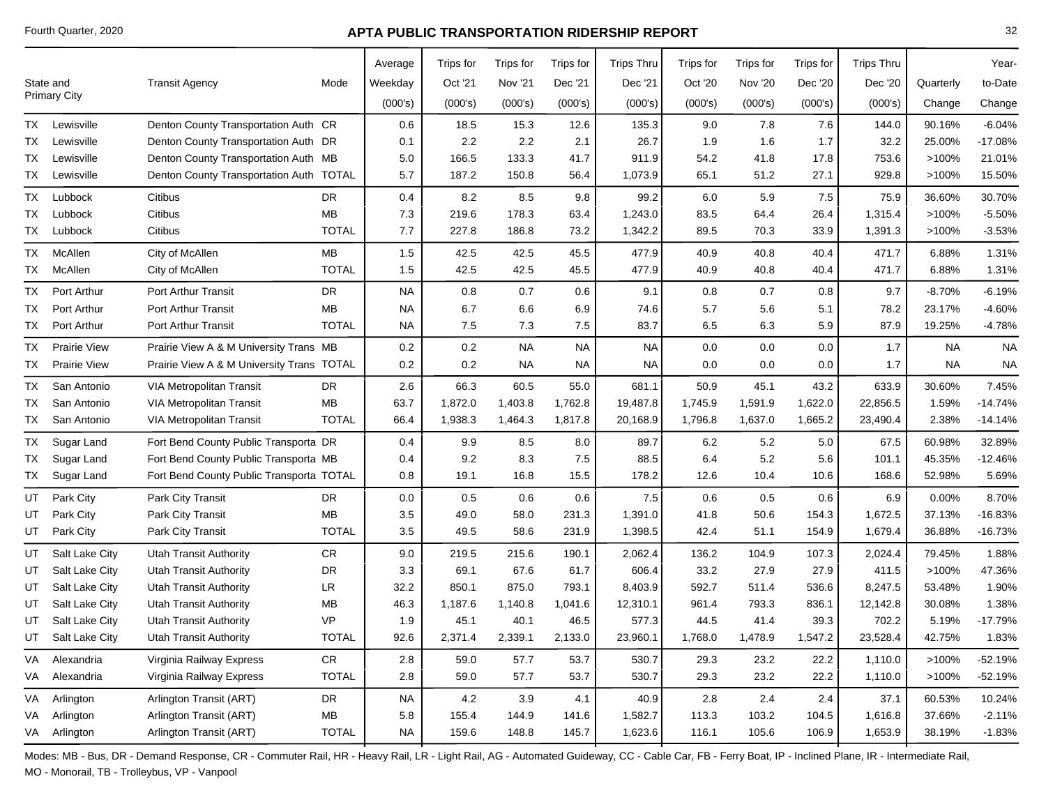# APTA PUBLIC TRANSPORTATION RIDERSHIP REPORT

Fourth Quarter, 2020

| State and Primary City | | Transit Agency | Mode | Average Weekday (000's) | Trips for Oct '21 (000's) | Trips for Nov '21 (000's) | Trips for Dec '21 (000's) | Trips Thru Dec '21 (000's) | Trips for Oct '20 (000's) | Trips for Nov '20 (000's) | Trips for Dec '20 (000's) | Trips Thru Dec '20 (000's) | Quarterly Change | Year-to-Date Change |
|---|---|---|---|---|---|---|---|---|---|---|---|---|---|---|
| TX | Lewisville | Denton County Transportation Auth | CR | 0.6 | 18.5 | 15.3 | 12.6 | 135.3 | 9.0 | 7.8 | 7.6 | 144.0 | 90.16% | -6.04% |
| TX | Lewisville | Denton County Transportation Auth | DR | 0.1 | 2.2 | 2.2 | 2.1 | 26.7 | 1.9 | 1.6 | 1.7 | 32.2 | 25.00% | -17.08% |
| TX | Lewisville | Denton County Transportation Auth | MB | 5.0 | 166.5 | 133.3 | 41.7 | 911.9 | 54.2 | 41.8 | 17.8 | 753.6 | >100% | 21.01% |
| TX | Lewisville | Denton County Transportation Auth | TOTAL | 5.7 | 187.2 | 150.8 | 56.4 | 1,073.9 | 65.1 | 51.2 | 27.1 | 929.8 | >100% | 15.50% |
| TX | Lubbock | Citibus | DR | 0.4 | 8.2 | 8.5 | 9.8 | 99.2 | 6.0 | 5.9 | 7.5 | 75.9 | 36.60% | 30.70% |
| TX | Lubbock | Citibus | MB | 7.3 | 219.6 | 178.3 | 63.4 | 1,243.0 | 83.5 | 64.4 | 26.4 | 1,315.4 | >100% | -5.50% |
| TX | Lubbock | Citibus | TOTAL | 7.7 | 227.8 | 186.8 | 73.2 | 1,342.2 | 89.5 | 70.3 | 33.9 | 1,391.3 | >100% | -3.53% |
| TX | McAllen | City of McAllen | MB | 1.5 | 42.5 | 42.5 | 45.5 | 477.9 | 40.9 | 40.8 | 40.4 | 471.7 | 6.88% | 1.31% |
| TX | McAllen | City of McAllen | TOTAL | 1.5 | 42.5 | 42.5 | 45.5 | 477.9 | 40.9 | 40.8 | 40.4 | 471.7 | 6.88% | 1.31% |
| TX | Port Arthur | Port Arthur Transit | DR | NA | 0.8 | 0.7 | 0.6 | 9.1 | 0.8 | 0.7 | 0.8 | 9.7 | -8.70% | -6.19% |
| TX | Port Arthur | Port Arthur Transit | MB | NA | 6.7 | 6.6 | 6.9 | 74.6 | 5.7 | 5.6 | 5.1 | 78.2 | 23.17% | -4.60% |
| TX | Port Arthur | Port Arthur Transit | TOTAL | NA | 7.5 | 7.3 | 7.5 | 83.7 | 6.5 | 6.3 | 5.9 | 87.9 | 19.25% | -4.78% |
| TX | Prairie View | Prairie View A & M University Trans | MB | 0.2 | 0.2 | NA | NA | NA | 0.0 | 0.0 | 0.0 | 1.7 | NA | NA |
| TX | Prairie View | Prairie View A & M University Trans | TOTAL | 0.2 | 0.2 | NA | NA | NA | 0.0 | 0.0 | 0.0 | 1.7 | NA | NA |
| TX | San Antonio | VIA Metropolitan Transit | DR | 2.6 | 66.3 | 60.5 | 55.0 | 681.1 | 50.9 | 45.1 | 43.2 | 633.9 | 30.60% | 7.45% |
| TX | San Antonio | VIA Metropolitan Transit | MB | 63.7 | 1,872.0 | 1,403.8 | 1,762.8 | 19,487.8 | 1,745.9 | 1,591.9 | 1,622.0 | 22,856.5 | 1.59% | -14.74% |
| TX | San Antonio | VIA Metropolitan Transit | TOTAL | 66.4 | 1,938.3 | 1,464.3 | 1,817.8 | 20,168.9 | 1,796.8 | 1,637.0 | 1,665.2 | 23,490.4 | 2.38% | -14.14% |
| TX | Sugar Land | Fort Bend County Public Transporta | DR | 0.4 | 9.9 | 8.5 | 8.0 | 89.7 | 6.2 | 5.2 | 5.0 | 67.5 | 60.98% | 32.89% |
| TX | Sugar Land | Fort Bend County Public Transporta | MB | 0.4 | 9.2 | 8.3 | 7.5 | 88.5 | 6.4 | 5.2 | 5.6 | 101.1 | 45.35% | -12.46% |
| TX | Sugar Land | Fort Bend County Public Transporta | TOTAL | 0.8 | 19.1 | 16.8 | 15.5 | 178.2 | 12.6 | 10.4 | 10.6 | 168.6 | 52.98% | 5.69% |
| UT | Park City | Park City Transit | DR | 0.0 | 0.5 | 0.6 | 0.6 | 7.5 | 0.6 | 0.5 | 0.6 | 6.9 | 0.00% | 8.70% |
| UT | Park City | Park City Transit | MB | 3.5 | 49.0 | 58.0 | 231.3 | 1,391.0 | 41.8 | 50.6 | 154.3 | 1,672.5 | 37.13% | -16.83% |
| UT | Park City | Park City Transit | TOTAL | 3.5 | 49.5 | 58.6 | 231.9 | 1,398.5 | 42.4 | 51.1 | 154.9 | 1,679.4 | 36.88% | -16.73% |
| UT | Salt Lake City | Utah Transit Authority | CR | 9.0 | 219.5 | 215.6 | 190.1 | 2,062.4 | 136.2 | 104.9 | 107.3 | 2,024.4 | 79.45% | 1.88% |
| UT | Salt Lake City | Utah Transit Authority | DR | 3.3 | 69.1 | 67.6 | 61.7 | 606.4 | 33.2 | 27.9 | 27.9 | 411.5 | >100% | 47.36% |
| UT | Salt Lake City | Utah Transit Authority | LR | 32.2 | 850.1 | 875.0 | 793.1 | 8,403.9 | 592.7 | 511.4 | 536.6 | 8,247.5 | 53.48% | 1.90% |
| UT | Salt Lake City | Utah Transit Authority | MB | 46.3 | 1,187.6 | 1,140.8 | 1,041.6 | 12,310.1 | 961.4 | 793.3 | 836.1 | 12,142.8 | 30.08% | 1.38% |
| UT | Salt Lake City | Utah Transit Authority | VP | 1.9 | 45.1 | 40.1 | 46.5 | 577.3 | 44.5 | 41.4 | 39.3 | 702.2 | 5.19% | -17.79% |
| UT | Salt Lake City | Utah Transit Authority | TOTAL | 92.6 | 2,371.4 | 2,339.1 | 2,133.0 | 23,960.1 | 1,768.0 | 1,478.9 | 1,547.2 | 23,528.4 | 42.75% | 1.83% |
| VA | Alexandria | Virginia Railway Express | CR | 2.8 | 59.0 | 57.7 | 53.7 | 530.7 | 29.3 | 23.2 | 22.2 | 1,110.0 | >100% | -52.19% |
| VA | Alexandria | Virginia Railway Express | TOTAL | 2.8 | 59.0 | 57.7 | 53.7 | 530.7 | 29.3 | 23.2 | 22.2 | 1,110.0 | >100% | -52.19% |
| VA | Arlington | Arlington Transit (ART) | DR | NA | 4.2 | 3.9 | 4.1 | 40.9 | 2.8 | 2.4 | 2.4 | 37.1 | 60.53% | 10.24% |
| VA | Arlington | Arlington Transit (ART) | MB | 5.8 | 155.4 | 144.9 | 141.6 | 1,582.7 | 113.3 | 103.2 | 104.5 | 1,616.8 | 37.66% | -2.11% |
| VA | Arlington | Arlington Transit (ART) | TOTAL | NA | 159.6 | 148.8 | 145.7 | 1,623.6 | 116.1 | 105.6 | 106.9 | 1,653.9 | 38.19% | -1.83% |

Modes: MB - Bus, DR - Demand Response, CR - Commuter Rail, HR - Heavy Rail, LR - Light Rail, AG - Automated Guideway, CC - Cable Car, FB - Ferry Boat, IP - Inclined Plane, IR - Intermediate Rail, MO - Monorail, TB - Trolleybus, VP - Vanpool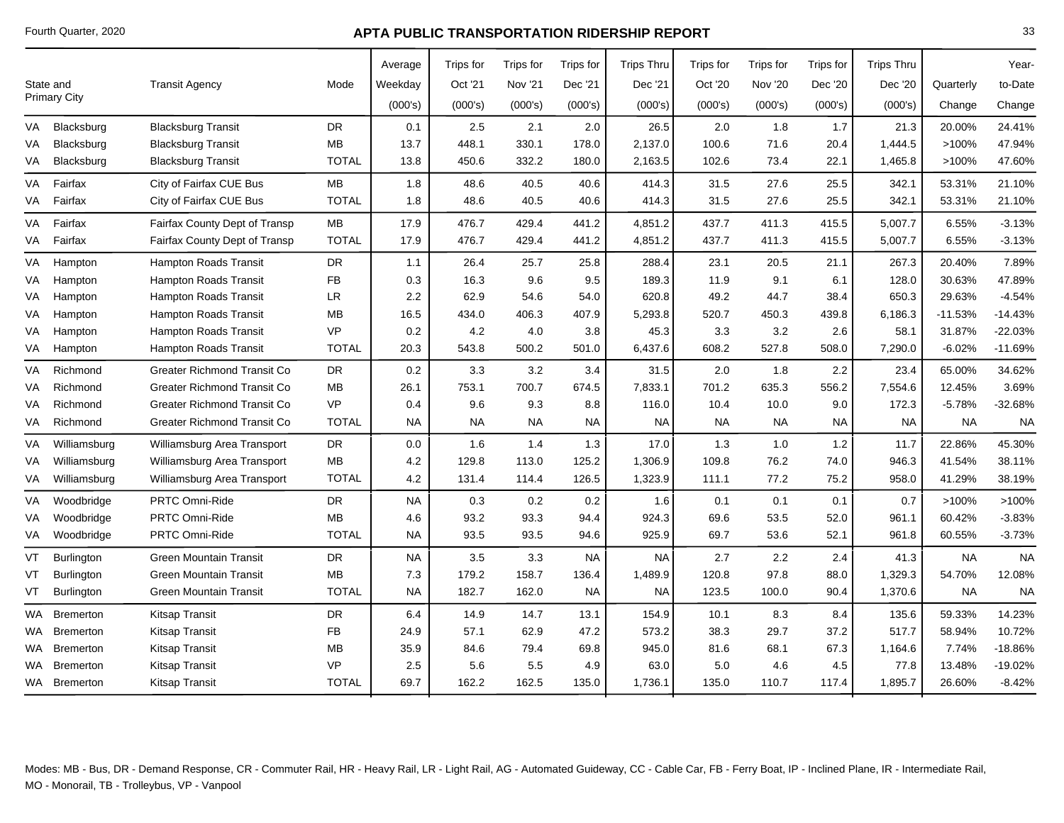| State and Primary City | | Transit Agency | Mode | Average Weekday (000's) | Trips for Oct '21 (000's) | Trips for Nov '21 (000's) | Trips for Dec '21 (000's) | Trips Thru Dec '21 (000's) | Trips for Oct '20 (000's) | Trips for Nov '20 (000's) | Trips for Dec '20 (000's) | Trips Thru Dec '20 (000's) | Quarterly Change | Year-to-Date Change |
|---|---|---|---|---|---|---|---|---|---|---|---|---|---|---|
| VA | Blacksburg | Blacksburg Transit | DR | 0.1 | 2.5 | 2.1 | 2.0 | 26.5 | 2.0 | 1.8 | 1.7 | 21.3 | 20.00% | 24.41% |
| VA | Blacksburg | Blacksburg Transit | MB | 13.7 | 448.1 | 330.1 | 178.0 | 2,137.0 | 100.6 | 71.6 | 20.4 | 1,444.5 | >100% | 47.94% |
| VA | Blacksburg | Blacksburg Transit | TOTAL | 13.8 | 450.6 | 332.2 | 180.0 | 2,163.5 | 102.6 | 73.4 | 22.1 | 1,465.8 | >100% | 47.60% |
| VA | Fairfax | City of Fairfax CUE Bus | MB | 1.8 | 48.6 | 40.5 | 40.6 | 414.3 | 31.5 | 27.6 | 25.5 | 342.1 | 53.31% | 21.10% |
| VA | Fairfax | City of Fairfax CUE Bus | TOTAL | 1.8 | 48.6 | 40.5 | 40.6 | 414.3 | 31.5 | 27.6 | 25.5 | 342.1 | 53.31% | 21.10% |
| VA | Fairfax | Fairfax County Dept of Transp | MB | 17.9 | 476.7 | 429.4 | 441.2 | 4,851.2 | 437.7 | 411.3 | 415.5 | 5,007.7 | 6.55% | -3.13% |
| VA | Fairfax | Fairfax County Dept of Transp | TOTAL | 17.9 | 476.7 | 429.4 | 441.2 | 4,851.2 | 437.7 | 411.3 | 415.5 | 5,007.7 | 6.55% | -3.13% |
| VA | Hampton | Hampton Roads Transit | DR | 1.1 | 26.4 | 25.7 | 25.8 | 288.4 | 23.1 | 20.5 | 21.1 | 267.3 | 20.40% | 7.89% |
| VA | Hampton | Hampton Roads Transit | FB | 0.3 | 16.3 | 9.6 | 9.5 | 189.3 | 11.9 | 9.1 | 6.1 | 128.0 | 30.63% | 47.89% |
| VA | Hampton | Hampton Roads Transit | LR | 2.2 | 62.9 | 54.6 | 54.0 | 620.8 | 49.2 | 44.7 | 38.4 | 650.3 | 29.63% | -4.54% |
| VA | Hampton | Hampton Roads Transit | MB | 16.5 | 434.0 | 406.3 | 407.9 | 5,293.8 | 520.7 | 450.3 | 439.8 | 6,186.3 | -11.53% | -14.43% |
| VA | Hampton | Hampton Roads Transit | VP | 0.2 | 4.2 | 4.0 | 3.8 | 45.3 | 3.3 | 3.2 | 2.6 | 58.1 | 31.87% | -22.03% |
| VA | Hampton | Hampton Roads Transit | TOTAL | 20.3 | 543.8 | 500.2 | 501.0 | 6,437.6 | 608.2 | 527.8 | 508.0 | 7,290.0 | -6.02% | -11.69% |
| VA | Richmond | Greater Richmond Transit Co | DR | 0.2 | 3.3 | 3.2 | 3.4 | 31.5 | 2.0 | 1.8 | 2.2 | 23.4 | 65.00% | 34.62% |
| VA | Richmond | Greater Richmond Transit Co | MB | 26.1 | 753.1 | 700.7 | 674.5 | 7,833.1 | 701.2 | 635.3 | 556.2 | 7,554.6 | 12.45% | 3.69% |
| VA | Richmond | Greater Richmond Transit Co | VP | 0.4 | 9.6 | 9.3 | 8.8 | 116.0 | 10.4 | 10.0 | 9.0 | 172.3 | -5.78% | -32.68% |
| VA | Richmond | Greater Richmond Transit Co | TOTAL | NA | NA | NA | NA | NA | NA | NA | NA | NA | NA | NA |
| VA | Williamsburg | Williamsburg Area Transport | DR | 0.0 | 1.6 | 1.4 | 1.3 | 17.0 | 1.3 | 1.0 | 1.2 | 11.7 | 22.86% | 45.30% |
| VA | Williamsburg | Williamsburg Area Transport | MB | 4.2 | 129.8 | 113.0 | 125.2 | 1,306.9 | 109.8 | 76.2 | 74.0 | 946.3 | 41.54% | 38.11% |
| VA | Williamsburg | Williamsburg Area Transport | TOTAL | 4.2 | 131.4 | 114.4 | 126.5 | 1,323.9 | 111.1 | 77.2 | 75.2 | 958.0 | 41.29% | 38.19% |
| VA | Woodbridge | PRTC Omni-Ride | DR | NA | 0.3 | 0.2 | 0.2 | 1.6 | 0.1 | 0.1 | 0.1 | 0.7 | >100% | >100% |
| VA | Woodbridge | PRTC Omni-Ride | MB | 4.6 | 93.2 | 93.3 | 94.4 | 924.3 | 69.6 | 53.5 | 52.0 | 961.1 | 60.42% | -3.83% |
| VA | Woodbridge | PRTC Omni-Ride | TOTAL | NA | 93.5 | 93.5 | 94.6 | 925.9 | 69.7 | 53.6 | 52.1 | 961.8 | 60.55% | -3.73% |
| VT | Burlington | Green Mountain Transit | DR | NA | 3.5 | 3.3 | NA | NA | 2.7 | 2.2 | 2.4 | 41.3 | NA | NA |
| VT | Burlington | Green Mountain Transit | MB | 7.3 | 179.2 | 158.7 | 136.4 | 1,489.9 | 120.8 | 97.8 | 88.0 | 1,329.3 | 54.70% | 12.08% |
| VT | Burlington | Green Mountain Transit | TOTAL | NA | 182.7 | 162.0 | NA | NA | 123.5 | 100.0 | 90.4 | 1,370.6 | NA | NA |
| WA | Bremerton | Kitsap Transit | DR | 6.4 | 14.9 | 14.7 | 13.1 | 154.9 | 10.1 | 8.3 | 8.4 | 135.6 | 59.33% | 14.23% |
| WA | Bremerton | Kitsap Transit | FB | 24.9 | 57.1 | 62.9 | 47.2 | 573.2 | 38.3 | 29.7 | 37.2 | 517.7 | 58.94% | 10.72% |
| WA | Bremerton | Kitsap Transit | MB | 35.9 | 84.6 | 79.4 | 69.8 | 945.0 | 81.6 | 68.1 | 67.3 | 1,164.6 | 7.74% | -18.86% |
| WA | Bremerton | Kitsap Transit | VP | 2.5 | 5.6 | 5.5 | 4.9 | 63.0 | 5.0 | 4.6 | 4.5 | 77.8 | 13.48% | -19.02% |
| WA | Bremerton | Kitsap Transit | TOTAL | 69.7 | 162.2 | 162.5 | 135.0 | 1,736.1 | 135.0 | 110.7 | 117.4 | 1,895.7 | 26.60% | -8.42% |

Modes: MB - Bus, DR - Demand Response, CR - Commuter Rail, HR - Heavy Rail, LR - Light Rail, AG - Automated Guideway, CC - Cable Car, FB - Ferry Boat, IP - Inclined Plane, IR - Intermediate Rail, MO - Monorail, TB - Trolleybus, VP - Vanpool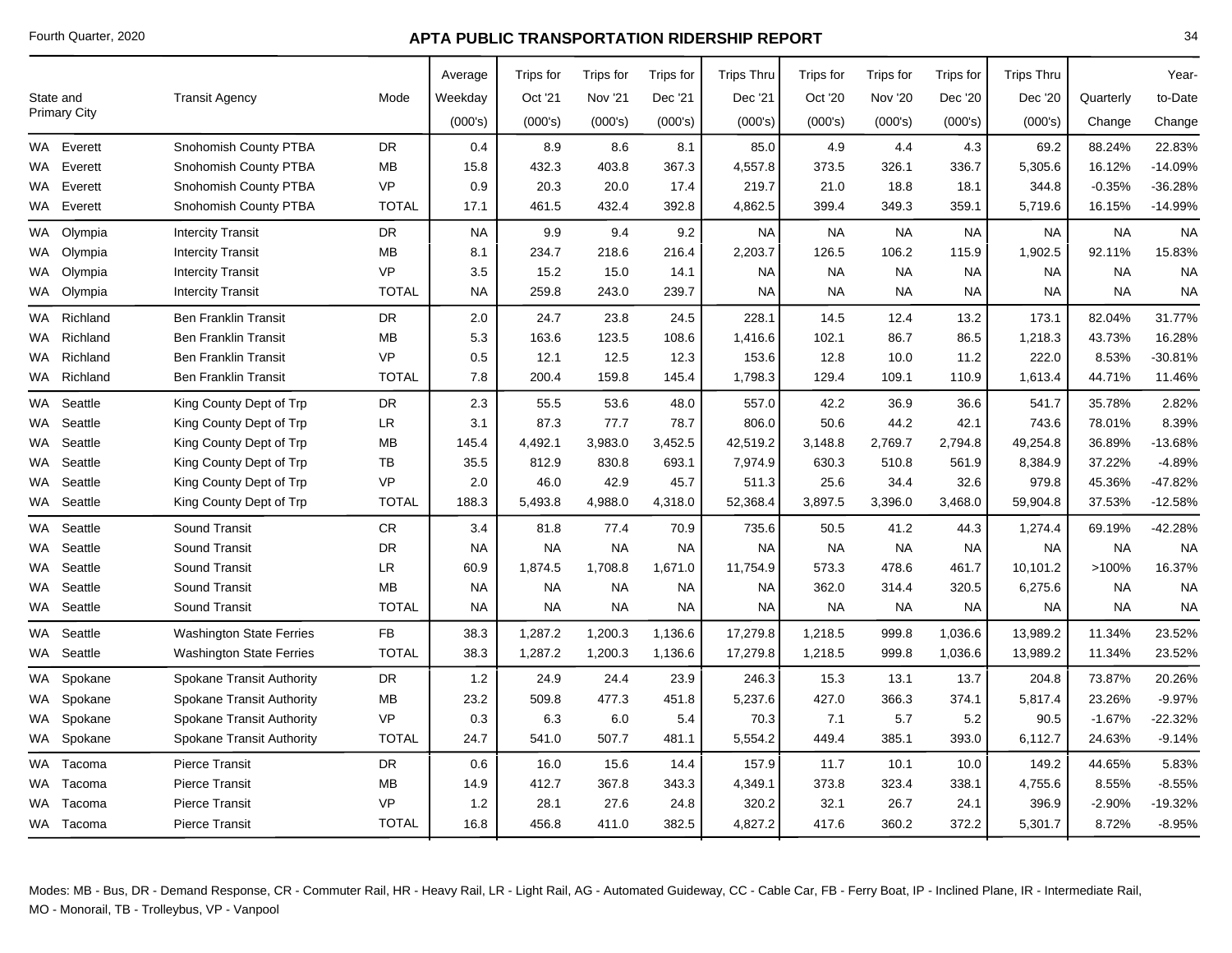# APTA PUBLIC TRANSPORTATION RIDERSHIP REPORT

Fourth Quarter, 2020

| State and Primary City | | Transit Agency | Mode | Average Weekday (000's) | Trips for Oct '21 (000's) | Trips for Nov '21 (000's) | Trips for Dec '21 (000's) | Trips Thru Dec '21 (000's) | Trips for Oct '20 (000's) | Trips for Nov '20 (000's) | Trips for Dec '20 (000's) | Trips Thru Dec '20 (000's) | Quarterly Change | Year-to-Date Change |
|---|---|---|---|---|---|---|---|---|---|---|---|---|---|---|
| WA | Everett | Snohomish County PTBA | DR | 0.4 | 8.9 | 8.6 | 8.1 | 85.0 | 4.9 | 4.4 | 4.3 | 69.2 | 88.24% | 22.83% |
| WA | Everett | Snohomish County PTBA | MB | 15.8 | 432.3 | 403.8 | 367.3 | 4,557.8 | 373.5 | 326.1 | 336.7 | 5,305.6 | 16.12% | -14.09% |
| WA | Everett | Snohomish County PTBA | VP | 0.9 | 20.3 | 20.0 | 17.4 | 219.7 | 21.0 | 18.8 | 18.1 | 344.8 | -0.35% | -36.28% |
| WA | Everett | Snohomish County PTBA | TOTAL | 17.1 | 461.5 | 432.4 | 392.8 | 4,862.5 | 399.4 | 349.3 | 359.1 | 5,719.6 | 16.15% | -14.99% |
| WA | Olympia | Intercity Transit | DR | NA | 9.9 | 9.4 | 9.2 | NA | NA | NA | NA | NA | NA | NA |
| WA | Olympia | Intercity Transit | MB | 8.1 | 234.7 | 218.6 | 216.4 | 2,203.7 | 126.5 | 106.2 | 115.9 | 1,902.5 | 92.11% | 15.83% |
| WA | Olympia | Intercity Transit | VP | 3.5 | 15.2 | 15.0 | 14.1 | NA | NA | NA | NA | NA | NA | NA |
| WA | Olympia | Intercity Transit | TOTAL | NA | 259.8 | 243.0 | 239.7 | NA | NA | NA | NA | NA | NA | NA |
| WA | Richland | Ben Franklin Transit | DR | 2.0 | 24.7 | 23.8 | 24.5 | 228.1 | 14.5 | 12.4 | 13.2 | 173.1 | 82.04% | 31.77% |
| WA | Richland | Ben Franklin Transit | MB | 5.3 | 163.6 | 123.5 | 108.6 | 1,416.6 | 102.1 | 86.7 | 86.5 | 1,218.3 | 43.73% | 16.28% |
| WA | Richland | Ben Franklin Transit | VP | 0.5 | 12.1 | 12.5 | 12.3 | 153.6 | 12.8 | 10.0 | 11.2 | 222.0 | 8.53% | -30.81% |
| WA | Richland | Ben Franklin Transit | TOTAL | 7.8 | 200.4 | 159.8 | 145.4 | 1,798.3 | 129.4 | 109.1 | 110.9 | 1,613.4 | 44.71% | 11.46% |
| WA | Seattle | King County Dept of Trp | DR | 2.3 | 55.5 | 53.6 | 48.0 | 557.0 | 42.2 | 36.9 | 36.6 | 541.7 | 35.78% | 2.82% |
| WA | Seattle | King County Dept of Trp | LR | 3.1 | 87.3 | 77.7 | 78.7 | 806.0 | 50.6 | 44.2 | 42.1 | 743.6 | 78.01% | 8.39% |
| WA | Seattle | King County Dept of Trp | MB | 145.4 | 4,492.1 | 3,983.0 | 3,452.5 | 42,519.2 | 3,148.8 | 2,769.7 | 2,794.8 | 49,254.8 | 36.89% | -13.68% |
| WA | Seattle | King County Dept of Trp | TB | 35.5 | 812.9 | 830.8 | 693.1 | 7,974.9 | 630.3 | 510.8 | 561.9 | 8,384.9 | 37.22% | -4.89% |
| WA | Seattle | King County Dept of Trp | VP | 2.0 | 46.0 | 42.9 | 45.7 | 511.3 | 25.6 | 34.4 | 32.6 | 979.8 | 45.36% | -47.82% |
| WA | Seattle | King County Dept of Trp | TOTAL | 188.3 | 5,493.8 | 4,988.0 | 4,318.0 | 52,368.4 | 3,897.5 | 3,396.0 | 3,468.0 | 59,904.8 | 37.53% | -12.58% |
| WA | Seattle | Sound Transit | CR | 3.4 | 81.8 | 77.4 | 70.9 | 735.6 | 50.5 | 41.2 | 44.3 | 1,274.4 | 69.19% | -42.28% |
| WA | Seattle | Sound Transit | DR | NA | NA | NA | NA | NA | NA | NA | NA | NA | NA | NA |
| WA | Seattle | Sound Transit | LR | 60.9 | 1,874.5 | 1,708.8 | 1,671.0 | 11,754.9 | 573.3 | 478.6 | 461.7 | 10,101.2 | >100% | 16.37% |
| WA | Seattle | Sound Transit | MB | NA | NA | NA | NA | NA | 362.0 | 314.4 | 320.5 | 6,275.6 | NA | NA |
| WA | Seattle | Sound Transit | TOTAL | NA | NA | NA | NA | NA | NA | NA | NA | NA | NA | NA |
| WA | Seattle | Washington State Ferries | FB | 38.3 | 1,287.2 | 1,200.3 | 1,136.6 | 17,279.8 | 1,218.5 | 999.8 | 1,036.6 | 13,989.2 | 11.34% | 23.52% |
| WA | Seattle | Washington State Ferries | TOTAL | 38.3 | 1,287.2 | 1,200.3 | 1,136.6 | 17,279.8 | 1,218.5 | 999.8 | 1,036.6 | 13,989.2 | 11.34% | 23.52% |
| WA | Spokane | Spokane Transit Authority | DR | 1.2 | 24.9 | 24.4 | 23.9 | 246.3 | 15.3 | 13.1 | 13.7 | 204.8 | 73.87% | 20.26% |
| WA | Spokane | Spokane Transit Authority | MB | 23.2 | 509.8 | 477.3 | 451.8 | 5,237.6 | 427.0 | 366.3 | 374.1 | 5,817.4 | 23.26% | -9.97% |
| WA | Spokane | Spokane Transit Authority | VP | 0.3 | 6.3 | 6.0 | 5.4 | 70.3 | 7.1 | 5.7 | 5.2 | 90.5 | -1.67% | -22.32% |
| WA | Spokane | Spokane Transit Authority | TOTAL | 24.7 | 541.0 | 507.7 | 481.1 | 5,554.2 | 449.4 | 385.1 | 393.0 | 6,112.7 | 24.63% | -9.14% |
| WA | Tacoma | Pierce Transit | DR | 0.6 | 16.0 | 15.6 | 14.4 | 157.9 | 11.7 | 10.1 | 10.0 | 149.2 | 44.65% | 5.83% |
| WA | Tacoma | Pierce Transit | MB | 14.9 | 412.7 | 367.8 | 343.3 | 4,349.1 | 373.8 | 323.4 | 338.1 | 4,755.6 | 8.55% | -8.55% |
| WA | Tacoma | Pierce Transit | VP | 1.2 | 28.1 | 27.6 | 24.8 | 320.2 | 32.1 | 26.7 | 24.1 | 396.9 | -2.90% | -19.32% |
| WA | Tacoma | Pierce Transit | TOTAL | 16.8 | 456.8 | 411.0 | 382.5 | 4,827.2 | 417.6 | 360.2 | 372.2 | 5,301.7 | 8.72% | -8.95% |

Modes: MB - Bus, DR - Demand Response, CR - Commuter Rail, HR - Heavy Rail, LR - Light Rail, AG - Automated Guideway, CC - Cable Car, FB - Ferry Boat, IP - Inclined Plane, IR - Intermediate Rail, MO - Monorail, TB - Trolleybus, VP - Vanpool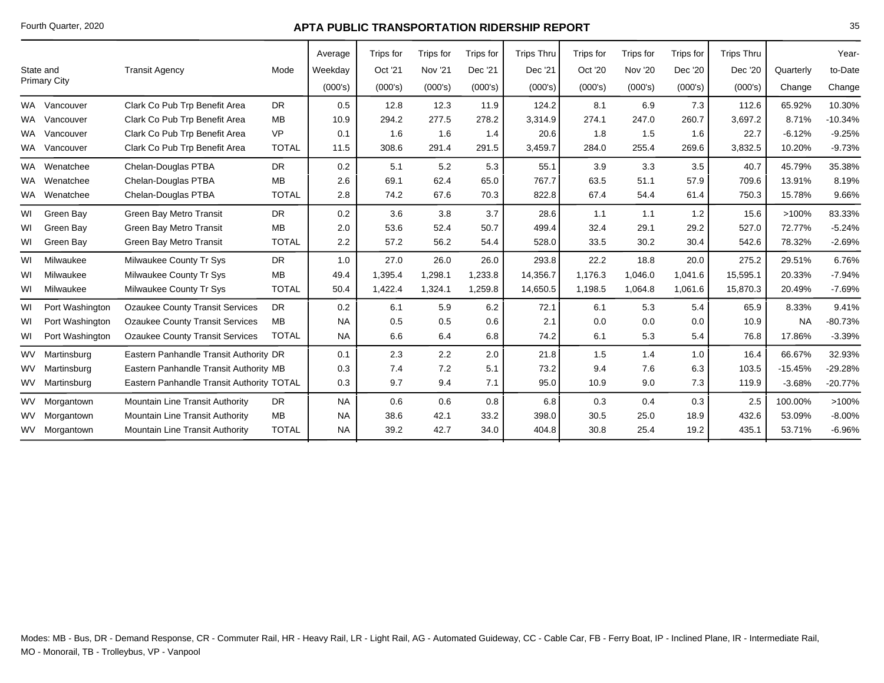# APTA PUBLIC TRANSPORTATION RIDERSHIP REPORT

Fourth Quarter, 2020

| State and Primary City | | Transit Agency | Mode | Average Weekday (000's) | Trips for Oct '21 (000's) | Trips for Nov '21 (000's) | Trips for Dec '21 (000's) | Trips Thru Dec '21 (000's) | Trips for Oct '20 (000's) | Trips for Nov '20 (000's) | Trips for Dec '20 (000's) | Trips Thru Dec '20 (000's) | Quarterly Change | Year-to-Date Change |
|---|---|---|---|---|---|---|---|---|---|---|---|---|---|---|
| WA | Vancouver | Clark Co Pub Trp Benefit Area | DR | 0.5 | 12.8 | 12.3 | 11.9 | 124.2 | 8.1 | 6.9 | 7.3 | 112.6 | 65.92% | 10.30% |
| WA | Vancouver | Clark Co Pub Trp Benefit Area | MB | 10.9 | 294.2 | 277.5 | 278.2 | 3,314.9 | 274.1 | 247.0 | 260.7 | 3,697.2 | 8.71% | -10.34% |
| WA | Vancouver | Clark Co Pub Trp Benefit Area | VP | 0.1 | 1.6 | 1.6 | 1.4 | 20.6 | 1.8 | 1.5 | 1.6 | 22.7 | -6.12% | -9.25% |
| WA | Vancouver | Clark Co Pub Trp Benefit Area | TOTAL | 11.5 | 308.6 | 291.4 | 291.5 | 3,459.7 | 284.0 | 255.4 | 269.6 | 3,832.5 | 10.20% | -9.73% |
| WA | Wenatchee | Chelan-Douglas PTBA | DR | 0.2 | 5.1 | 5.2 | 5.3 | 55.1 | 3.9 | 3.3 | 3.5 | 40.7 | 45.79% | 35.38% |
| WA | Wenatchee | Chelan-Douglas PTBA | MB | 2.6 | 69.1 | 62.4 | 65.0 | 767.7 | 63.5 | 51.1 | 57.9 | 709.6 | 13.91% | 8.19% |
| WA | Wenatchee | Chelan-Douglas PTBA | TOTAL | 2.8 | 74.2 | 67.6 | 70.3 | 822.8 | 67.4 | 54.4 | 61.4 | 750.3 | 15.78% | 9.66% |
| WI | Green Bay | Green Bay Metro Transit | DR | 0.2 | 3.6 | 3.8 | 3.7 | 28.6 | 1.1 | 1.1 | 1.2 | 15.6 | >100% | 83.33% |
| WI | Green Bay | Green Bay Metro Transit | MB | 2.0 | 53.6 | 52.4 | 50.7 | 499.4 | 32.4 | 29.1 | 29.2 | 527.0 | 72.77% | -5.24% |
| WI | Green Bay | Green Bay Metro Transit | TOTAL | 2.2 | 57.2 | 56.2 | 54.4 | 528.0 | 33.5 | 30.2 | 30.4 | 542.6 | 78.32% | -2.69% |
| WI | Milwaukee | Milwaukee County Tr Sys | DR | 1.0 | 27.0 | 26.0 | 26.0 | 293.8 | 22.2 | 18.8 | 20.0 | 275.2 | 29.51% | 6.76% |
| WI | Milwaukee | Milwaukee County Tr Sys | MB | 49.4 | 1,395.4 | 1,298.1 | 1,233.8 | 14,356.7 | 1,176.3 | 1,046.0 | 1,041.6 | 15,595.1 | 20.33% | -7.94% |
| WI | Milwaukee | Milwaukee County Tr Sys | TOTAL | 50.4 | 1,422.4 | 1,324.1 | 1,259.8 | 14,650.5 | 1,198.5 | 1,064.8 | 1,061.6 | 15,870.3 | 20.49% | -7.69% |
| WI | Port Washington | Ozaukee County Transit Services | DR | 0.2 | 6.1 | 5.9 | 6.2 | 72.1 | 6.1 | 5.3 | 5.4 | 65.9 | 8.33% | 9.41% |
| WI | Port Washington | Ozaukee County Transit Services | MB | NA | 0.5 | 0.5 | 0.6 | 2.1 | 0.0 | 0.0 | 0.0 | 10.9 | NA | -80.73% |
| WI | Port Washington | Ozaukee County Transit Services | TOTAL | NA | 6.6 | 6.4 | 6.8 | 74.2 | 6.1 | 5.3 | 5.4 | 76.8 | 17.86% | -3.39% |
| WV | Martinsburg | Eastern Panhandle Transit Authority | DR | 0.1 | 2.3 | 2.2 | 2.0 | 21.8 | 1.5 | 1.4 | 1.0 | 16.4 | 66.67% | 32.93% |
| WV | Martinsburg | Eastern Panhandle Transit Authority | MB | 0.3 | 7.4 | 7.2 | 5.1 | 73.2 | 9.4 | 7.6 | 6.3 | 103.5 | -15.45% | -29.28% |
| WV | Martinsburg | Eastern Panhandle Transit Authority | TOTAL | 0.3 | 9.7 | 9.4 | 7.1 | 95.0 | 10.9 | 9.0 | 7.3 | 119.9 | -3.68% | -20.77% |
| WV | Morgantown | Mountain Line Transit Authority | DR | NA | 0.6 | 0.6 | 0.8 | 6.8 | 0.3 | 0.4 | 0.3 | 2.5 | 100.00% | >100% |
| WV | Morgantown | Mountain Line Transit Authority | MB | NA | 38.6 | 42.1 | 33.2 | 398.0 | 30.5 | 25.0 | 18.9 | 432.6 | 53.09% | -8.00% |
| WV | Morgantown | Mountain Line Transit Authority | TOTAL | NA | 39.2 | 42.7 | 34.0 | 404.8 | 30.8 | 25.4 | 19.2 | 435.1 | 53.71% | -6.96% |

Modes: MB - Bus, DR - Demand Response, CR - Commuter Rail, HR - Heavy Rail, LR - Light Rail, AG - Automated Guideway, CC - Cable Car, FB - Ferry Boat, IP - Inclined Plane, IR - Intermediate Rail, MO - Monorail, TB - Trolleybus, VP - Vanpool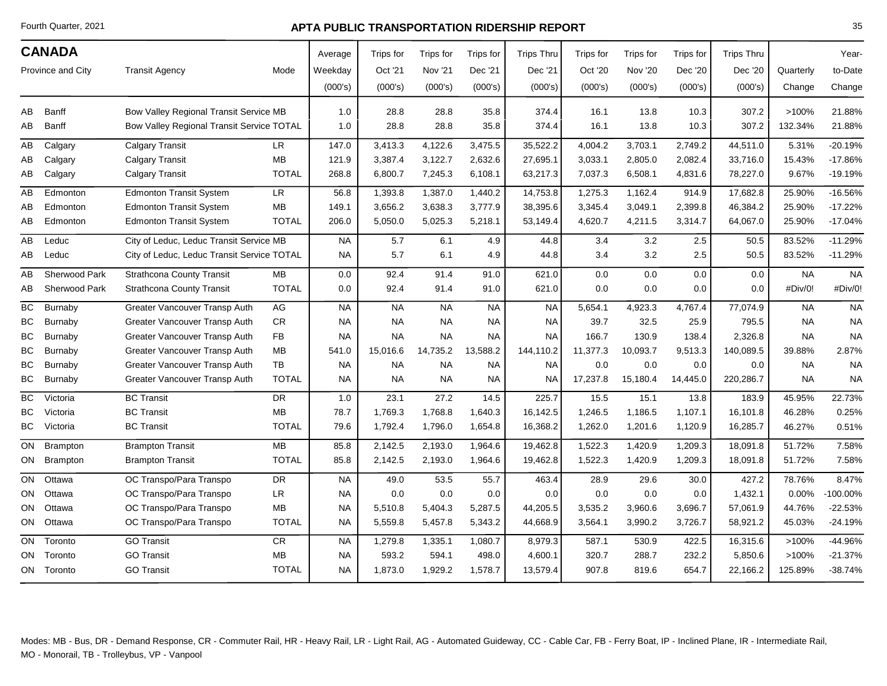## CANADA

| Province and City | | Transit Agency | Mode | Average Weekday (000's) | Trips for Oct '21 (000's) | Trips for Nov '21 (000's) | Trips for Dec '21 (000's) | Trips Thru Dec '21 (000's) | Trips for Oct '20 (000's) | Trips for Nov '20 (000's) | Trips for Dec '20 (000's) | Trips Thru Dec '20 (000's) | Quarterly Change | Year-to-Date Change |
|---|---|---|---|---|---|---|---|---|---|---|---|---|---|---|
| AB | Banff | Bow Valley Regional Transit Service | MB | 1.0 | 28.8 | 28.8 | 35.8 | 374.4 | 16.1 | 13.8 | 10.3 | 307.2 | >100% | 21.88% |
| AB | Banff | Bow Valley Regional Transit Service | TOTAL | 1.0 | 28.8 | 28.8 | 35.8 | 374.4 | 16.1 | 13.8 | 10.3 | 307.2 | 132.34% | 21.88% |
| AB | Calgary | Calgary Transit | LR | 147.0 | 3,413.3 | 4,122.6 | 3,475.5 | 35,522.2 | 4,004.2 | 3,703.1 | 2,749.2 | 44,511.0 | 5.31% | -20.19% |
| AB | Calgary | Calgary Transit | MB | 121.9 | 3,387.4 | 3,122.7 | 2,632.6 | 27,695.1 | 3,033.1 | 2,805.0 | 2,082.4 | 33,716.0 | 15.43% | -17.86% |
| AB | Calgary | Calgary Transit | TOTAL | 268.8 | 6,800.7 | 7,245.3 | 6,108.1 | 63,217.3 | 7,037.3 | 6,508.1 | 4,831.6 | 78,227.0 | 9.67% | -19.19% |
| AB | Edmonton | Edmonton Transit System | LR | 56.8 | 1,393.8 | 1,387.0 | 1,440.2 | 14,753.8 | 1,275.3 | 1,162.4 | 914.9 | 17,682.8 | 25.90% | -16.56% |
| AB | Edmonton | Edmonton Transit System | MB | 149.1 | 3,656.2 | 3,638.3 | 3,777.9 | 38,395.6 | 3,345.4 | 3,049.1 | 2,399.8 | 46,384.2 | 25.90% | -17.22% |
| AB | Edmonton | Edmonton Transit System | TOTAL | 206.0 | 5,050.0 | 5,025.3 | 5,218.1 | 53,149.4 | 4,620.7 | 4,211.5 | 3,314.7 | 64,067.0 | 25.90% | -17.04% |
| AB | Leduc | City of Leduc, Leduc Transit Service | MB | NA | 5.7 | 6.1 | 4.9 | 44.8 | 3.4 | 3.2 | 2.5 | 50.5 | 83.52% | -11.29% |
| AB | Leduc | City of Leduc, Leduc Transit Service | TOTAL | NA | 5.7 | 6.1 | 4.9 | 44.8 | 3.4 | 3.2 | 2.5 | 50.5 | 83.52% | -11.29% |
| AB | Sherwood Park | Strathcona County Transit | MB | 0.0 | 92.4 | 91.4 | 91.0 | 621.0 | 0.0 | 0.0 | 0.0 | 0.0 | NA | NA |
| AB | Sherwood Park | Strathcona County Transit | TOTAL | 0.0 | 92.4 | 91.4 | 91.0 | 621.0 | 0.0 | 0.0 | 0.0 | 0.0 | #Div/0! | #Div/0! |
| BC | Burnaby | Greater Vancouver Transp Auth | AG | NA | NA | NA | NA | NA | 5,654.1 | 4,923.3 | 4,767.4 | 77,074.9 | NA | NA |
| BC | Burnaby | Greater Vancouver Transp Auth | CR | NA | NA | NA | NA | NA | 39.7 | 32.5 | 25.9 | 795.5 | NA | NA |
| BC | Burnaby | Greater Vancouver Transp Auth | FB | NA | NA | NA | NA | NA | 166.7 | 130.9 | 138.4 | 2,326.8 | NA | NA |
| BC | Burnaby | Greater Vancouver Transp Auth | MB | 541.0 | 15,016.6 | 14,735.2 | 13,588.2 | 144,110.2 | 11,377.3 | 10,093.7 | 9,513.3 | 140,089.5 | 39.88% | 2.87% |
| BC | Burnaby | Greater Vancouver Transp Auth | TB | NA | NA | NA | NA | NA | 0.0 | 0.0 | 0.0 | 0.0 | NA | NA |
| BC | Burnaby | Greater Vancouver Transp Auth | TOTAL | NA | NA | NA | NA | NA | 17,237.8 | 15,180.4 | 14,445.0 | 220,286.7 | NA | NA |
| BC | Victoria | BC Transit | DR | 1.0 | 23.1 | 27.2 | 14.5 | 225.7 | 15.5 | 15.1 | 13.8 | 183.9 | 45.95% | 22.73% |
| BC | Victoria | BC Transit | MB | 78.7 | 1,769.3 | 1,768.8 | 1,640.3 | 16,142.5 | 1,246.5 | 1,186.5 | 1,107.1 | 16,101.8 | 46.28% | 0.25% |
| BC | Victoria | BC Transit | TOTAL | 79.6 | 1,792.4 | 1,796.0 | 1,654.8 | 16,368.2 | 1,262.0 | 1,201.6 | 1,120.9 | 16,285.7 | 46.27% | 0.51% |
| ON | Brampton | Brampton Transit | MB | 85.8 | 2,142.5 | 2,193.0 | 1,964.6 | 19,462.8 | 1,522.3 | 1,420.9 | 1,209.3 | 18,091.8 | 51.72% | 7.58% |
| ON | Brampton | Brampton Transit | TOTAL | 85.8 | 2,142.5 | 2,193.0 | 1,964.6 | 19,462.8 | 1,522.3 | 1,420.9 | 1,209.3 | 18,091.8 | 51.72% | 7.58% |
| ON | Ottawa | OC Transpo/Para Transpo | DR | NA | 49.0 | 53.5 | 55.7 | 463.4 | 28.9 | 29.6 | 30.0 | 427.2 | 78.76% | 8.47% |
| ON | Ottawa | OC Transpo/Para Transpo | LR | NA | 0.0 | 0.0 | 0.0 | 0.0 | 0.0 | 0.0 | 0.0 | 1,432.1 | 0.00% | -100.00% |
| ON | Ottawa | OC Transpo/Para Transpo | MB | NA | 5,510.8 | 5,404.3 | 5,287.5 | 44,205.5 | 3,535.2 | 3,960.6 | 3,696.7 | 57,061.9 | 44.76% | -22.53% |
| ON | Ottawa | OC Transpo/Para Transpo | TOTAL | NA | 5,559.8 | 5,457.8 | 5,343.2 | 44,668.9 | 3,564.1 | 3,990.2 | 3,726.7 | 58,921.2 | 45.03% | -24.19% |
| ON | Toronto | GO Transit | CR | NA | 1,279.8 | 1,335.1 | 1,080.7 | 8,979.3 | 587.1 | 530.9 | 422.5 | 16,315.6 | >100% | -44.96% |
| ON | Toronto | GO Transit | MB | NA | 593.2 | 594.1 | 498.0 | 4,600.1 | 320.7 | 288.7 | 232.2 | 5,850.6 | >100% | -21.37% |
| ON | Toronto | GO Transit | TOTAL | NA | 1,873.0 | 1,929.2 | 1,578.7 | 13,579.4 | 907.8 | 819.6 | 654.7 | 22,166.2 | 125.89% | -38.74% |

Modes: MB - Bus, DR - Demand Response, CR - Commuter Rail, HR - Heavy Rail, LR - Light Rail, AG - Automated Guideway, CC - Cable Car, FB - Ferry Boat, IP - Inclined Plane, IR - Intermediate Rail, MO - Monorail, TB - Trolleybus, VP - Vanpool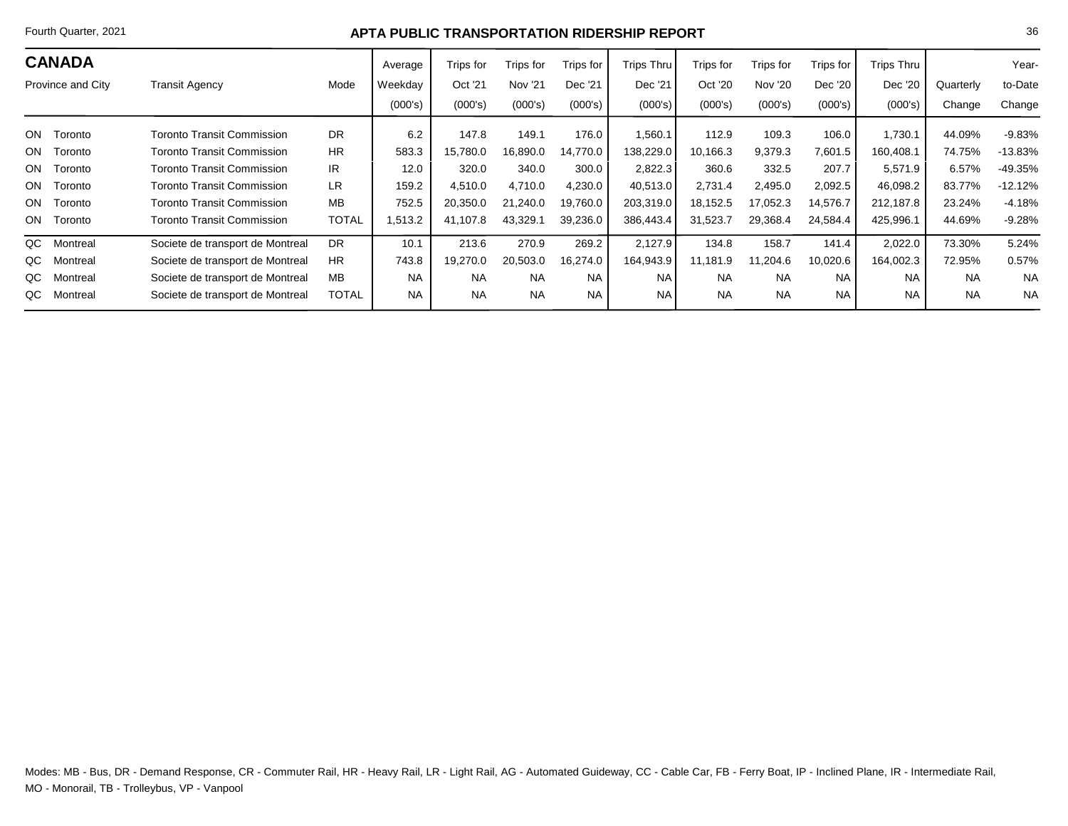## CANADA

| Province and City | | Transit Agency | Mode | Average Weekday (000's) | Trips for Oct '21 (000's) | Trips for Nov '21 (000's) | Trips for Dec '21 (000's) | Trips Thru Dec '21 (000's) | Trips for Oct '20 (000's) | Trips for Nov '20 (000's) | Trips for Dec '20 (000's) | Trips Thru Dec '20 (000's) | Quarterly Change | Year-to-Date Change |
|---|---|---|---|---|---|---|---|---|---|---|---|---|---|---|
| ON | Toronto | Toronto Transit Commission | DR | 6.2 | 147.8 | 149.1 | 176.0 | 1,560.1 | 112.9 | 109.3 | 106.0 | 1,730.1 | 44.09% | -9.83% |
| ON | Toronto | Toronto Transit Commission | HR | 583.3 | 15,780.0 | 16,890.0 | 14,770.0 | 138,229.0 | 10,166.3 | 9,379.3 | 7,601.5 | 160,408.1 | 74.75% | -13.83% |
| ON | Toronto | Toronto Transit Commission | IR | 12.0 | 320.0 | 340.0 | 300.0 | 2,822.3 | 360.6 | 332.5 | 207.7 | 5,571.9 | 6.57% | -49.35% |
| ON | Toronto | Toronto Transit Commission | LR | 159.2 | 4,510.0 | 4,710.0 | 4,230.0 | 40,513.0 | 2,731.4 | 2,495.0 | 2,092.5 | 46,098.2 | 83.77% | -12.12% |
| ON | Toronto | Toronto Transit Commission | MB | 752.5 | 20,350.0 | 21,240.0 | 19,760.0 | 203,319.0 | 18,152.5 | 17,052.3 | 14,576.7 | 212,187.8 | 23.24% | -4.18% |
| ON | Toronto | Toronto Transit Commission | TOTAL | 1,513.2 | 41,107.8 | 43,329.1 | 39,236.0 | 386,443.4 | 31,523.7 | 29,368.4 | 24,584.4 | 425,996.1 | 44.69% | -9.28% |
| QC | Montreal | Societe de transport de Montreal | DR | 10.1 | 213.6 | 270.9 | 269.2 | 2,127.9 | 134.8 | 158.7 | 141.4 | 2,022.0 | 73.30% | 5.24% |
| QC | Montreal | Societe de transport de Montreal | HR | 743.8 | 19,270.0 | 20,503.0 | 16,274.0 | 164,943.9 | 11,181.9 | 11,204.6 | 10,020.6 | 164,002.3 | 72.95% | 0.57% |
| QC | Montreal | Societe de transport de Montreal | MB | NA | NA | NA | NA | NA | NA | NA | NA | NA | NA | NA |
| QC | Montreal | Societe de transport de Montreal | TOTAL | NA | NA | NA | NA | NA | NA | NA | NA | NA | NA | NA |

Modes: MB - Bus, DR - Demand Response, CR - Commuter Rail, HR - Heavy Rail, LR - Light Rail, AG - Automated Guideway, CC - Cable Car, FB - Ferry Boat, IP - Inclined Plane, IR - Intermediate Rail, MO - Monorail, TB - Trolleybus, VP - Vanpool